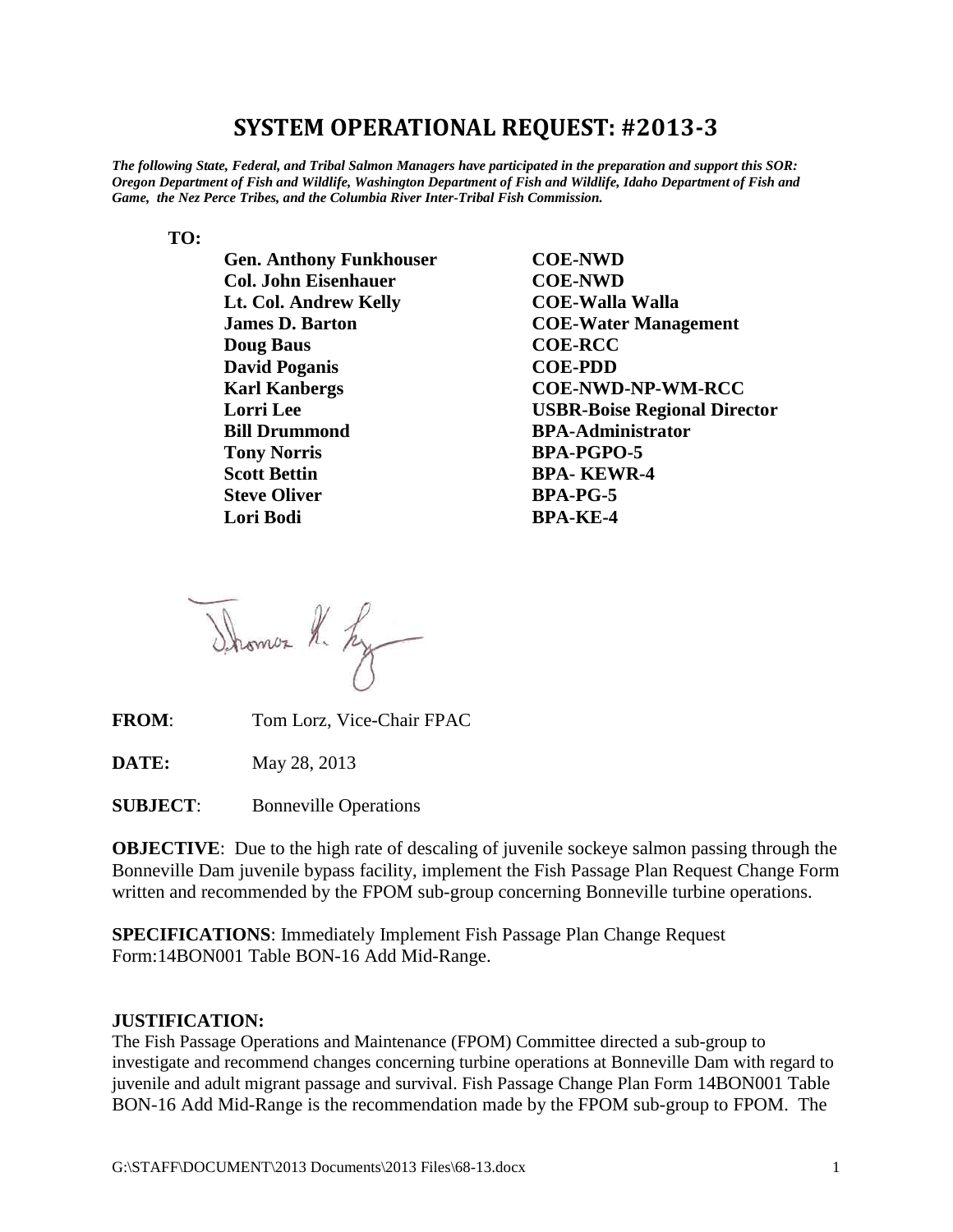# SYSTEM OPERATIONAL REQUEST: #2013-3

***The following State, Federal, and Tribal Salmon Managers have participated in the preparation and support this SOR: Oregon Department of Fish and Wildlife, Washington Department of Fish and Wildlife, Idaho Department of Fish and Game, the Nez Perce Tribes, and the Columbia River Inter-Tribal Fish Commission.***

**TO:**

| | |
|---|---|
| **Gen. Anthony Funkhouser** | **COE-NWD** |
| **Col. John Eisenhauer** | **COE-NWD** |
| **Lt. Col. Andrew Kelly** | **COE-Walla Walla** |
| **James D. Barton** | **COE-Water Management** |
| **Doug Baus** | **COE-RCC** |
| **David Poganis** | **COE-PDD** |
| **Karl Kanbergs** | **COE-NWD-NP-WM-RCC** |
| **Lorri Lee** | **USBR-Boise Regional Director** |
| **Bill Drummond** | **BPA-Administrator** |
| **Tony Norris** | **BPA-PGPO-5** |
| **Scott Bettin** | **BPA- KEWR-4** |
| **Steve Oliver** | **BPA-PG-5** |
| **Lori Bodi** | **BPA-KE-4** |

**FROM**: Tom Lorz, Vice-Chair FPAC

**DATE:** May 28, 2013

**SUBJECT**: Bonneville Operations

**OBJECTIVE**: Due to the high rate of descaling of juvenile sockeye salmon passing through the Bonneville Dam juvenile bypass facility, implement the Fish Passage Plan Request Change Form written and recommended by the FPOM sub-group concerning Bonneville turbine operations.

**SPECIFICATIONS**: Immediately Implement Fish Passage Plan Change Request Form:14BON001 Table BON-16 Add Mid-Range.

**JUSTIFICATION:**

The Fish Passage Operations and Maintenance (FPOM) Committee directed a sub-group to investigate and recommend changes concerning turbine operations at Bonneville Dam with regard to juvenile and adult migrant passage and survival. Fish Passage Change Plan Form 14BON001 Table BON-16 Add Mid-Range is the recommendation made by the FPOM sub-group to FPOM. The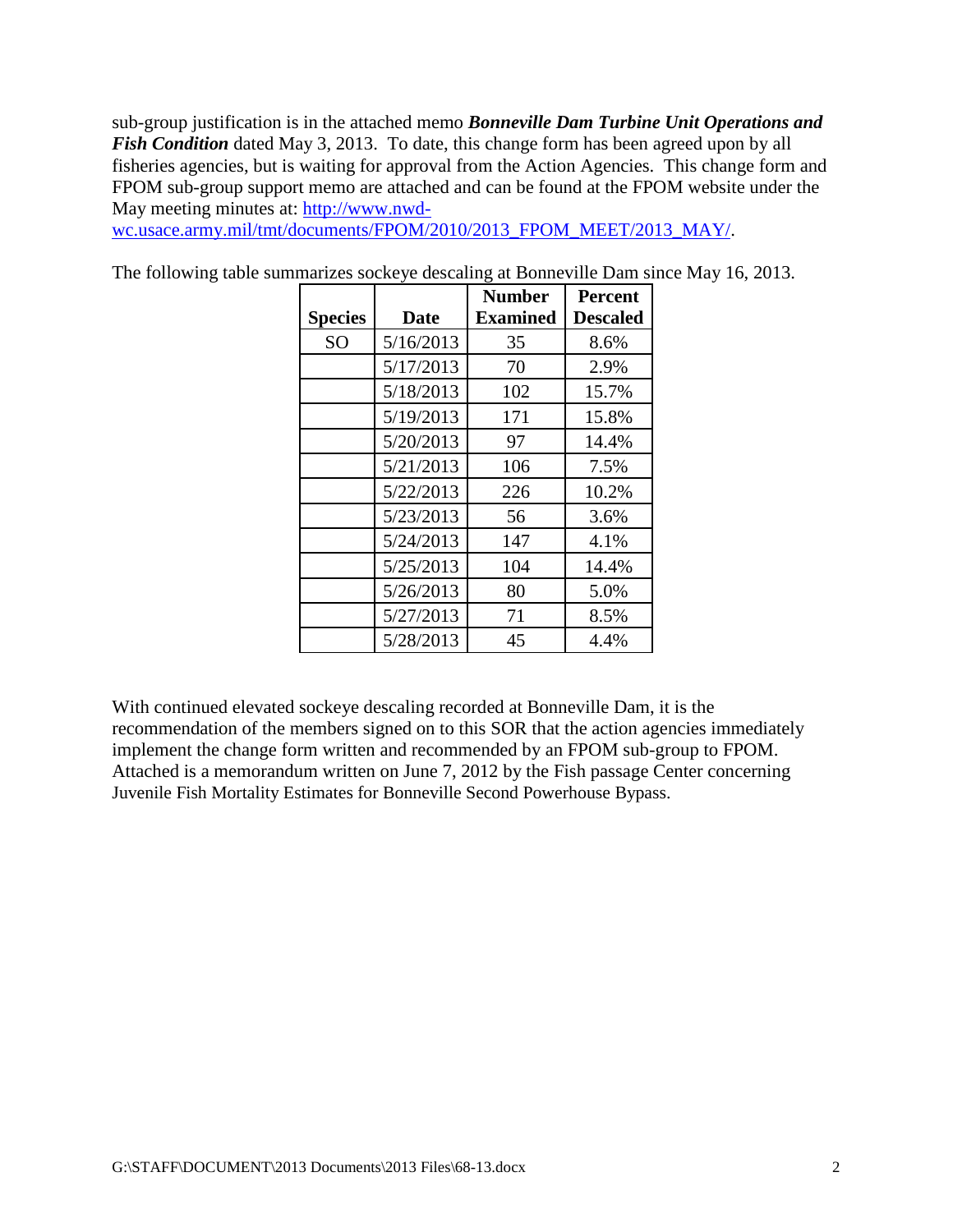sub-group justification is in the attached memo ***Bonneville Dam Turbine Unit Operations and Fish Condition*** dated May 3, 2013. To date, this change form has been agreed upon by all fisheries agencies, but is waiting for approval from the Action Agencies. This change form and FPOM sub-group support memo are attached and can be found at the FPOM website under the May meeting minutes at: [http://www.nwd-wc.usace.army.mil/tmt/documents/FPOM/2010/2013_FPOM_MEET/2013_MAY/](http://www.nwd-wc.usace.army.mil/tmt/documents/FPOM/2010/2013_FPOM_MEET/2013_MAY/).

The following table summarizes sockeye descaling at Bonneville Dam since May 16, 2013.

| Species | Date | Number Examined | Percent Descaled |
|---|---|---|---|
| SO | 5/16/2013 | 35 | 8.6% |
| | 5/17/2013 | 70 | 2.9% |
| | 5/18/2013 | 102 | 15.7% |
| | 5/19/2013 | 171 | 15.8% |
| | 5/20/2013 | 97 | 14.4% |
| | 5/21/2013 | 106 | 7.5% |
| | 5/22/2013 | 226 | 10.2% |
| | 5/23/2013 | 56 | 3.6% |
| | 5/24/2013 | 147 | 4.1% |
| | 5/25/2013 | 104 | 14.4% |
| | 5/26/2013 | 80 | 5.0% |
| | 5/27/2013 | 71 | 8.5% |
| | 5/28/2013 | 45 | 4.4% |

With continued elevated sockeye descaling recorded at Bonneville Dam, it is the recommendation of the members signed on to this SOR that the action agencies immediately implement the change form written and recommended by an FPOM sub-group to FPOM. Attached is a memorandum written on June 7, 2012 by the Fish passage Center concerning Juvenile Fish Mortality Estimates for Bonneville Second Powerhouse Bypass.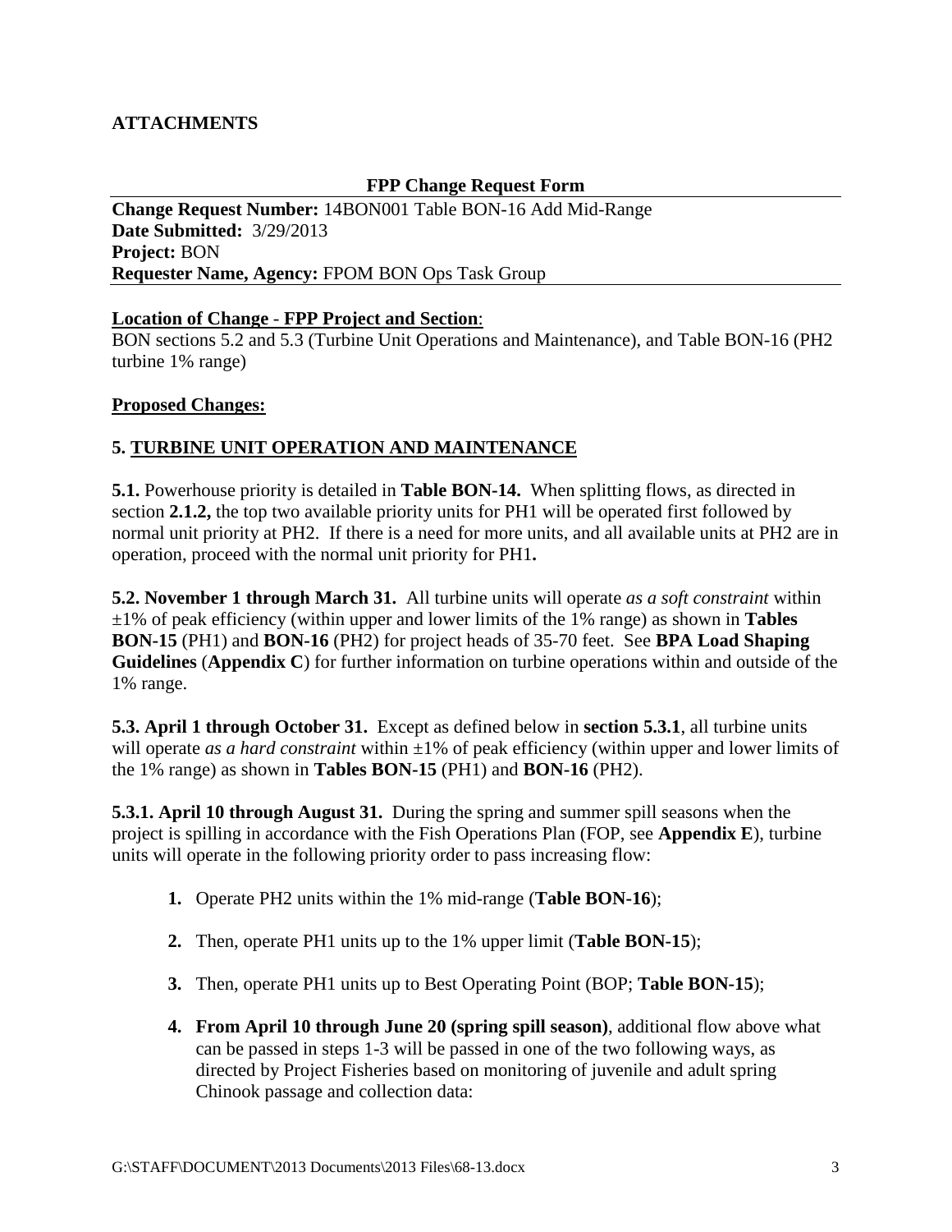**ATTACHMENTS**

**FPP Change Request Form**

**Change Request Number:** 14BON001 Table BON-16 Add Mid-Range
**Date Submitted:** 3/29/2013
**Project:** BON
**Requester Name, Agency:** FPOM BON Ops Task Group

**Location of Change - FPP Project and Section**:
BON sections 5.2 and 5.3 (Turbine Unit Operations and Maintenance), and Table BON-16 (PH2 turbine 1% range)

**Proposed Changes:**

**5. TURBINE UNIT OPERATION AND MAINTENANCE**

**5.1.** Powerhouse priority is detailed in **Table BON-14.** When splitting flows, as directed in section **2.1.2,** the top two available priority units for PH1 will be operated first followed by normal unit priority at PH2. If there is a need for more units, and all available units at PH2 are in operation, proceed with the normal unit priority for PH1**.**

**5.2. November 1 through March 31.** All turbine units will operate *as a soft constraint* within ±1% of peak efficiency (within upper and lower limits of the 1% range) as shown in **Tables BON-15** (PH1) and **BON-16** (PH2) for project heads of 35-70 feet. See **BPA Load Shaping Guidelines** (**Appendix C**) for further information on turbine operations within and outside of the 1% range.

**5.3. April 1 through October 31.** Except as defined below in **section 5.3.1**, all turbine units will operate *as a hard constraint* within ±1% of peak efficiency (within upper and lower limits of the 1% range) as shown in **Tables BON-15** (PH1) and **BON-16** (PH2).

**5.3.1. April 10 through August 31.** During the spring and summer spill seasons when the project is spilling in accordance with the Fish Operations Plan (FOP, see **Appendix E**), turbine units will operate in the following priority order to pass increasing flow:

1. Operate PH2 units within the 1% mid-range (**Table BON-16**);
2. Then, operate PH1 units up to the 1% upper limit (**Table BON-15**);
3. Then, operate PH1 units up to Best Operating Point (BOP; **Table BON-15**);
4. **From April 10 through June 20 (spring spill season)**, additional flow above what can be passed in steps 1-3 will be passed in one of the two following ways, as directed by Project Fisheries based on monitoring of juvenile and adult spring Chinook passage and collection data: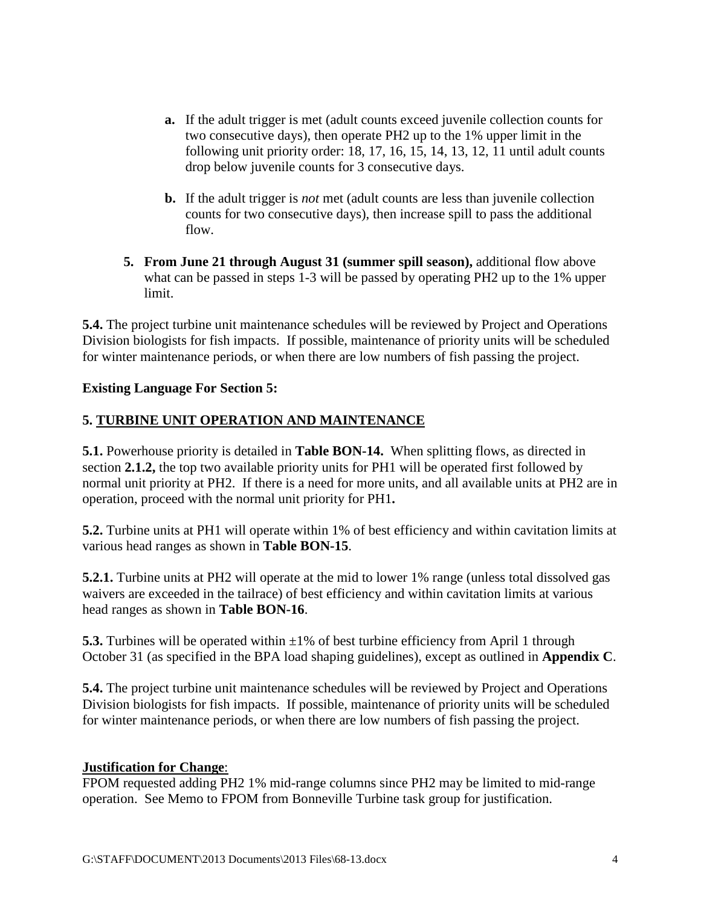- **a.** If the adult trigger is met (adult counts exceed juvenile collection counts for two consecutive days), then operate PH2 up to the 1% upper limit in the following unit priority order: 18, 17, 16, 15, 14, 13, 12, 11 until adult counts drop below juvenile counts for 3 consecutive days.

- **b.** If the adult trigger is *not* met (adult counts are less than juvenile collection counts for two consecutive days), then increase spill to pass the additional flow.

5. **From June 21 through August 31 (summer spill season),** additional flow above what can be passed in steps 1-3 will be passed by operating PH2 up to the 1% upper limit.

**5.4.** The project turbine unit maintenance schedules will be reviewed by Project and Operations Division biologists for fish impacts. If possible, maintenance of priority units will be scheduled for winter maintenance periods, or when there are low numbers of fish passing the project.

**Existing Language For Section 5:**

**5. <u>TURBINE UNIT OPERATION AND MAINTENANCE</u>**

**5.1.** Powerhouse priority is detailed in **Table BON-14.** When splitting flows, as directed in section **2.1.2,** the top two available priority units for PH1 will be operated first followed by normal unit priority at PH2. If there is a need for more units, and all available units at PH2 are in operation, proceed with the normal unit priority for PH1**.**

**5.2.** Turbine units at PH1 will operate within 1% of best efficiency and within cavitation limits at various head ranges as shown in **Table BON-15**.

**5.2.1.** Turbine units at PH2 will operate at the mid to lower 1% range (unless total dissolved gas waivers are exceeded in the tailrace) of best efficiency and within cavitation limits at various head ranges as shown in **Table BON-16**.

**5.3.** Turbines will be operated within ±1% of best turbine efficiency from April 1 through October 31 (as specified in the BPA load shaping guidelines), except as outlined in **Appendix C**.

**5.4.** The project turbine unit maintenance schedules will be reviewed by Project and Operations Division biologists for fish impacts. If possible, maintenance of priority units will be scheduled for winter maintenance periods, or when there are low numbers of fish passing the project.

**<u>Justification for Change</u>**:
FPOM requested adding PH2 1% mid-range columns since PH2 may be limited to mid-range operation. See Memo to FPOM from Bonneville Turbine task group for justification.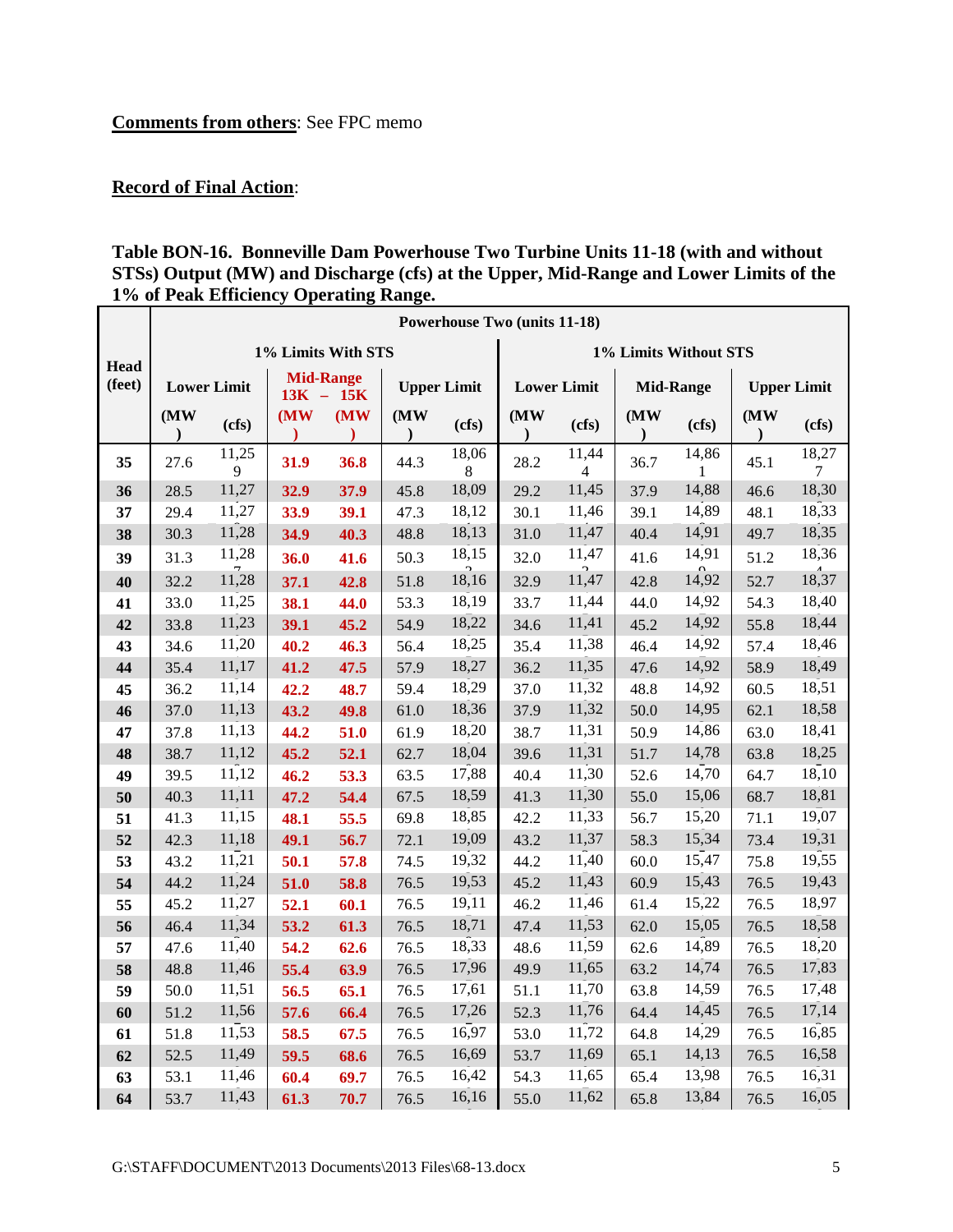**Comments from others**: See FPC memo

**Record of Final Action**:

**Table BON-16. Bonneville Dam Powerhouse Two Turbine Units 11-18 (with and without STSs) Output (MW) and Discharge (cfs) at the Upper, Mid-Range and Lower Limits of the 1% of Peak Efficiency Operating Range.**

| Head (feet) | Powerhouse Two (units 11-18) | | | | | | | | | | | |
|---|---|---|---|---|---|---|---|---|---|---|---|---|
| | 1% Limits With STS | | | | | | 1% Limits Without STS | | | | | |
| | Lower Limit | | Mid-Range 13K – 15K | | Upper Limit | | Lower Limit | | Mid-Range | | Upper Limit | |
| | (MW) | (cfs) | (MW) | (MW) | (MW) | (cfs) | (MW) | (cfs) | (MW) | (cfs) | (MW) | (cfs) |
| **35** | 27.6 | 11,259 | **31.9** | **36.8** | 44.3 | 18,068 | 28.2 | 11,444 | 36.7 | 14,861 | 45.1 | 18,277 |
| **36** | 28.5 | 11,27 | **32.9** | **37.9** | 45.8 | 18,09 | 29.2 | 11,45 | 37.9 | 14,88 | 46.6 | 18,30 |
| **37** | 29.4 | 11,27 | **33.9** | **39.1** | 47.3 | 18,12 | 30.1 | 11,46 | 39.1 | 14,89 | 48.1 | 18,33 |
| **38** | 30.3 | 11,28 | **34.9** | **40.3** | 48.8 | 18,13 | 31.0 | 11,47 | 40.4 | 14,91 | 49.7 | 18,35 |
| **39** | 31.3 | 11,287 | **36.0** | **41.6** | 50.3 | 18,152 | 32.0 | 11,472 | 41.6 | 14,910 | 51.2 | 18,364 |
| **40** | 32.2 | 11,28 | **37.1** | **42.8** | 51.8 | 18,16 | 32.9 | 11,47 | 42.8 | 14,92 | 52.7 | 18,37 |
| **41** | 33.0 | 11,25 | **38.1** | **44.0** | 53.3 | 18,19 | 33.7 | 11,44 | 44.0 | 14,92 | 54.3 | 18,40 |
| **42** | 33.8 | 11,23 | **39.1** | **45.2** | 54.9 | 18,22 | 34.6 | 11,41 | 45.2 | 14,92 | 55.8 | 18,44 |
| **43** | 34.6 | 11,20 | **40.2** | **46.3** | 56.4 | 18,25 | 35.4 | 11,38 | 46.4 | 14,92 | 57.4 | 18,46 |
| **44** | 35.4 | 11,17 | **41.2** | **47.5** | 57.9 | 18,27 | 36.2 | 11,35 | 47.6 | 14,92 | 58.9 | 18,49 |
| **45** | 36.2 | 11,14 | **42.2** | **48.7** | 59.4 | 18,29 | 37.0 | 11,32 | 48.8 | 14,92 | 60.5 | 18,51 |
| **46** | 37.0 | 11,13 | **43.2** | **49.8** | 61.0 | 18,36 | 37.9 | 11,32 | 50.0 | 14,95 | 62.1 | 18,58 |
| **47** | 37.8 | 11,13 | **44.2** | **51.0** | 61.9 | 18,20 | 38.7 | 11,31 | 50.9 | 14,86 | 63.0 | 18,41 |
| **48** | 38.7 | 11,12 | **45.2** | **52.1** | 62.7 | 18,04 | 39.6 | 11,31 | 51.7 | 14,78 | 63.8 | 18,25 |
| **49** | 39.5 | 11,12 | **46.2** | **53.3** | 63.5 | 17,88 | 40.4 | 11,30 | 52.6 | 14,70 | 64.7 | 18,10 |
| **50** | 40.3 | 11,11 | **47.2** | **54.4** | 67.5 | 18,59 | 41.3 | 11,30 | 55.0 | 15,06 | 68.7 | 18,81 |
| **51** | 41.3 | 11,15 | **48.1** | **55.5** | 69.8 | 18,85 | 42.2 | 11,33 | 56.7 | 15,20 | 71.1 | 19,07 |
| **52** | 42.3 | 11,18 | **49.1** | **56.7** | 72.1 | 19,09 | 43.2 | 11,37 | 58.3 | 15,34 | 73.4 | 19,31 |
| **53** | 43.2 | 11,21 | **50.1** | **57.8** | 74.5 | 19,32 | 44.2 | 11,40 | 60.0 | 15,47 | 75.8 | 19,55 |
| **54** | 44.2 | 11,24 | **51.0** | **58.8** | 76.5 | 19,53 | 45.2 | 11,43 | 60.9 | 15,43 | 76.5 | 19,43 |
| **55** | 45.2 | 11,27 | **52.1** | **60.1** | 76.5 | 19,11 | 46.2 | 11,46 | 61.4 | 15,22 | 76.5 | 18,97 |
| **56** | 46.4 | 11,34 | **53.2** | **61.3** | 76.5 | 18,71 | 47.4 | 11,53 | 62.0 | 15,05 | 76.5 | 18,58 |
| **57** | 47.6 | 11,40 | **54.2** | **62.6** | 76.5 | 18,33 | 48.6 | 11,59 | 62.6 | 14,89 | 76.5 | 18,20 |
| **58** | 48.8 | 11,46 | **55.4** | **63.9** | 76.5 | 17,96 | 49.9 | 11,65 | 63.2 | 14,74 | 76.5 | 17,83 |
| **59** | 50.0 | 11,51 | **56.5** | **65.1** | 76.5 | 17,61 | 51.1 | 11,70 | 63.8 | 14,59 | 76.5 | 17,48 |
| **60** | 51.2 | 11,56 | **57.6** | **66.4** | 76.5 | 17,26 | 52.3 | 11,76 | 64.4 | 14,45 | 76.5 | 17,14 |
| **61** | 51.8 | 11,53 | **58.5** | **67.5** | 76.5 | 16,97 | 53.0 | 11,72 | 64.8 | 14,29 | 76.5 | 16,85 |
| **62** | 52.5 | 11,49 | **59.5** | **68.6** | 76.5 | 16,69 | 53.7 | 11,69 | 65.1 | 14,13 | 76.5 | 16,58 |
| **63** | 53.1 | 11,46 | **60.4** | **69.7** | 76.5 | 16,42 | 54.3 | 11,65 | 65.4 | 13,98 | 76.5 | 16,31 |
| **64** | 53.7 | 11,43 | **61.3** | **70.7** | 76.5 | 16,16 | 55.0 | 11,62 | 65.8 | 13,84 | 76.5 | 16,05 |

G:\STAFF\DOCUMENT\2013 Documents\2013 Files\68-13.docx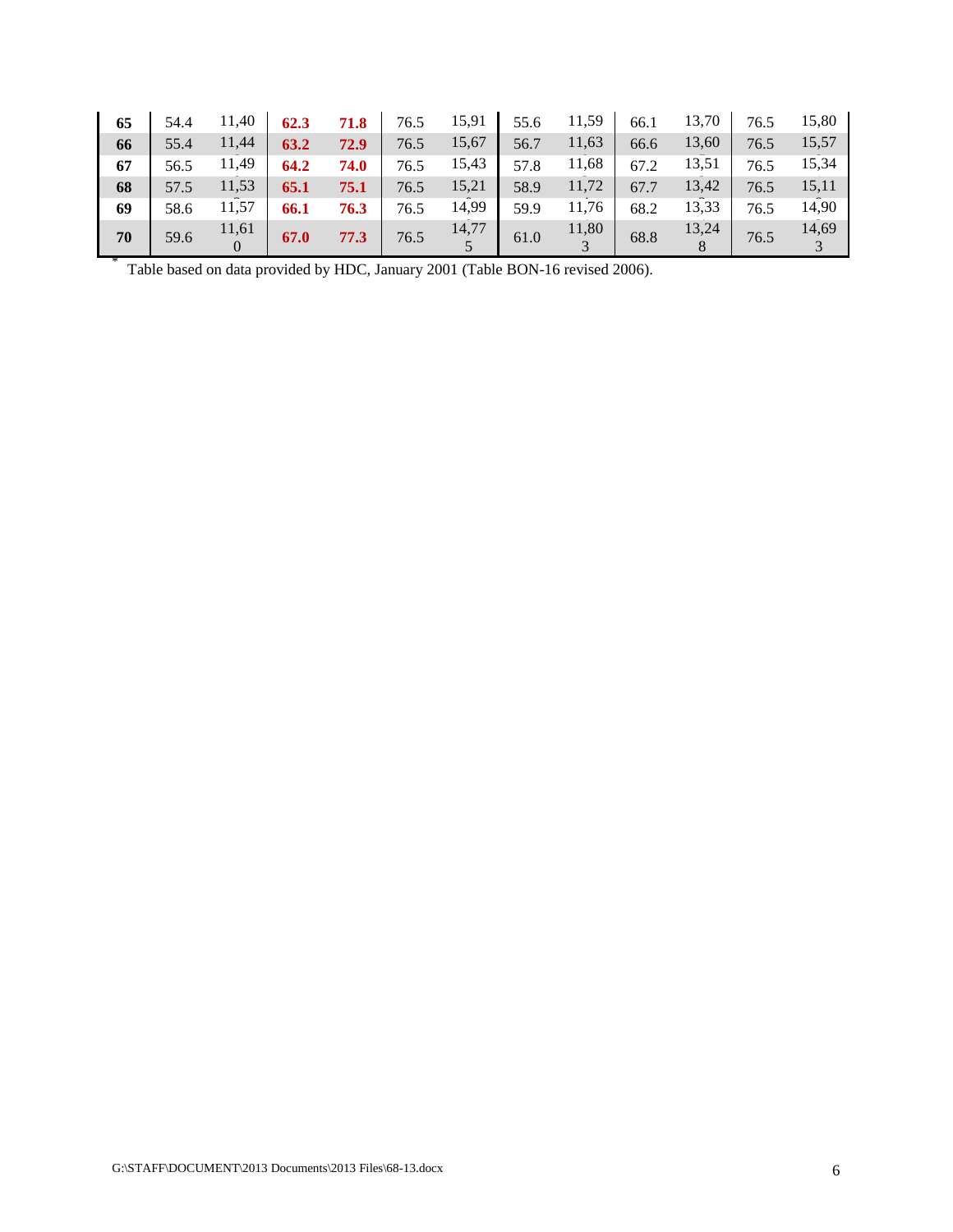| 65 | 54.4 | 11,40 | 62.3 | 71.8 | 76.5 | 15,91 | 55.6 | 11,59 | 66.1 | 13,70 | 76.5 | 15,80 |
|---|---|---|---|---|---|---|---|---|---|---|---|---|
| 66 | 55.4 | 11,44 | 63.2 | 72.9 | 76.5 | 15,67 | 56.7 | 11,63 | 66.6 | 13,60 | 76.5 | 15,57 |
| 67 | 56.5 | 11,49 | 64.2 | 74.0 | 76.5 | 15,43 | 57.8 | 11,68 | 67.2 | 13,51 | 76.5 | 15,34 |
| 68 | 57.5 | 11,53 | 65.1 | 75.1 | 76.5 | 15,21 | 58.9 | 11,72 | 67.7 | 13,42 | 76.5 | 15,11 |
| 69 | 58.6 | 11,57 | 66.1 | 76.3 | 76.5 | 14,99 | 59.9 | 11,76 | 68.2 | 13,33 | 76.5 | 14,90 |
| 70 | 59.6 | 11,610 | 67.0 | 77.3 | 76.5 | 14,775 | 61.0 | 11,803 | 68.8 | 13,248 | 76.5 | 14,693 |

* Table based on data provided by HDC, January 2001 (Table BON-16 revised 2006).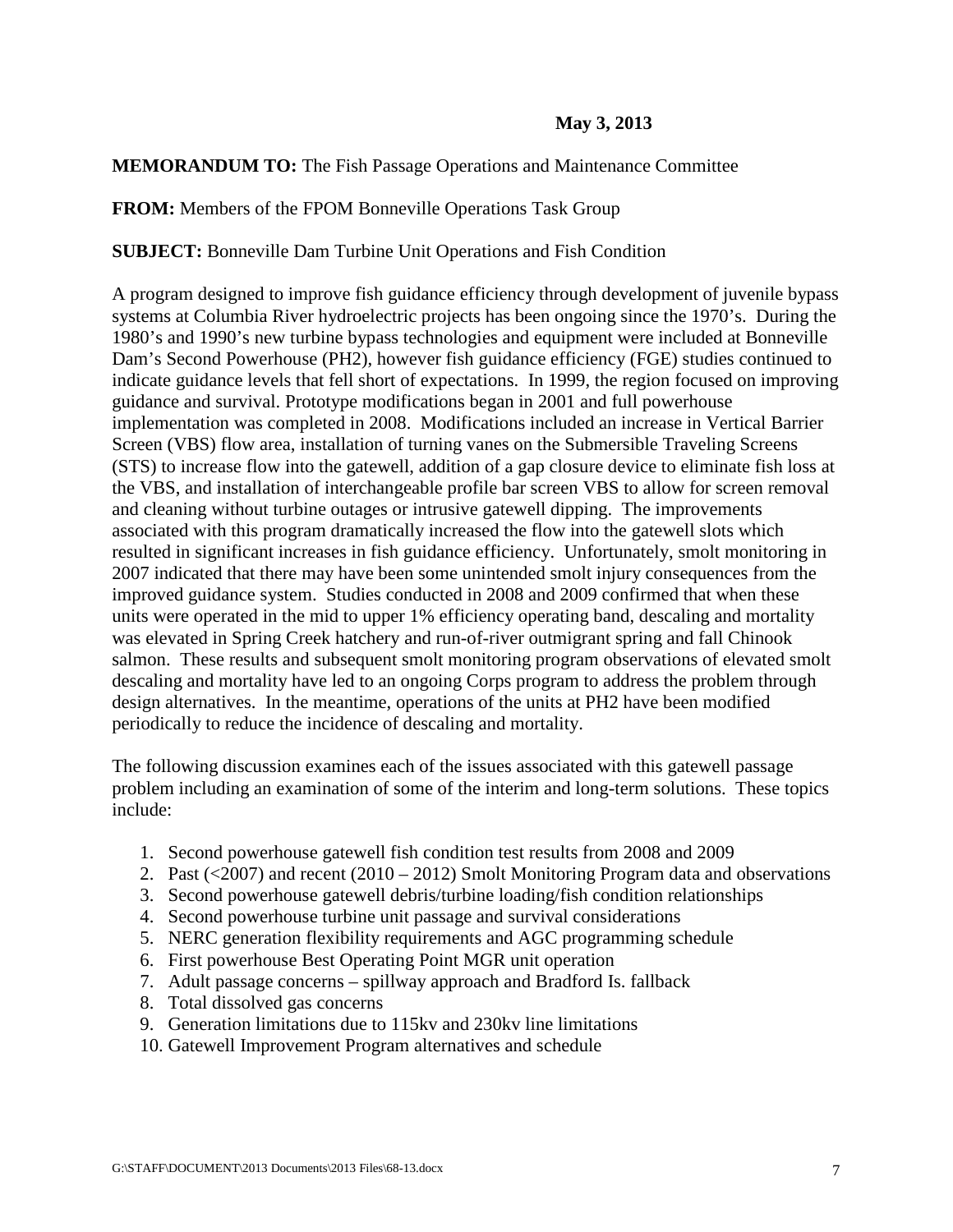**May 3, 2013**

**MEMORANDUM TO:** The Fish Passage Operations and Maintenance Committee

**FROM:** Members of the FPOM Bonneville Operations Task Group

**SUBJECT:** Bonneville Dam Turbine Unit Operations and Fish Condition

A program designed to improve fish guidance efficiency through development of juvenile bypass systems at Columbia River hydroelectric projects has been ongoing since the 1970's. During the 1980's and 1990's new turbine bypass technologies and equipment were included at Bonneville Dam's Second Powerhouse (PH2), however fish guidance efficiency (FGE) studies continued to indicate guidance levels that fell short of expectations. In 1999, the region focused on improving guidance and survival. Prototype modifications began in 2001 and full powerhouse implementation was completed in 2008. Modifications included an increase in Vertical Barrier Screen (VBS) flow area, installation of turning vanes on the Submersible Traveling Screens (STS) to increase flow into the gatewell, addition of a gap closure device to eliminate fish loss at the VBS, and installation of interchangeable profile bar screen VBS to allow for screen removal and cleaning without turbine outages or intrusive gatewell dipping. The improvements associated with this program dramatically increased the flow into the gatewell slots which resulted in significant increases in fish guidance efficiency. Unfortunately, smolt monitoring in 2007 indicated that there may have been some unintended smolt injury consequences from the improved guidance system. Studies conducted in 2008 and 2009 confirmed that when these units were operated in the mid to upper 1% efficiency operating band, descaling and mortality was elevated in Spring Creek hatchery and run-of-river outmigrant spring and fall Chinook salmon. These results and subsequent smolt monitoring program observations of elevated smolt descaling and mortality have led to an ongoing Corps program to address the problem through design alternatives. In the meantime, operations of the units at PH2 have been modified periodically to reduce the incidence of descaling and mortality.

The following discussion examines each of the issues associated with this gatewell passage problem including an examination of some of the interim and long-term solutions. These topics include:

1. Second powerhouse gatewell fish condition test results from 2008 and 2009
2. Past (<2007) and recent (2010 – 2012) Smolt Monitoring Program data and observations
3. Second powerhouse gatewell debris/turbine loading/fish condition relationships
4. Second powerhouse turbine unit passage and survival considerations
5. NERC generation flexibility requirements and AGC programming schedule
6. First powerhouse Best Operating Point MGR unit operation
7. Adult passage concerns – spillway approach and Bradford Is. fallback
8. Total dissolved gas concerns
9. Generation limitations due to 115kv and 230kv line limitations
10. Gatewell Improvement Program alternatives and schedule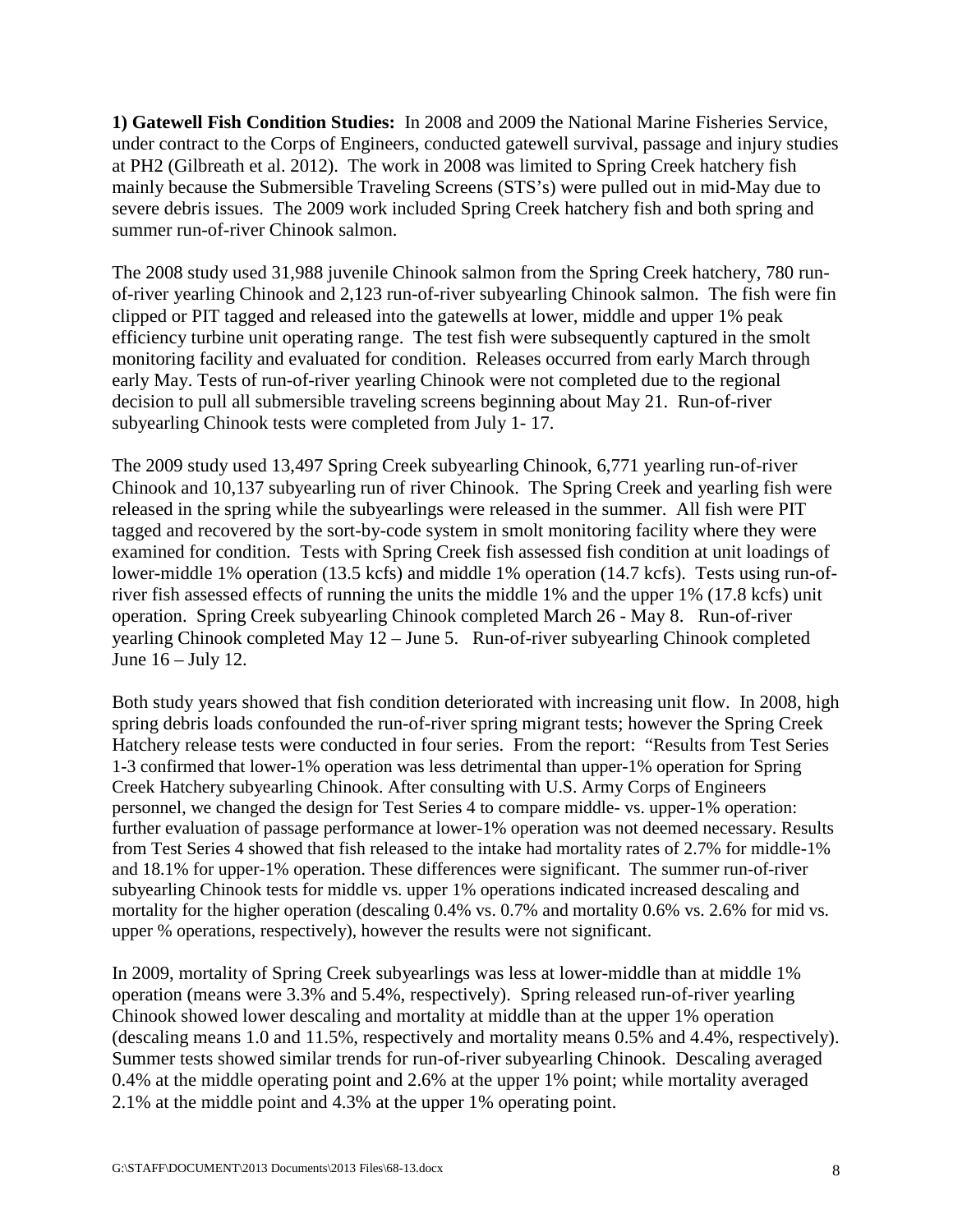**1) Gatewell Fish Condition Studies:** In 2008 and 2009 the National Marine Fisheries Service, under contract to the Corps of Engineers, conducted gatewell survival, passage and injury studies at PH2 (Gilbreath et al. 2012). The work in 2008 was limited to Spring Creek hatchery fish mainly because the Submersible Traveling Screens (STS's) were pulled out in mid-May due to severe debris issues. The 2009 work included Spring Creek hatchery fish and both spring and summer run-of-river Chinook salmon.

The 2008 study used 31,988 juvenile Chinook salmon from the Spring Creek hatchery, 780 run-of-river yearling Chinook and 2,123 run-of-river subyearling Chinook salmon. The fish were fin clipped or PIT tagged and released into the gatewells at lower, middle and upper 1% peak efficiency turbine unit operating range. The test fish were subsequently captured in the smolt monitoring facility and evaluated for condition. Releases occurred from early March through early May. Tests of run-of-river yearling Chinook were not completed due to the regional decision to pull all submersible traveling screens beginning about May 21. Run-of-river subyearling Chinook tests were completed from July 1- 17.

The 2009 study used 13,497 Spring Creek subyearling Chinook, 6,771 yearling run-of-river Chinook and 10,137 subyearling run of river Chinook. The Spring Creek and yearling fish were released in the spring while the subyearlings were released in the summer. All fish were PIT tagged and recovered by the sort-by-code system in smolt monitoring facility where they were examined for condition. Tests with Spring Creek fish assessed fish condition at unit loadings of lower-middle 1% operation (13.5 kcfs) and middle 1% operation (14.7 kcfs). Tests using run-of-river fish assessed effects of running the units the middle 1% and the upper 1% (17.8 kcfs) unit operation. Spring Creek subyearling Chinook completed March 26 - May 8. Run-of-river yearling Chinook completed May 12 – June 5. Run-of-river subyearling Chinook completed June 16 – July 12.

Both study years showed that fish condition deteriorated with increasing unit flow. In 2008, high spring debris loads confounded the run-of-river spring migrant tests; however the Spring Creek Hatchery release tests were conducted in four series. From the report: "Results from Test Series 1-3 confirmed that lower-1% operation was less detrimental than upper-1% operation for Spring Creek Hatchery subyearling Chinook. After consulting with U.S. Army Corps of Engineers personnel, we changed the design for Test Series 4 to compare middle- vs. upper-1% operation: further evaluation of passage performance at lower-1% operation was not deemed necessary. Results from Test Series 4 showed that fish released to the intake had mortality rates of 2.7% for middle-1% and 18.1% for upper-1% operation. These differences were significant. The summer run-of-river subyearling Chinook tests for middle vs. upper 1% operations indicated increased descaling and mortality for the higher operation (descaling 0.4% vs. 0.7% and mortality 0.6% vs. 2.6% for mid vs. upper % operations, respectively), however the results were not significant.

In 2009, mortality of Spring Creek subyearlings was less at lower-middle than at middle 1% operation (means were 3.3% and 5.4%, respectively). Spring released run-of-river yearling Chinook showed lower descaling and mortality at middle than at the upper 1% operation (descaling means 1.0 and 11.5%, respectively and mortality means 0.5% and 4.4%, respectively). Summer tests showed similar trends for run-of-river subyearling Chinook. Descaling averaged 0.4% at the middle operating point and 2.6% at the upper 1% point; while mortality averaged 2.1% at the middle point and 4.3% at the upper 1% operating point.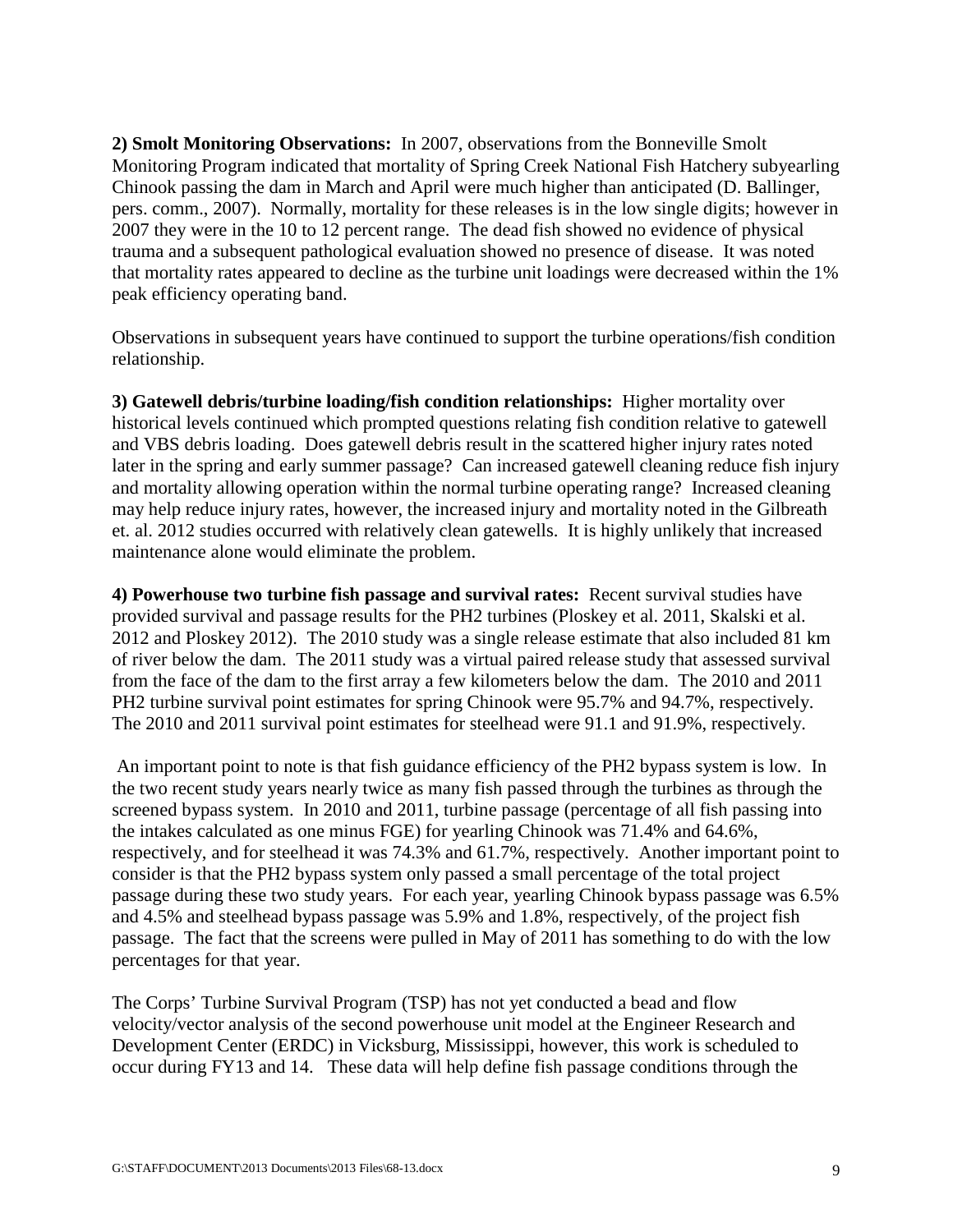**2) Smolt Monitoring Observations:** In 2007, observations from the Bonneville Smolt Monitoring Program indicated that mortality of Spring Creek National Fish Hatchery subyearling Chinook passing the dam in March and April were much higher than anticipated (D. Ballinger, pers. comm., 2007). Normally, mortality for these releases is in the low single digits; however in 2007 they were in the 10 to 12 percent range. The dead fish showed no evidence of physical trauma and a subsequent pathological evaluation showed no presence of disease. It was noted that mortality rates appeared to decline as the turbine unit loadings were decreased within the 1% peak efficiency operating band.

Observations in subsequent years have continued to support the turbine operations/fish condition relationship.

**3) Gatewell debris/turbine loading/fish condition relationships:** Higher mortality over historical levels continued which prompted questions relating fish condition relative to gatewell and VBS debris loading. Does gatewell debris result in the scattered higher injury rates noted later in the spring and early summer passage? Can increased gatewell cleaning reduce fish injury and mortality allowing operation within the normal turbine operating range? Increased cleaning may help reduce injury rates, however, the increased injury and mortality noted in the Gilbreath et. al. 2012 studies occurred with relatively clean gatewells. It is highly unlikely that increased maintenance alone would eliminate the problem.

**4) Powerhouse two turbine fish passage and survival rates:** Recent survival studies have provided survival and passage results for the PH2 turbines (Ploskey et al. 2011, Skalski et al. 2012 and Ploskey 2012). The 2010 study was a single release estimate that also included 81 km of river below the dam. The 2011 study was a virtual paired release study that assessed survival from the face of the dam to the first array a few kilometers below the dam. The 2010 and 2011 PH2 turbine survival point estimates for spring Chinook were 95.7% and 94.7%, respectively. The 2010 and 2011 survival point estimates for steelhead were 91.1 and 91.9%, respectively.

An important point to note is that fish guidance efficiency of the PH2 bypass system is low. In the two recent study years nearly twice as many fish passed through the turbines as through the screened bypass system. In 2010 and 2011, turbine passage (percentage of all fish passing into the intakes calculated as one minus FGE) for yearling Chinook was 71.4% and 64.6%, respectively, and for steelhead it was 74.3% and 61.7%, respectively. Another important point to consider is that the PH2 bypass system only passed a small percentage of the total project passage during these two study years. For each year, yearling Chinook bypass passage was 6.5% and 4.5% and steelhead bypass passage was 5.9% and 1.8%, respectively, of the project fish passage. The fact that the screens were pulled in May of 2011 has something to do with the low percentages for that year.

The Corps' Turbine Survival Program (TSP) has not yet conducted a bead and flow velocity/vector analysis of the second powerhouse unit model at the Engineer Research and Development Center (ERDC) in Vicksburg, Mississippi, however, this work is scheduled to occur during FY13 and 14. These data will help define fish passage conditions through the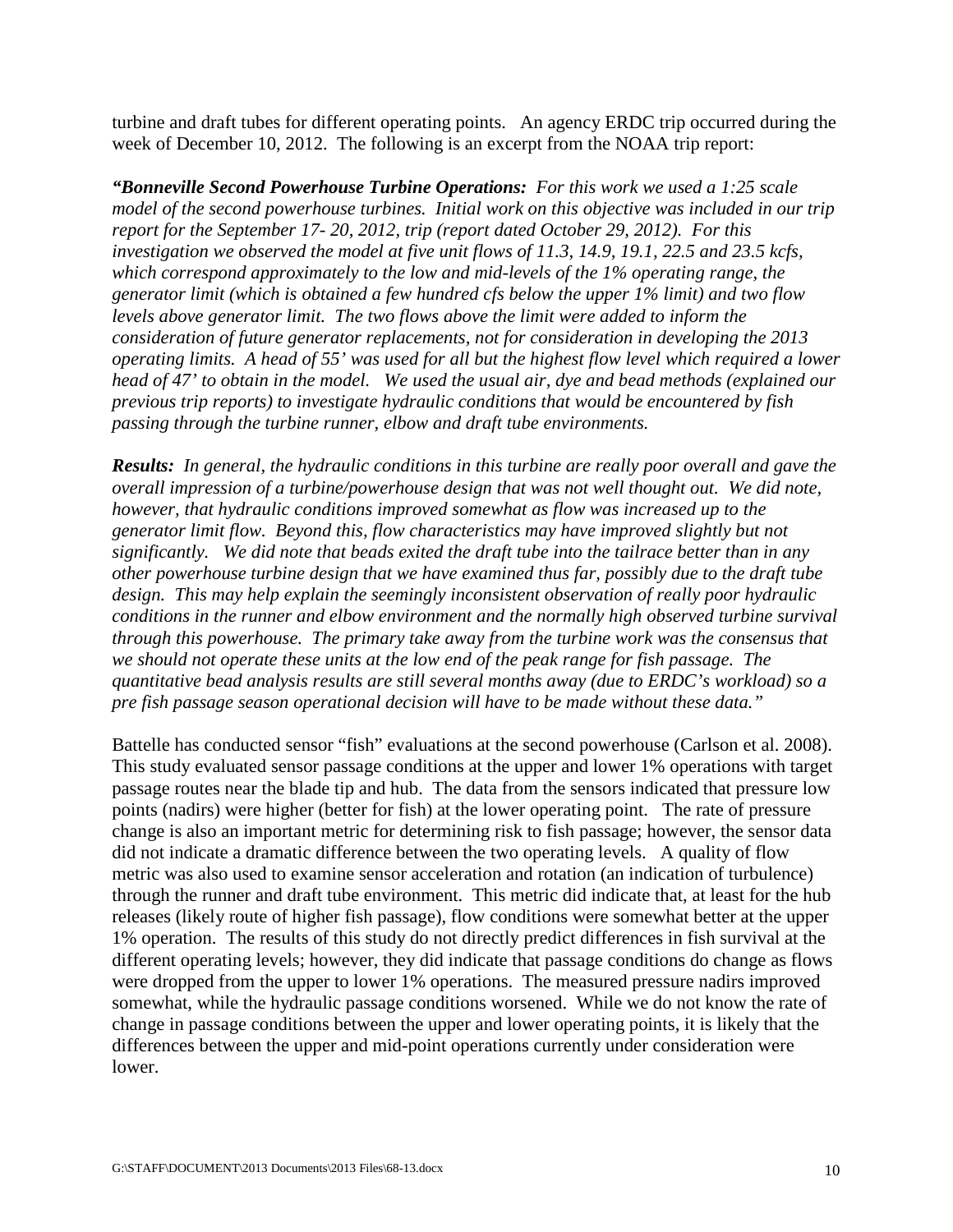turbine and draft tubes for different operating points. An agency ERDC trip occurred during the week of December 10, 2012. The following is an excerpt from the NOAA trip report:

***"Bonneville Second Powerhouse Turbine Operations:*** *For this work we used a 1:25 scale model of the second powerhouse turbines. Initial work on this objective was included in our trip report for the September 17- 20, 2012, trip (report dated October 29, 2012). For this investigation we observed the model at five unit flows of 11.3, 14.9, 19.1, 22.5 and 23.5 kcfs, which correspond approximately to the low and mid-levels of the 1% operating range, the generator limit (which is obtained a few hundred cfs below the upper 1% limit) and two flow levels above generator limit. The two flows above the limit were added to inform the consideration of future generator replacements, not for consideration in developing the 2013 operating limits. A head of 55' was used for all but the highest flow level which required a lower head of 47' to obtain in the model. We used the usual air, dye and bead methods (explained our previous trip reports) to investigate hydraulic conditions that would be encountered by fish passing through the turbine runner, elbow and draft tube environments.*

***Results:*** *In general, the hydraulic conditions in this turbine are really poor overall and gave the overall impression of a turbine/powerhouse design that was not well thought out. We did note, however, that hydraulic conditions improved somewhat as flow was increased up to the generator limit flow. Beyond this, flow characteristics may have improved slightly but not significantly. We did note that beads exited the draft tube into the tailrace better than in any other powerhouse turbine design that we have examined thus far, possibly due to the draft tube design. This may help explain the seemingly inconsistent observation of really poor hydraulic conditions in the runner and elbow environment and the normally high observed turbine survival through this powerhouse. The primary take away from the turbine work was the consensus that we should not operate these units at the low end of the peak range for fish passage. The quantitative bead analysis results are still several months away (due to ERDC's workload) so a pre fish passage season operational decision will have to be made without these data."*

Battelle has conducted sensor "fish" evaluations at the second powerhouse (Carlson et al. 2008). This study evaluated sensor passage conditions at the upper and lower 1% operations with target passage routes near the blade tip and hub. The data from the sensors indicated that pressure low points (nadirs) were higher (better for fish) at the lower operating point. The rate of pressure change is also an important metric for determining risk to fish passage; however, the sensor data did not indicate a dramatic difference between the two operating levels. A quality of flow metric was also used to examine sensor acceleration and rotation (an indication of turbulence) through the runner and draft tube environment. This metric did indicate that, at least for the hub releases (likely route of higher fish passage), flow conditions were somewhat better at the upper 1% operation. The results of this study do not directly predict differences in fish survival at the different operating levels; however, they did indicate that passage conditions do change as flows were dropped from the upper to lower 1% operations. The measured pressure nadirs improved somewhat, while the hydraulic passage conditions worsened. While we do not know the rate of change in passage conditions between the upper and lower operating points, it is likely that the differences between the upper and mid-point operations currently under consideration were lower.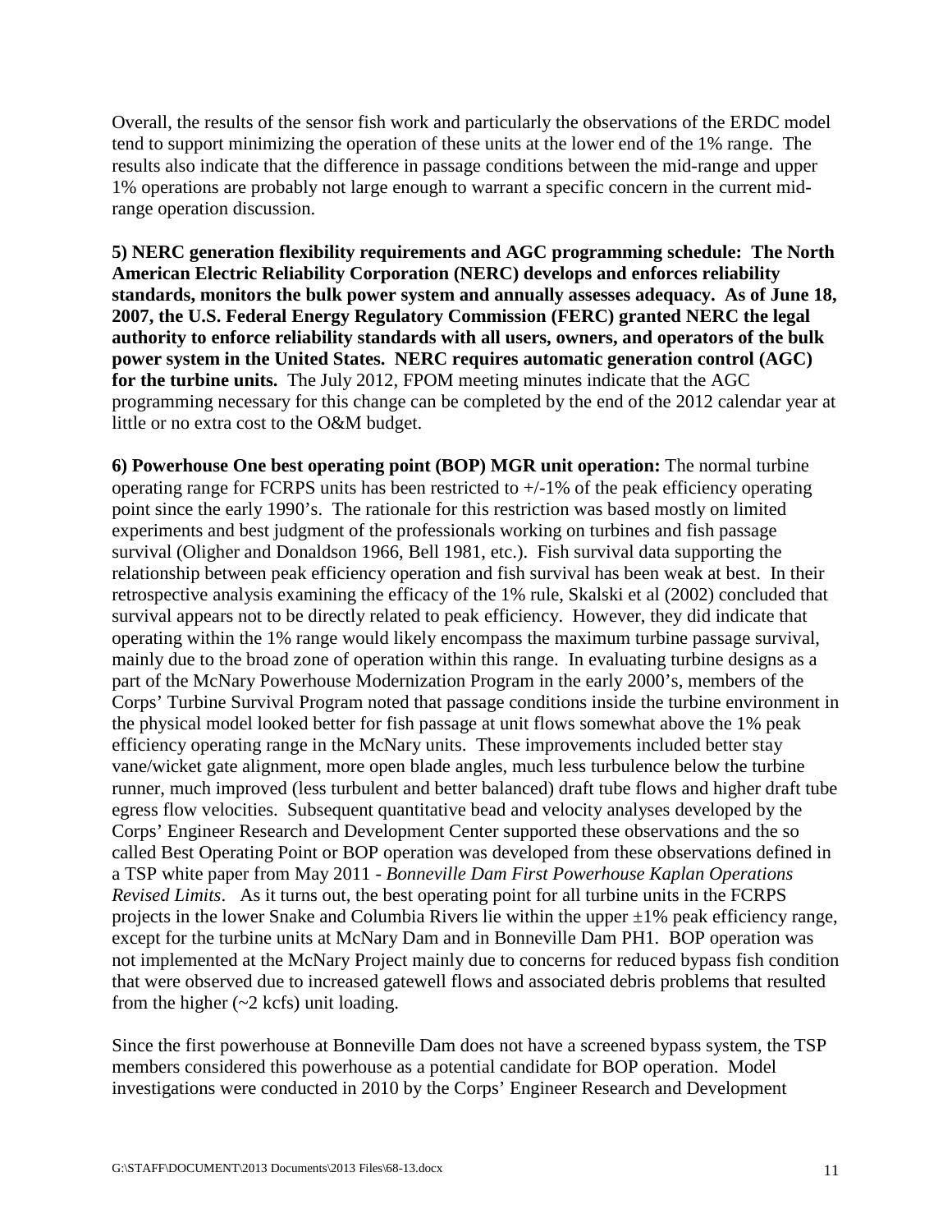Overall, the results of the sensor fish work and particularly the observations of the ERDC model tend to support minimizing the operation of these units at the lower end of the 1% range. The results also indicate that the difference in passage conditions between the mid-range and upper 1% operations are probably not large enough to warrant a specific concern in the current mid-range operation discussion.

**5) NERC generation flexibility requirements and AGC programming schedule: The North American Electric Reliability Corporation (NERC) develops and enforces reliability standards, monitors the bulk power system and annually assesses adequacy. As of June 18, 2007, the U.S. Federal Energy Regulatory Commission (FERC) granted NERC the legal authority to enforce reliability standards with all users, owners, and operators of the bulk power system in the United States. NERC requires automatic generation control (AGC) for the turbine units.** The July 2012, FPOM meeting minutes indicate that the AGC programming necessary for this change can be completed by the end of the 2012 calendar year at little or no extra cost to the O&M budget.

**6) Powerhouse One best operating point (BOP) MGR unit operation:** The normal turbine operating range for FCRPS units has been restricted to +/-1% of the peak efficiency operating point since the early 1990's. The rationale for this restriction was based mostly on limited experiments and best judgment of the professionals working on turbines and fish passage survival (Oligher and Donaldson 1966, Bell 1981, etc.). Fish survival data supporting the relationship between peak efficiency operation and fish survival has been weak at best. In their retrospective analysis examining the efficacy of the 1% rule, Skalski et al (2002) concluded that survival appears not to be directly related to peak efficiency. However, they did indicate that operating within the 1% range would likely encompass the maximum turbine passage survival, mainly due to the broad zone of operation within this range. In evaluating turbine designs as a part of the McNary Powerhouse Modernization Program in the early 2000's, members of the Corps' Turbine Survival Program noted that passage conditions inside the turbine environment in the physical model looked better for fish passage at unit flows somewhat above the 1% peak efficiency operating range in the McNary units. These improvements included better stay vane/wicket gate alignment, more open blade angles, much less turbulence below the turbine runner, much improved (less turbulent and better balanced) draft tube flows and higher draft tube egress flow velocities. Subsequent quantitative bead and velocity analyses developed by the Corps' Engineer Research and Development Center supported these observations and the so called Best Operating Point or BOP operation was developed from these observations defined in a TSP white paper from May 2011 - *Bonneville Dam First Powerhouse Kaplan Operations Revised Limits*. As it turns out, the best operating point for all turbine units in the FCRPS projects in the lower Snake and Columbia Rivers lie within the upper ±1% peak efficiency range, except for the turbine units at McNary Dam and in Bonneville Dam PH1. BOP operation was not implemented at the McNary Project mainly due to concerns for reduced bypass fish condition that were observed due to increased gatewell flows and associated debris problems that resulted from the higher (~2 kcfs) unit loading.

Since the first powerhouse at Bonneville Dam does not have a screened bypass system, the TSP members considered this powerhouse as a potential candidate for BOP operation. Model investigations were conducted in 2010 by the Corps' Engineer Research and Development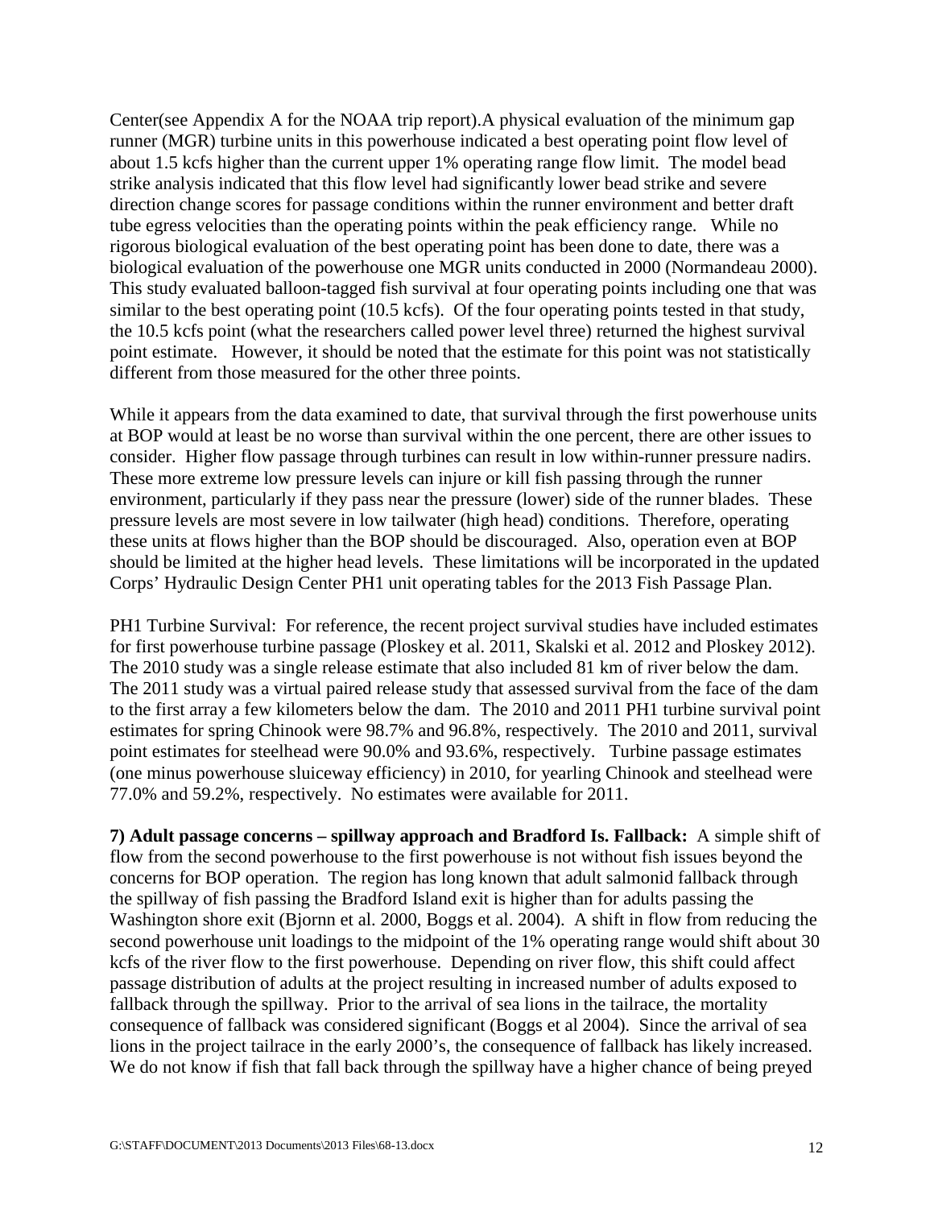Center(see Appendix A for the NOAA trip report).A physical evaluation of the minimum gap runner (MGR) turbine units in this powerhouse indicated a best operating point flow level of about 1.5 kcfs higher than the current upper 1% operating range flow limit. The model bead strike analysis indicated that this flow level had significantly lower bead strike and severe direction change scores for passage conditions within the runner environment and better draft tube egress velocities than the operating points within the peak efficiency range. While no rigorous biological evaluation of the best operating point has been done to date, there was a biological evaluation of the powerhouse one MGR units conducted in 2000 (Normandeau 2000). This study evaluated balloon-tagged fish survival at four operating points including one that was similar to the best operating point (10.5 kcfs). Of the four operating points tested in that study, the 10.5 kcfs point (what the researchers called power level three) returned the highest survival point estimate. However, it should be noted that the estimate for this point was not statistically different from those measured for the other three points.

While it appears from the data examined to date, that survival through the first powerhouse units at BOP would at least be no worse than survival within the one percent, there are other issues to consider. Higher flow passage through turbines can result in low within-runner pressure nadirs. These more extreme low pressure levels can injure or kill fish passing through the runner environment, particularly if they pass near the pressure (lower) side of the runner blades. These pressure levels are most severe in low tailwater (high head) conditions. Therefore, operating these units at flows higher than the BOP should be discouraged. Also, operation even at BOP should be limited at the higher head levels. These limitations will be incorporated in the updated Corps' Hydraulic Design Center PH1 unit operating tables for the 2013 Fish Passage Plan.

PH1 Turbine Survival: For reference, the recent project survival studies have included estimates for first powerhouse turbine passage (Ploskey et al. 2011, Skalski et al. 2012 and Ploskey 2012). The 2010 study was a single release estimate that also included 81 km of river below the dam. The 2011 study was a virtual paired release study that assessed survival from the face of the dam to the first array a few kilometers below the dam. The 2010 and 2011 PH1 turbine survival point estimates for spring Chinook were 98.7% and 96.8%, respectively. The 2010 and 2011, survival point estimates for steelhead were 90.0% and 93.6%, respectively. Turbine passage estimates (one minus powerhouse sluiceway efficiency) in 2010, for yearling Chinook and steelhead were 77.0% and 59.2%, respectively. No estimates were available for 2011.

**7) Adult passage concerns – spillway approach and Bradford Is. Fallback:** A simple shift of flow from the second powerhouse to the first powerhouse is not without fish issues beyond the concerns for BOP operation. The region has long known that adult salmonid fallback through the spillway of fish passing the Bradford Island exit is higher than for adults passing the Washington shore exit (Bjornn et al. 2000, Boggs et al. 2004). A shift in flow from reducing the second powerhouse unit loadings to the midpoint of the 1% operating range would shift about 30 kcfs of the river flow to the first powerhouse. Depending on river flow, this shift could affect passage distribution of adults at the project resulting in increased number of adults exposed to fallback through the spillway. Prior to the arrival of sea lions in the tailrace, the mortality consequence of fallback was considered significant (Boggs et al 2004). Since the arrival of sea lions in the project tailrace in the early 2000's, the consequence of fallback has likely increased. We do not know if fish that fall back through the spillway have a higher chance of being preyed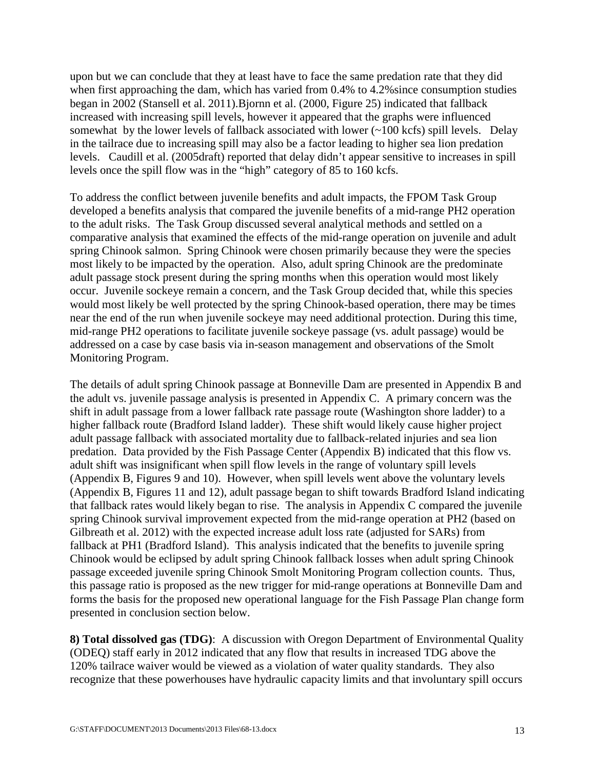upon but we can conclude that they at least have to face the same predation rate that they did when first approaching the dam, which has varied from 0.4% to 4.2%since consumption studies began in 2002 (Stansell et al. 2011).Bjornn et al. (2000, Figure 25) indicated that fallback increased with increasing spill levels, however it appeared that the graphs were influenced somewhat by the lower levels of fallback associated with lower (~100 kcfs) spill levels. Delay in the tailrace due to increasing spill may also be a factor leading to higher sea lion predation levels. Caudill et al. (2005draft) reported that delay didn't appear sensitive to increases in spill levels once the spill flow was in the "high" category of 85 to 160 kcfs.

To address the conflict between juvenile benefits and adult impacts, the FPOM Task Group developed a benefits analysis that compared the juvenile benefits of a mid-range PH2 operation to the adult risks. The Task Group discussed several analytical methods and settled on a comparative analysis that examined the effects of the mid-range operation on juvenile and adult spring Chinook salmon. Spring Chinook were chosen primarily because they were the species most likely to be impacted by the operation. Also, adult spring Chinook are the predominate adult passage stock present during the spring months when this operation would most likely occur. Juvenile sockeye remain a concern, and the Task Group decided that, while this species would most likely be well protected by the spring Chinook-based operation, there may be times near the end of the run when juvenile sockeye may need additional protection. During this time, mid-range PH2 operations to facilitate juvenile sockeye passage (vs. adult passage) would be addressed on a case by case basis via in-season management and observations of the Smolt Monitoring Program.

The details of adult spring Chinook passage at Bonneville Dam are presented in Appendix B and the adult vs. juvenile passage analysis is presented in Appendix C. A primary concern was the shift in adult passage from a lower fallback rate passage route (Washington shore ladder) to a higher fallback route (Bradford Island ladder). These shift would likely cause higher project adult passage fallback with associated mortality due to fallback-related injuries and sea lion predation. Data provided by the Fish Passage Center (Appendix B) indicated that this flow vs. adult shift was insignificant when spill flow levels in the range of voluntary spill levels (Appendix B, Figures 9 and 10). However, when spill levels went above the voluntary levels (Appendix B, Figures 11 and 12), adult passage began to shift towards Bradford Island indicating that fallback rates would likely began to rise. The analysis in Appendix C compared the juvenile spring Chinook survival improvement expected from the mid-range operation at PH2 (based on Gilbreath et al. 2012) with the expected increase adult loss rate (adjusted for SARs) from fallback at PH1 (Bradford Island). This analysis indicated that the benefits to juvenile spring Chinook would be eclipsed by adult spring Chinook fallback losses when adult spring Chinook passage exceeded juvenile spring Chinook Smolt Monitoring Program collection counts. Thus, this passage ratio is proposed as the new trigger for mid-range operations at Bonneville Dam and forms the basis for the proposed new operational language for the Fish Passage Plan change form presented in conclusion section below.

**8) Total dissolved gas (TDG)**: A discussion with Oregon Department of Environmental Quality (ODEQ) staff early in 2012 indicated that any flow that results in increased TDG above the 120% tailrace waiver would be viewed as a violation of water quality standards. They also recognize that these powerhouses have hydraulic capacity limits and that involuntary spill occurs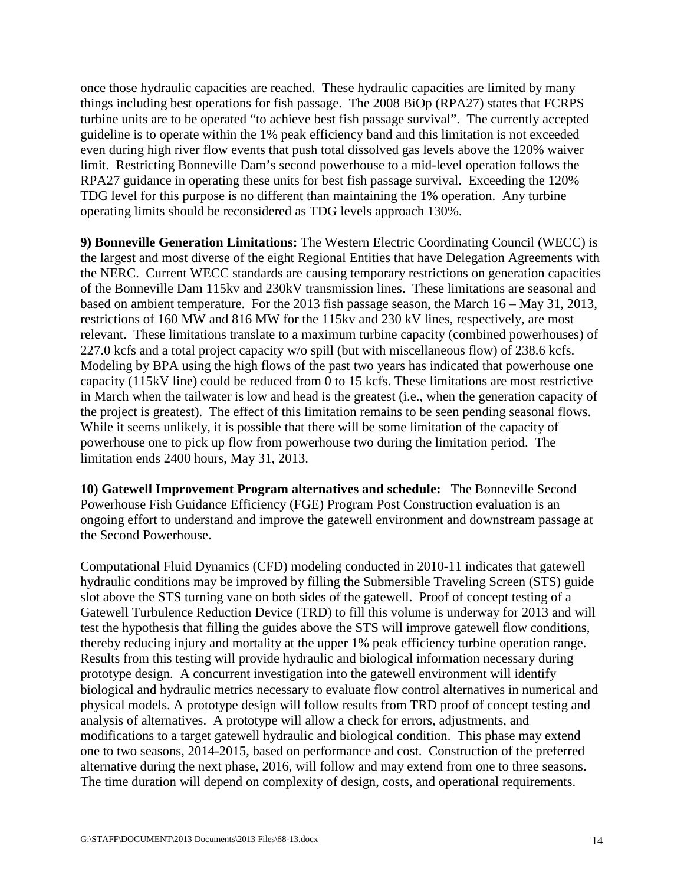once those hydraulic capacities are reached. These hydraulic capacities are limited by many things including best operations for fish passage. The 2008 BiOp (RPA27) states that FCRPS turbine units are to be operated "to achieve best fish passage survival". The currently accepted guideline is to operate within the 1% peak efficiency band and this limitation is not exceeded even during high river flow events that push total dissolved gas levels above the 120% waiver limit. Restricting Bonneville Dam's second powerhouse to a mid-level operation follows the RPA27 guidance in operating these units for best fish passage survival. Exceeding the 120% TDG level for this purpose is no different than maintaining the 1% operation. Any turbine operating limits should be reconsidered as TDG levels approach 130%.

**9) Bonneville Generation Limitations:** The Western Electric Coordinating Council (WECC) is the largest and most diverse of the eight Regional Entities that have Delegation Agreements with the NERC. Current WECC standards are causing temporary restrictions on generation capacities of the Bonneville Dam 115kv and 230kV transmission lines. These limitations are seasonal and based on ambient temperature. For the 2013 fish passage season, the March 16 – May 31, 2013, restrictions of 160 MW and 816 MW for the 115kv and 230 kV lines, respectively, are most relevant. These limitations translate to a maximum turbine capacity (combined powerhouses) of 227.0 kcfs and a total project capacity w/o spill (but with miscellaneous flow) of 238.6 kcfs. Modeling by BPA using the high flows of the past two years has indicated that powerhouse one capacity (115kV line) could be reduced from 0 to 15 kcfs. These limitations are most restrictive in March when the tailwater is low and head is the greatest (i.e., when the generation capacity of the project is greatest). The effect of this limitation remains to be seen pending seasonal flows. While it seems unlikely, it is possible that there will be some limitation of the capacity of powerhouse one to pick up flow from powerhouse two during the limitation period. The limitation ends 2400 hours, May 31, 2013.

**10) Gatewell Improvement Program alternatives and schedule:** The Bonneville Second Powerhouse Fish Guidance Efficiency (FGE) Program Post Construction evaluation is an ongoing effort to understand and improve the gatewell environment and downstream passage at the Second Powerhouse.

Computational Fluid Dynamics (CFD) modeling conducted in 2010-11 indicates that gatewell hydraulic conditions may be improved by filling the Submersible Traveling Screen (STS) guide slot above the STS turning vane on both sides of the gatewell. Proof of concept testing of a Gatewell Turbulence Reduction Device (TRD) to fill this volume is underway for 2013 and will test the hypothesis that filling the guides above the STS will improve gatewell flow conditions, thereby reducing injury and mortality at the upper 1% peak efficiency turbine operation range. Results from this testing will provide hydraulic and biological information necessary during prototype design. A concurrent investigation into the gatewell environment will identify biological and hydraulic metrics necessary to evaluate flow control alternatives in numerical and physical models. A prototype design will follow results from TRD proof of concept testing and analysis of alternatives. A prototype will allow a check for errors, adjustments, and modifications to a target gatewell hydraulic and biological condition. This phase may extend one to two seasons, 2014-2015, based on performance and cost. Construction of the preferred alternative during the next phase, 2016, will follow and may extend from one to three seasons. The time duration will depend on complexity of design, costs, and operational requirements.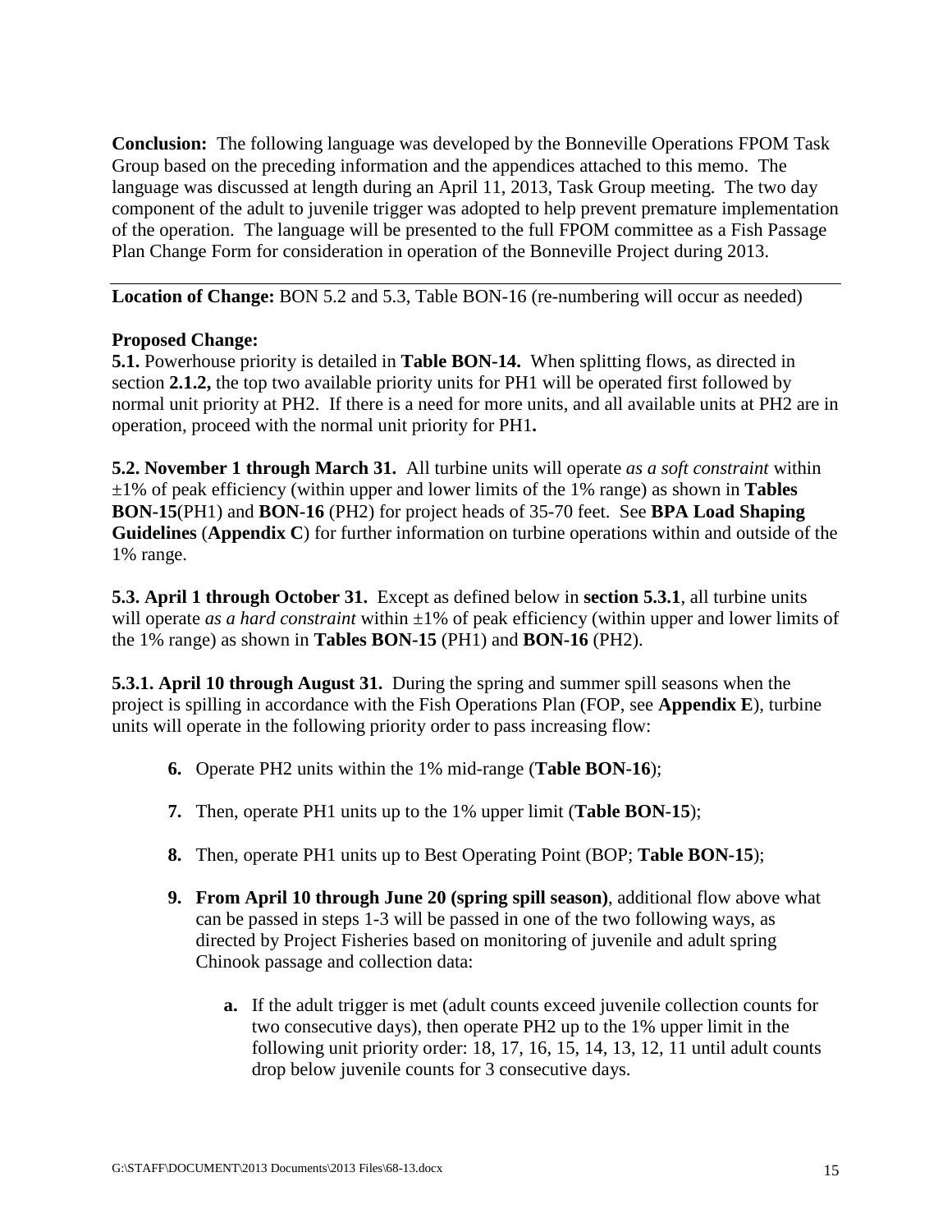**Conclusion:** The following language was developed by the Bonneville Operations FPOM Task Group based on the preceding information and the appendices attached to this memo. The language was discussed at length during an April 11, 2013, Task Group meeting. The two day component of the adult to juvenile trigger was adopted to help prevent premature implementation of the operation. The language will be presented to the full FPOM committee as a Fish Passage Plan Change Form for consideration in operation of the Bonneville Project during 2013.

---

**Location of Change:** BON 5.2 and 5.3, Table BON-16 (re-numbering will occur as needed)

**Proposed Change:**

**5.1.** Powerhouse priority is detailed in **Table BON-14.** When splitting flows, as directed in section **2.1.2,** the top two available priority units for PH1 will be operated first followed by normal unit priority at PH2. If there is a need for more units, and all available units at PH2 are in operation, proceed with the normal unit priority for PH1**.**

**5.2. November 1 through March 31.** All turbine units will operate *as a soft constraint* within ±1% of peak efficiency (within upper and lower limits of the 1% range) as shown in **Tables BON-15**(PH1) and **BON-16** (PH2) for project heads of 35-70 feet. See **BPA Load Shaping Guidelines** (**Appendix C**) for further information on turbine operations within and outside of the 1% range.

**5.3. April 1 through October 31.** Except as defined below in **section 5.3.1**, all turbine units will operate *as a hard constraint* within ±1% of peak efficiency (within upper and lower limits of the 1% range) as shown in **Tables BON-15** (PH1) and **BON-16** (PH2).

**5.3.1. April 10 through August 31.** During the spring and summer spill seasons when the project is spilling in accordance with the Fish Operations Plan (FOP, see **Appendix E**), turbine units will operate in the following priority order to pass increasing flow:

6. Operate PH2 units within the 1% mid-range (**Table BON-16**);
7. Then, operate PH1 units up to the 1% upper limit (**Table BON-15**);
8. Then, operate PH1 units up to Best Operating Point (BOP; **Table BON-15**);
9. **From April 10 through June 20 (spring spill season)**, additional flow above what can be passed in steps 1-3 will be passed in one of the two following ways, as directed by Project Fisheries based on monitoring of juvenile and adult spring Chinook passage and collection data:
   - **a.** If the adult trigger is met (adult counts exceed juvenile collection counts for two consecutive days), then operate PH2 up to the 1% upper limit in the following unit priority order: 18, 17, 16, 15, 14, 13, 12, 11 until adult counts drop below juvenile counts for 3 consecutive days.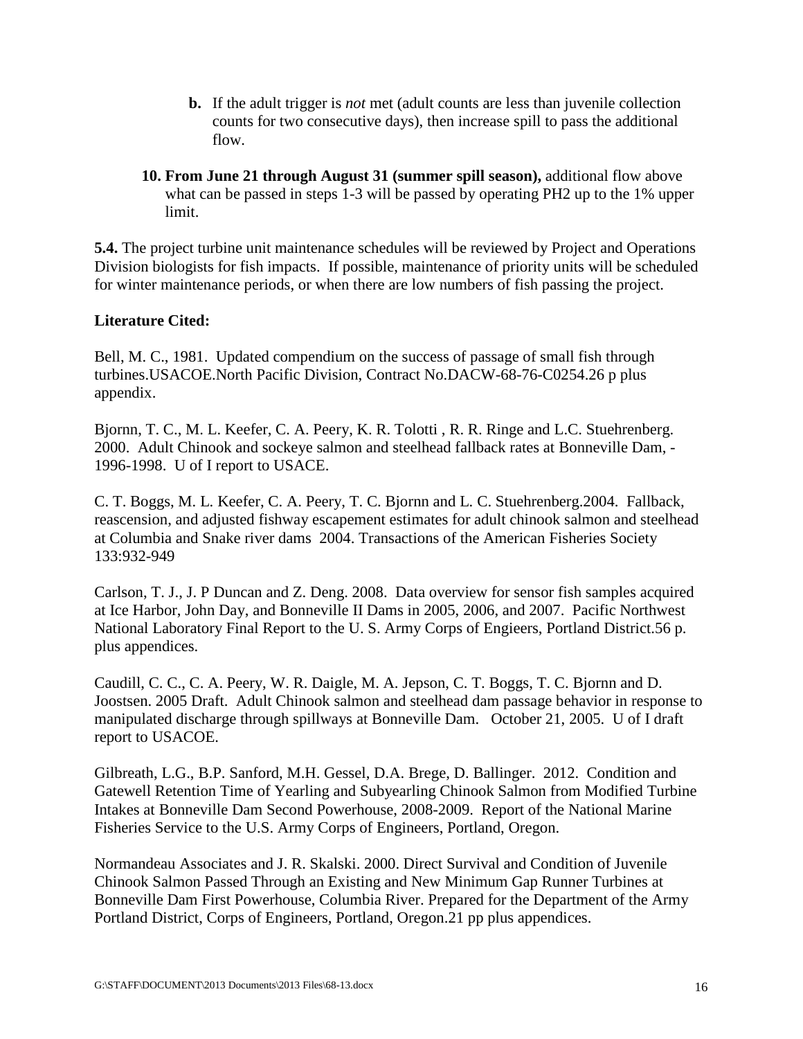**b.** If the adult trigger is *not* met (adult counts are less than juvenile collection counts for two consecutive days), then increase spill to pass the additional flow.

**10. From June 21 through August 31 (summer spill season),** additional flow above what can be passed in steps 1-3 will be passed by operating PH2 up to the 1% upper limit.

**5.4.** The project turbine unit maintenance schedules will be reviewed by Project and Operations Division biologists for fish impacts. If possible, maintenance of priority units will be scheduled for winter maintenance periods, or when there are low numbers of fish passing the project.

**Literature Cited:**

Bell, M. C., 1981. Updated compendium on the success of passage of small fish through turbines.USACOE.North Pacific Division, Contract No.DACW-68-76-C0254.26 p plus appendix.

Bjornn, T. C., M. L. Keefer, C. A. Peery, K. R. Tolotti , R. R. Ringe and L.C. Stuehrenberg. 2000. Adult Chinook and sockeye salmon and steelhead fallback rates at Bonneville Dam, -1996-1998. U of I report to USACE.

C. T. Boggs, M. L. Keefer, C. A. Peery, T. C. Bjornn and L. C. Stuehrenberg.2004. Fallback, reascension, and adjusted fishway escapement estimates for adult chinook salmon and steelhead at Columbia and Snake river dams 2004. Transactions of the American Fisheries Society 133:932-949

Carlson, T. J., J. P Duncan and Z. Deng. 2008. Data overview for sensor fish samples acquired at Ice Harbor, John Day, and Bonneville II Dams in 2005, 2006, and 2007. Pacific Northwest National Laboratory Final Report to the U. S. Army Corps of Engieers, Portland District.56 p. plus appendices.

Caudill, C. C., C. A. Peery, W. R. Daigle, M. A. Jepson, C. T. Boggs, T. C. Bjornn and D. Joostsen. 2005 Draft. Adult Chinook salmon and steelhead dam passage behavior in response to manipulated discharge through spillways at Bonneville Dam. October 21, 2005. U of I draft report to USACOE.

Gilbreath, L.G., B.P. Sanford, M.H. Gessel, D.A. Brege, D. Ballinger. 2012. Condition and Gatewell Retention Time of Yearling and Subyearling Chinook Salmon from Modified Turbine Intakes at Bonneville Dam Second Powerhouse, 2008-2009. Report of the National Marine Fisheries Service to the U.S. Army Corps of Engineers, Portland, Oregon.

Normandeau Associates and J. R. Skalski. 2000. Direct Survival and Condition of Juvenile Chinook Salmon Passed Through an Existing and New Minimum Gap Runner Turbines at Bonneville Dam First Powerhouse, Columbia River. Prepared for the Department of the Army Portland District, Corps of Engineers, Portland, Oregon.21 pp plus appendices.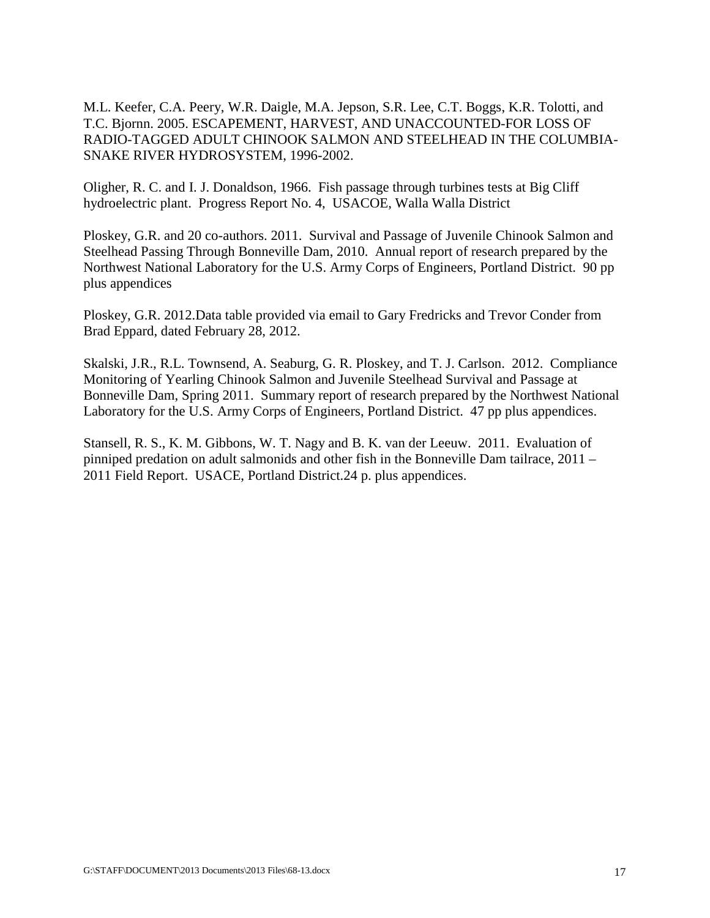M.L. Keefer, C.A. Peery, W.R. Daigle, M.A. Jepson, S.R. Lee, C.T. Boggs, K.R. Tolotti, and T.C. Bjornn. 2005. ESCAPEMENT, HARVEST, AND UNACCOUNTED-FOR LOSS OF RADIO-TAGGED ADULT CHINOOK SALMON AND STEELHEAD IN THE COLUMBIA-SNAKE RIVER HYDROSYSTEM, 1996-2002.

Oligher, R. C. and I. J. Donaldson, 1966. Fish passage through turbines tests at Big Cliff hydroelectric plant. Progress Report No. 4, USACOE, Walla Walla District

Ploskey, G.R. and 20 co-authors. 2011. Survival and Passage of Juvenile Chinook Salmon and Steelhead Passing Through Bonneville Dam, 2010. Annual report of research prepared by the Northwest National Laboratory for the U.S. Army Corps of Engineers, Portland District. 90 pp plus appendices

Ploskey, G.R. 2012.Data table provided via email to Gary Fredricks and Trevor Conder from Brad Eppard, dated February 28, 2012.

Skalski, J.R., R.L. Townsend, A. Seaburg, G. R. Ploskey, and T. J. Carlson. 2012. Compliance Monitoring of Yearling Chinook Salmon and Juvenile Steelhead Survival and Passage at Bonneville Dam, Spring 2011. Summary report of research prepared by the Northwest National Laboratory for the U.S. Army Corps of Engineers, Portland District. 47 pp plus appendices.

Stansell, R. S., K. M. Gibbons, W. T. Nagy and B. K. van der Leeuw. 2011. Evaluation of pinniped predation on adult salmonids and other fish in the Bonneville Dam tailrace, 2011 – 2011 Field Report. USACE, Portland District.24 p. plus appendices.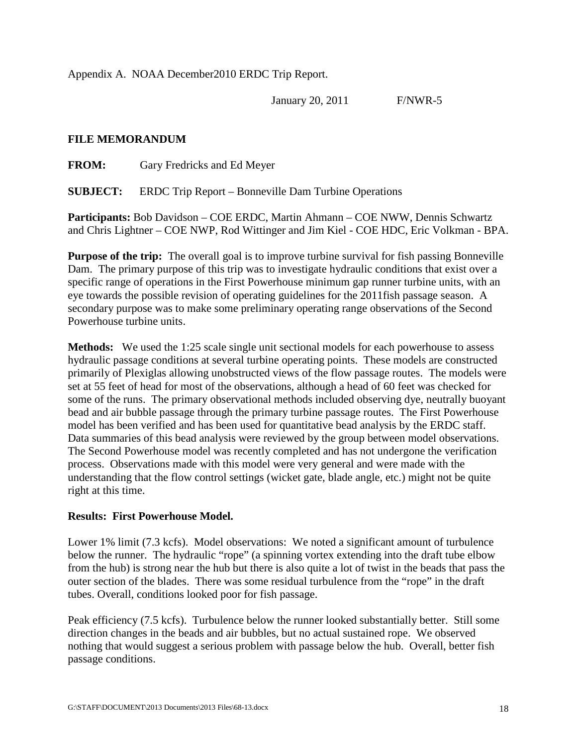Appendix A. NOAA December2010 ERDC Trip Report.

January 20, 2011 F/NWR-5

**FILE MEMORANDUM**

**FROM:** Gary Fredricks and Ed Meyer

**SUBJECT:** ERDC Trip Report – Bonneville Dam Turbine Operations

**Participants:** Bob Davidson – COE ERDC, Martin Ahmann – COE NWW, Dennis Schwartz and Chris Lightner – COE NWP, Rod Wittinger and Jim Kiel - COE HDC, Eric Volkman - BPA.

**Purpose of the trip:** The overall goal is to improve turbine survival for fish passing Bonneville Dam. The primary purpose of this trip was to investigate hydraulic conditions that exist over a specific range of operations in the First Powerhouse minimum gap runner turbine units, with an eye towards the possible revision of operating guidelines for the 2011fish passage season. A secondary purpose was to make some preliminary operating range observations of the Second Powerhouse turbine units.

**Methods:** We used the 1:25 scale single unit sectional models for each powerhouse to assess hydraulic passage conditions at several turbine operating points. These models are constructed primarily of Plexiglas allowing unobstructed views of the flow passage routes. The models were set at 55 feet of head for most of the observations, although a head of 60 feet was checked for some of the runs. The primary observational methods included observing dye, neutrally buoyant bead and air bubble passage through the primary turbine passage routes. The First Powerhouse model has been verified and has been used for quantitative bead analysis by the ERDC staff. Data summaries of this bead analysis were reviewed by the group between model observations. The Second Powerhouse model was recently completed and has not undergone the verification process. Observations made with this model were very general and were made with the understanding that the flow control settings (wicket gate, blade angle, etc.) might not be quite right at this time.

**Results: First Powerhouse Model.**

Lower 1% limit (7.3 kcfs). Model observations: We noted a significant amount of turbulence below the runner. The hydraulic "rope" (a spinning vortex extending into the draft tube elbow from the hub) is strong near the hub but there is also quite a lot of twist in the beads that pass the outer section of the blades. There was some residual turbulence from the "rope" in the draft tubes. Overall, conditions looked poor for fish passage.

Peak efficiency (7.5 kcfs). Turbulence below the runner looked substantially better. Still some direction changes in the beads and air bubbles, but no actual sustained rope. We observed nothing that would suggest a serious problem with passage below the hub. Overall, better fish passage conditions.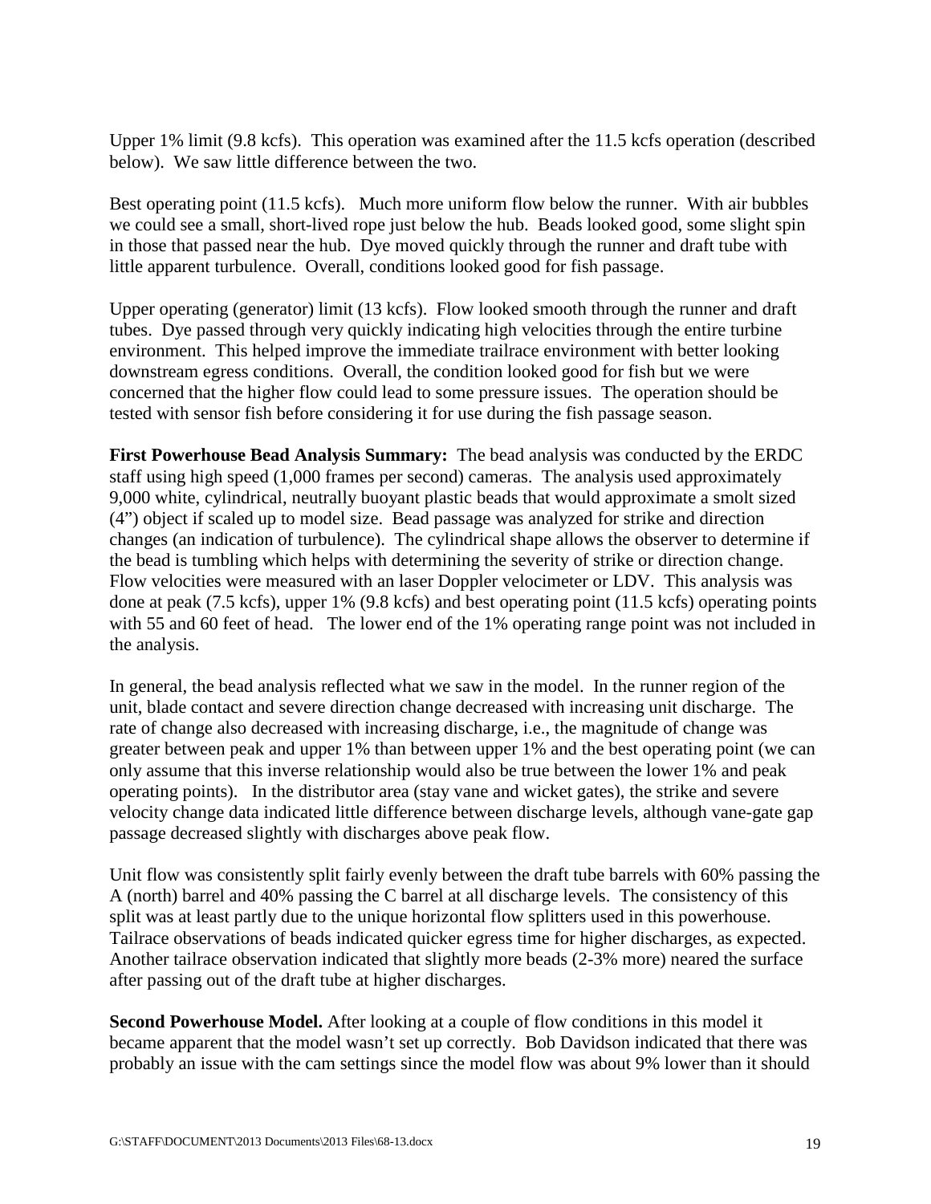Upper 1% limit (9.8 kcfs). This operation was examined after the 11.5 kcfs operation (described below). We saw little difference between the two.

Best operating point (11.5 kcfs). Much more uniform flow below the runner. With air bubbles we could see a small, short-lived rope just below the hub. Beads looked good, some slight spin in those that passed near the hub. Dye moved quickly through the runner and draft tube with little apparent turbulence. Overall, conditions looked good for fish passage.

Upper operating (generator) limit (13 kcfs). Flow looked smooth through the runner and draft tubes. Dye passed through very quickly indicating high velocities through the entire turbine environment. This helped improve the immediate trailrace environment with better looking downstream egress conditions. Overall, the condition looked good for fish but we were concerned that the higher flow could lead to some pressure issues. The operation should be tested with sensor fish before considering it for use during the fish passage season.

**First Powerhouse Bead Analysis Summary:** The bead analysis was conducted by the ERDC staff using high speed (1,000 frames per second) cameras. The analysis used approximately 9,000 white, cylindrical, neutrally buoyant plastic beads that would approximate a smolt sized (4") object if scaled up to model size. Bead passage was analyzed for strike and direction changes (an indication of turbulence). The cylindrical shape allows the observer to determine if the bead is tumbling which helps with determining the severity of strike or direction change. Flow velocities were measured with an laser Doppler velocimeter or LDV. This analysis was done at peak (7.5 kcfs), upper 1% (9.8 kcfs) and best operating point (11.5 kcfs) operating points with 55 and 60 feet of head. The lower end of the 1% operating range point was not included in the analysis.

In general, the bead analysis reflected what we saw in the model. In the runner region of the unit, blade contact and severe direction change decreased with increasing unit discharge. The rate of change also decreased with increasing discharge, i.e., the magnitude of change was greater between peak and upper 1% than between upper 1% and the best operating point (we can only assume that this inverse relationship would also be true between the lower 1% and peak operating points). In the distributor area (stay vane and wicket gates), the strike and severe velocity change data indicated little difference between discharge levels, although vane-gate gap passage decreased slightly with discharges above peak flow.

Unit flow was consistently split fairly evenly between the draft tube barrels with 60% passing the A (north) barrel and 40% passing the C barrel at all discharge levels. The consistency of this split was at least partly due to the unique horizontal flow splitters used in this powerhouse. Tailrace observations of beads indicated quicker egress time for higher discharges, as expected. Another tailrace observation indicated that slightly more beads (2-3% more) neared the surface after passing out of the draft tube at higher discharges.

**Second Powerhouse Model.** After looking at a couple of flow conditions in this model it became apparent that the model wasn't set up correctly. Bob Davidson indicated that there was probably an issue with the cam settings since the model flow was about 9% lower than it should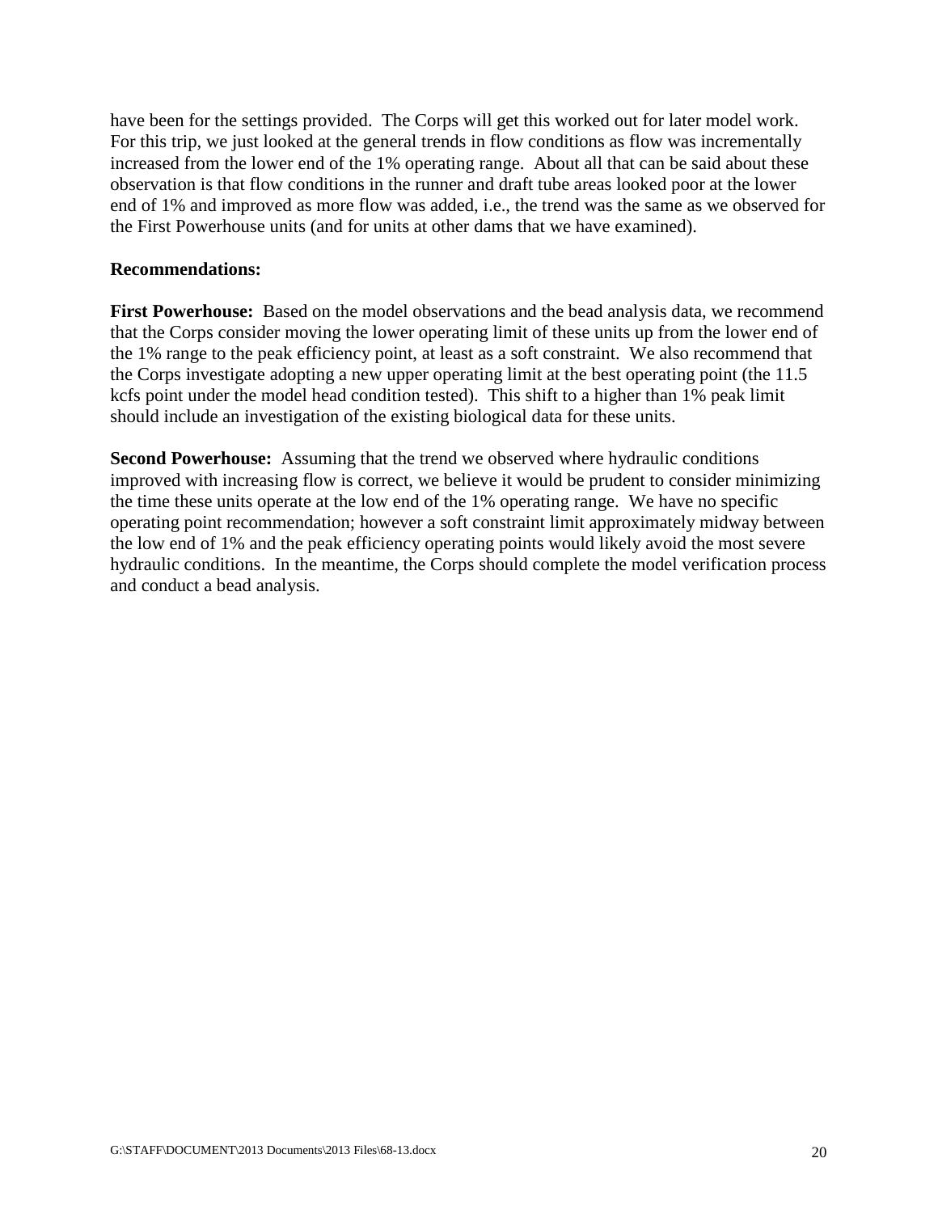have been for the settings provided. The Corps will get this worked out for later model work. For this trip, we just looked at the general trends in flow conditions as flow was incrementally increased from the lower end of the 1% operating range. About all that can be said about these observation is that flow conditions in the runner and draft tube areas looked poor at the lower end of 1% and improved as more flow was added, i.e., the trend was the same as we observed for the First Powerhouse units (and for units at other dams that we have examined).

**Recommendations:**

**First Powerhouse:** Based on the model observations and the bead analysis data, we recommend that the Corps consider moving the lower operating limit of these units up from the lower end of the 1% range to the peak efficiency point, at least as a soft constraint. We also recommend that the Corps investigate adopting a new upper operating limit at the best operating point (the 11.5 kcfs point under the model head condition tested). This shift to a higher than 1% peak limit should include an investigation of the existing biological data for these units.

**Second Powerhouse:** Assuming that the trend we observed where hydraulic conditions improved with increasing flow is correct, we believe it would be prudent to consider minimizing the time these units operate at the low end of the 1% operating range. We have no specific operating point recommendation; however a soft constraint limit approximately midway between the low end of 1% and the peak efficiency operating points would likely avoid the most severe hydraulic conditions. In the meantime, the Corps should complete the model verification process and conduct a bead analysis.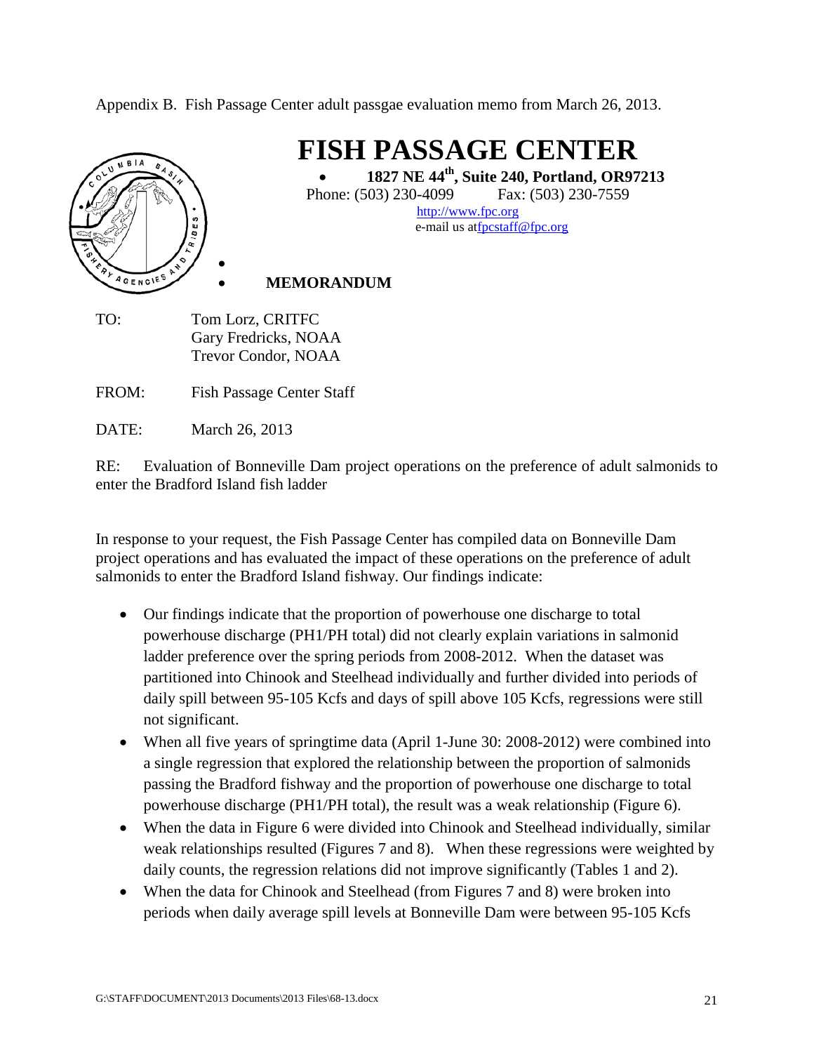Appendix B. Fish Passage Center adult passgae evaluation memo from March 26, 2013.

# FISH PASSAGE CENTER

- **1827 NE 44th, Suite 240, Portland, OR97213**

Phone: (503) 230-4099 Fax: (503) 230-7559

http://www.fpc.org

e-mail us atfpcstaff@fpc.org

- **MEMORANDUM**

TO: Tom Lorz, CRITFC
Gary Fredricks, NOAA
Trevor Condor, NOAA

FROM: Fish Passage Center Staff

DATE: March 26, 2013

RE: Evaluation of Bonneville Dam project operations on the preference of adult salmonids to enter the Bradford Island fish ladder

In response to your request, the Fish Passage Center has compiled data on Bonneville Dam project operations and has evaluated the impact of these operations on the preference of adult salmonids to enter the Bradford Island fishway. Our findings indicate:

- Our findings indicate that the proportion of powerhouse one discharge to total powerhouse discharge (PH1/PH total) did not clearly explain variations in salmonid ladder preference over the spring periods from 2008-2012. When the dataset was partitioned into Chinook and Steelhead individually and further divided into periods of daily spill between 95-105 Kcfs and days of spill above 105 Kcfs, regressions were still not significant.
- When all five years of springtime data (April 1-June 30: 2008-2012) were combined into a single regression that explored the relationship between the proportion of salmonids passing the Bradford fishway and the proportion of powerhouse one discharge to total powerhouse discharge (PH1/PH total), the result was a weak relationship (Figure 6).
- When the data in Figure 6 were divided into Chinook and Steelhead individually, similar weak relationships resulted (Figures 7 and 8). When these regressions were weighted by daily counts, the regression relations did not improve significantly (Tables 1 and 2).
- When the data for Chinook and Steelhead (from Figures 7 and 8) were broken into periods when daily average spill levels at Bonneville Dam were between 95-105 Kcfs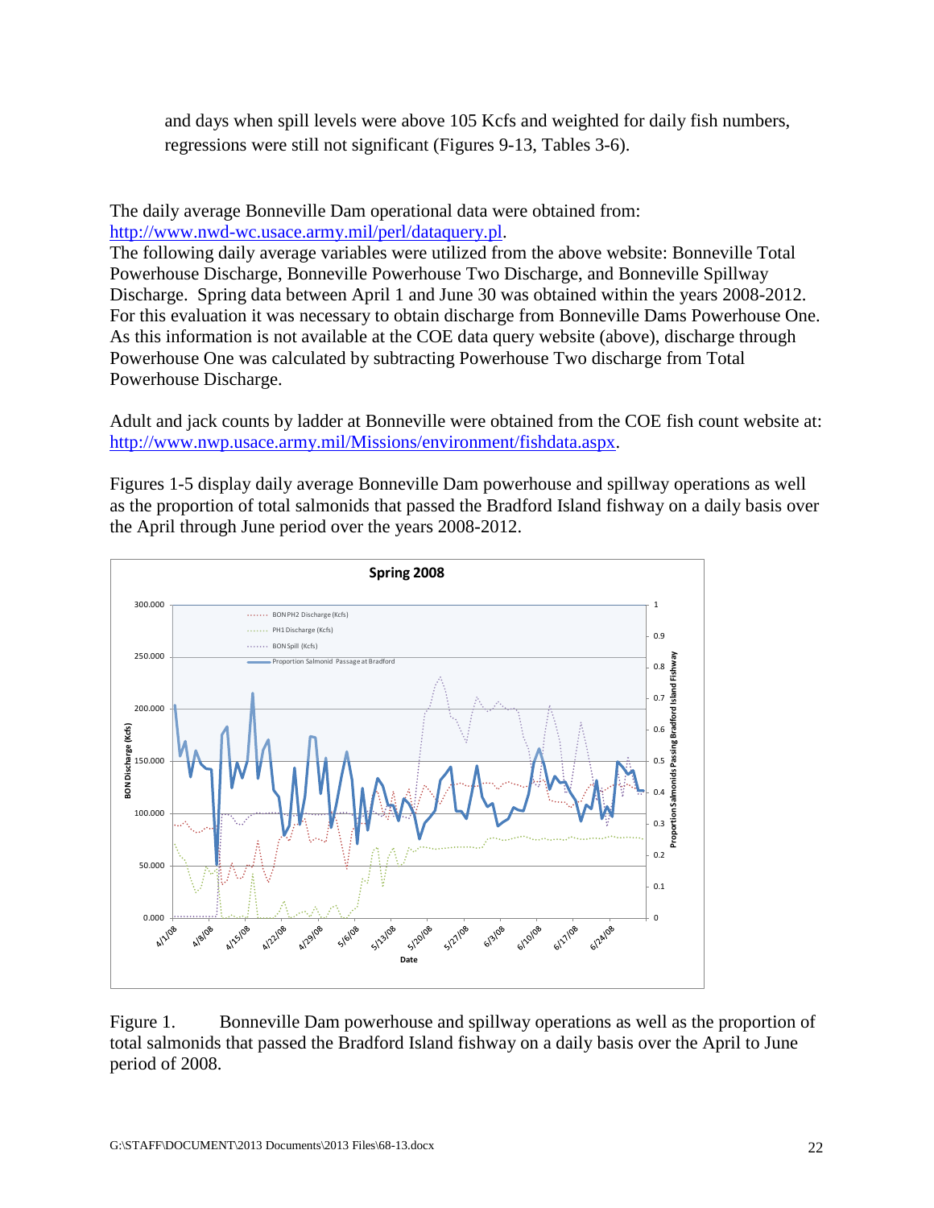and days when spill levels were above 105 Kcfs and weighted for daily fish numbers, regressions were still not significant (Figures 9-13, Tables 3-6).

The daily average Bonneville Dam operational data were obtained from: http://www.nwd-wc.usace.army.mil/perl/dataquery.pl.

The following daily average variables were utilized from the above website: Bonneville Total Powerhouse Discharge, Bonneville Powerhouse Two Discharge, and Bonneville Spillway Discharge. Spring data between April 1 and June 30 was obtained within the years 2008-2012. For this evaluation it was necessary to obtain discharge from Bonneville Dams Powerhouse One. As this information is not available at the COE data query website (above), discharge through Powerhouse One was calculated by subtracting Powerhouse Two discharge from Total Powerhouse Discharge.

Adult and jack counts by ladder at Bonneville were obtained from the COE fish count website at: http://www.nwp.usace.army.mil/Missions/environment/fishdata.aspx.

Figures 1-5 display daily average Bonneville Dam powerhouse and spillway operations as well as the proportion of total salmonids that passed the Bradford Island fishway on a daily basis over the April through June period over the years 2008-2012.

Figure 1. Bonneville Dam powerhouse and spillway operations as well as the proportion of total salmonids that passed the Bradford Island fishway on a daily basis over the April to June period of 2008.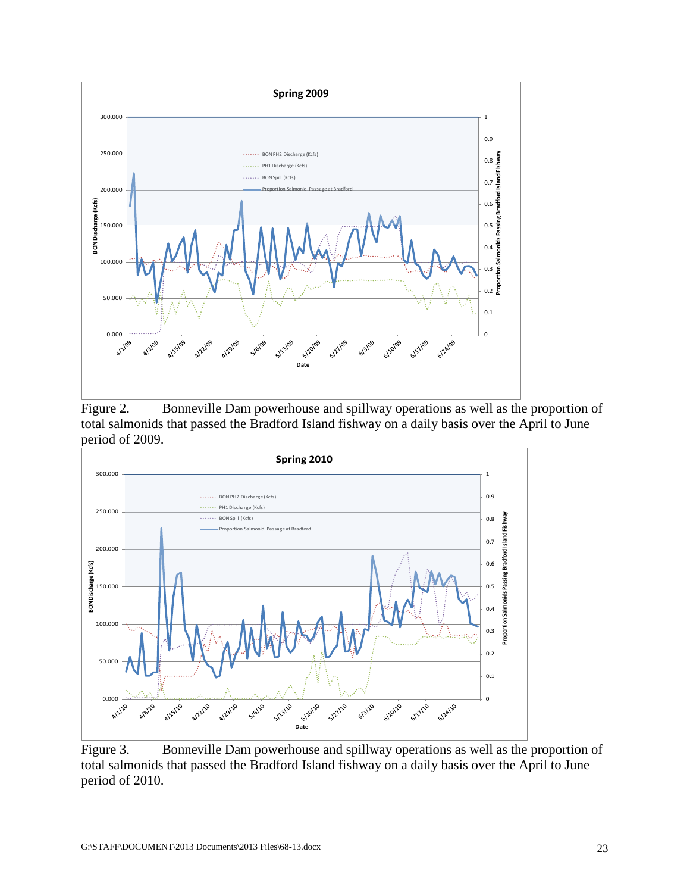Figure 2. Bonneville Dam powerhouse and spillway operations as well as the proportion of total salmonids that passed the Bradford Island fishway on a daily basis over the April to June period of 2009.

Figure 3. Bonneville Dam powerhouse and spillway operations as well as the proportion of total salmonids that passed the Bradford Island fishway on a daily basis over the April to June period of 2010.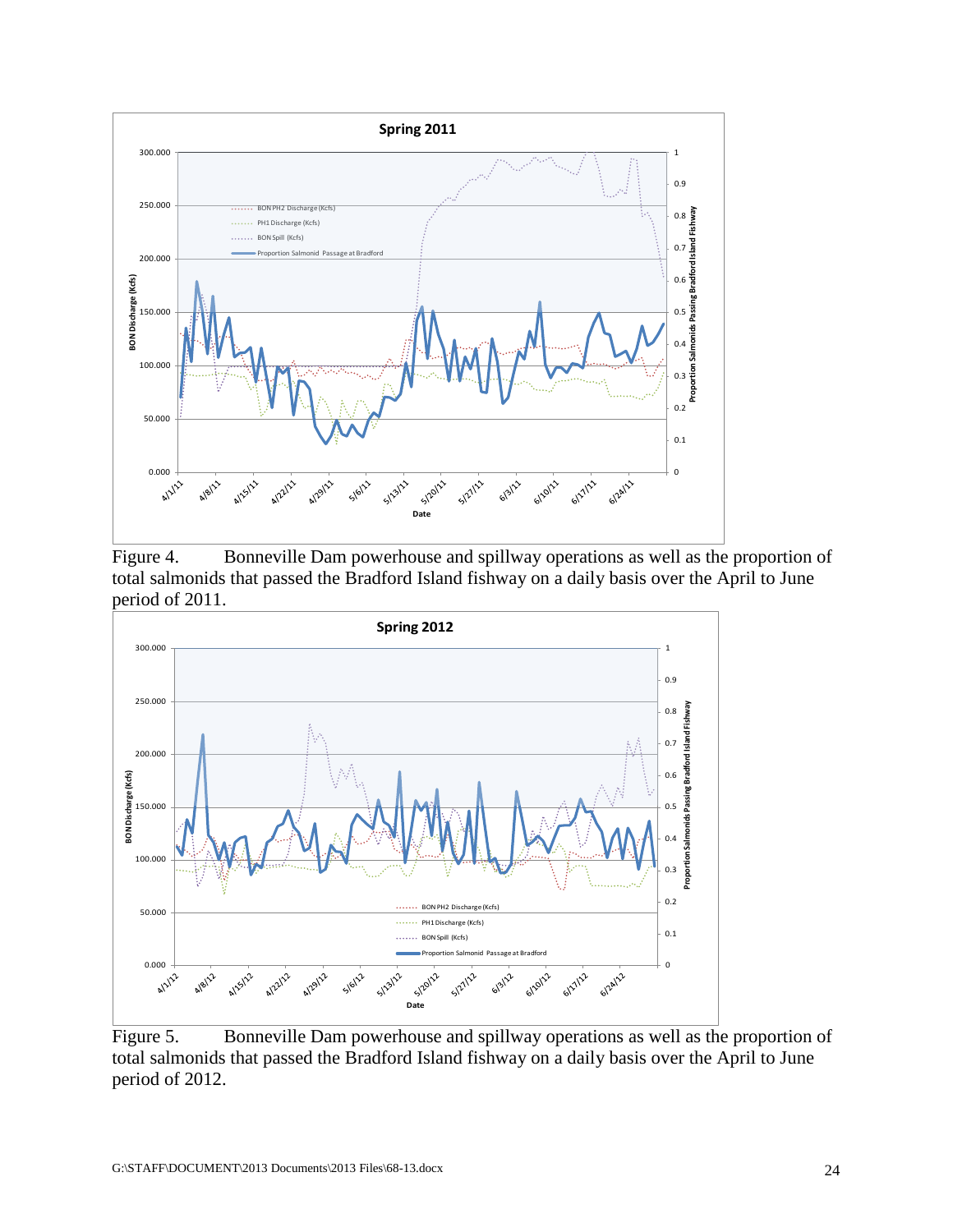Figure 4. Bonneville Dam powerhouse and spillway operations as well as the proportion of total salmonids that passed the Bradford Island fishway on a daily basis over the April to June period of 2011.

Figure 5. Bonneville Dam powerhouse and spillway operations as well as the proportion of total salmonids that passed the Bradford Island fishway on a daily basis over the April to June period of 2012.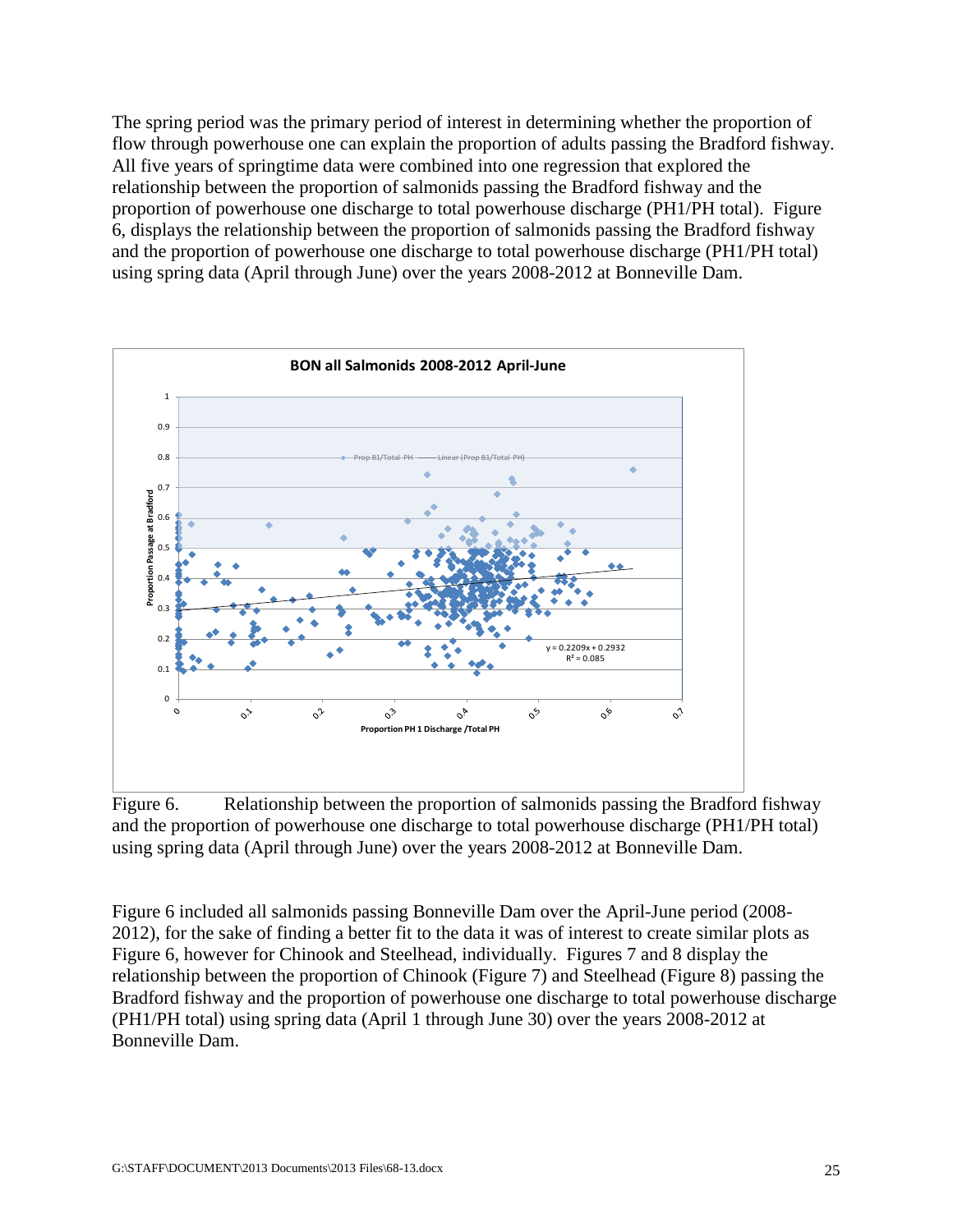The spring period was the primary period of interest in determining whether the proportion of flow through powerhouse one can explain the proportion of adults passing the Bradford fishway. All five years of springtime data were combined into one regression that explored the relationship between the proportion of salmonids passing the Bradford fishway and the proportion of powerhouse one discharge to total powerhouse discharge (PH1/PH total). Figure 6, displays the relationship between the proportion of salmonids passing the Bradford fishway and the proportion of powerhouse one discharge to total powerhouse discharge (PH1/PH total) using spring data (April through June) over the years 2008-2012 at Bonneville Dam.

Figure 6. Relationship between the proportion of salmonids passing the Bradford fishway and the proportion of powerhouse one discharge to total powerhouse discharge (PH1/PH total) using spring data (April through June) over the years 2008-2012 at Bonneville Dam.

Figure 6 included all salmonids passing Bonneville Dam over the April-June period (2008-2012), for the sake of finding a better fit to the data it was of interest to create similar plots as Figure 6, however for Chinook and Steelhead, individually. Figures 7 and 8 display the relationship between the proportion of Chinook (Figure 7) and Steelhead (Figure 8) passing the Bradford fishway and the proportion of powerhouse one discharge to total powerhouse discharge (PH1/PH total) using spring data (April 1 through June 30) over the years 2008-2012 at Bonneville Dam.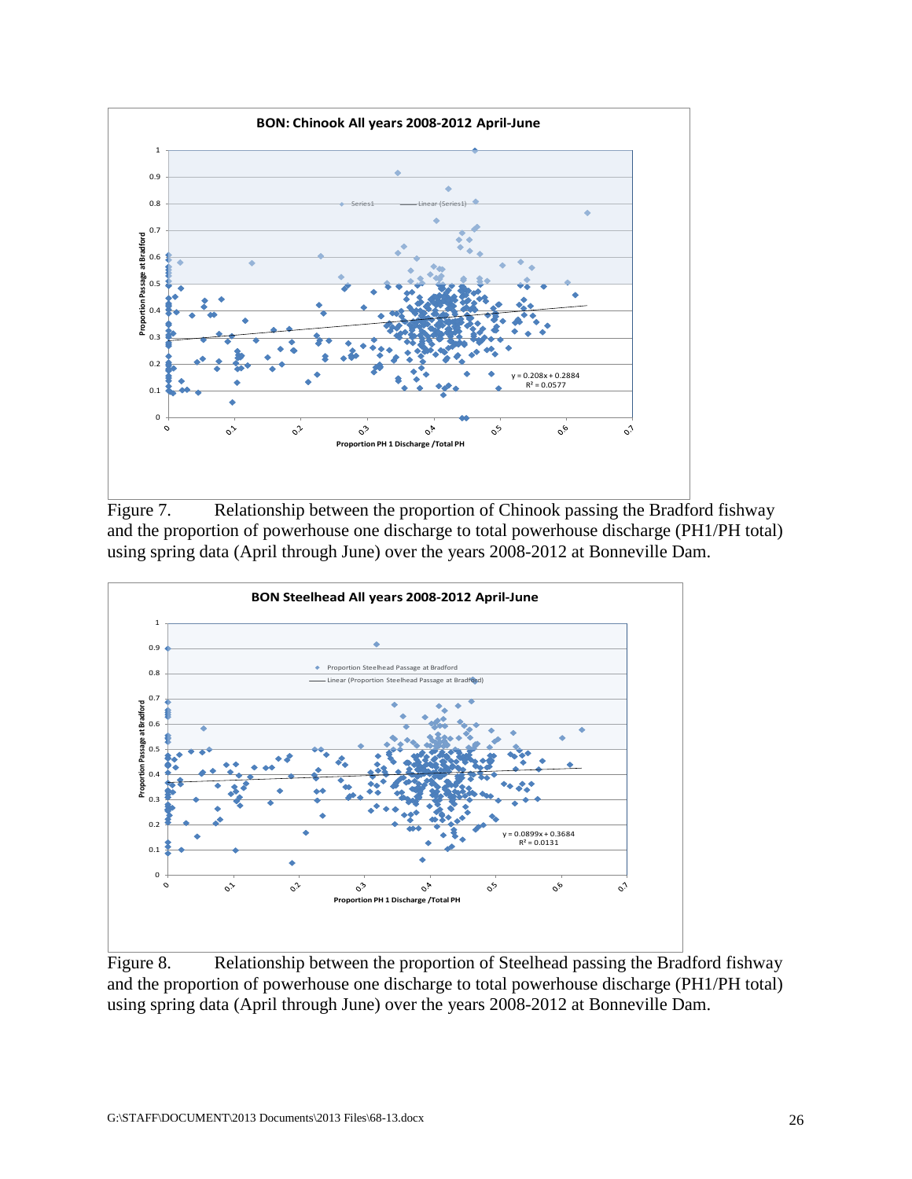Figure 7. Relationship between the proportion of Chinook passing the Bradford fishway and the proportion of powerhouse one discharge to total powerhouse discharge (PH1/PH total) using spring data (April through June) over the years 2008-2012 at Bonneville Dam.

Figure 8. Relationship between the proportion of Steelhead passing the Bradford fishway and the proportion of powerhouse one discharge to total powerhouse discharge (PH1/PH total) using spring data (April through June) over the years 2008-2012 at Bonneville Dam.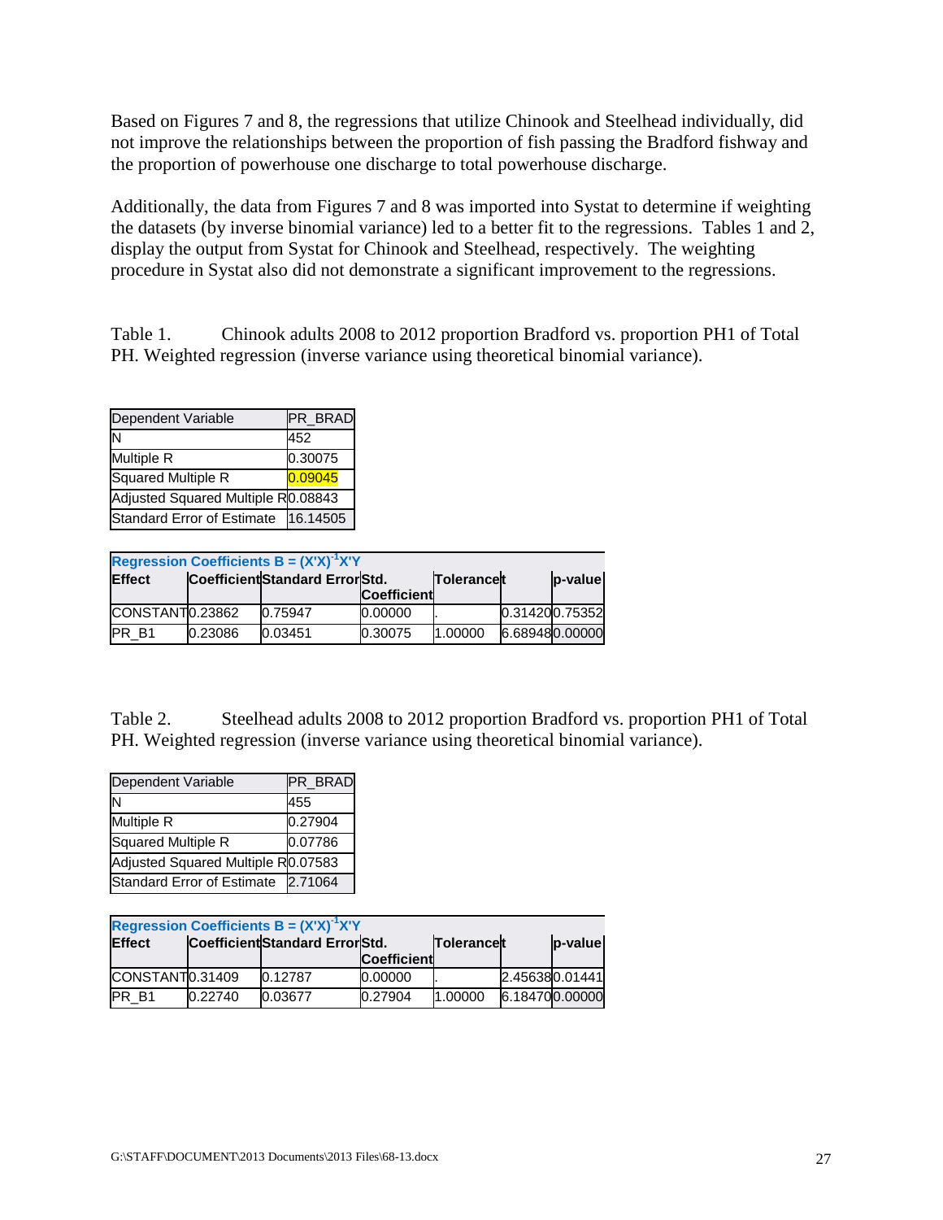Based on Figures 7 and 8, the regressions that utilize Chinook and Steelhead individually, did not improve the relationships between the proportion of fish passing the Bradford fishway and the proportion of powerhouse one discharge to total powerhouse discharge.

Additionally, the data from Figures 7 and 8 was imported into Systat to determine if weighting the datasets (by inverse binomial variance) led to a better fit to the regressions. Tables 1 and 2, display the output from Systat for Chinook and Steelhead, respectively. The weighting procedure in Systat also did not demonstrate a significant improvement to the regressions.

Table 1. Chinook adults 2008 to 2012 proportion Bradford vs. proportion PH1 of Total PH. Weighted regression (inverse variance using theoretical binomial variance).

| Dependent Variable | PR_BRAD |
|---|---|
| N | 452 |
| Multiple R | 0.30075 |
| Squared Multiple R | 0.09045 |
| Adjusted Squared Multiple R | 0.08843 |
| Standard Error of Estimate | 16.14505 |

| Effect | Coefficient | Standard Error | Std. Coefficient | Tolerance | t | p-value |
|---|---|---|---|---|---|---|
| CONSTANT | 0.23862 | 0.75947 | 0.00000 | . | 0.31420 | 0.75352 |
| PR_B1 | 0.23086 | 0.03451 | 0.30075 | 1.00000 | 6.68948 | 0.00000 |

Regression Coefficients $B = (X'X)^{-1}X'Y$

Table 2. Steelhead adults 2008 to 2012 proportion Bradford vs. proportion PH1 of Total PH. Weighted regression (inverse variance using theoretical binomial variance).

| Dependent Variable | PR_BRAD |
|---|---|
| N | 455 |
| Multiple R | 0.27904 |
| Squared Multiple R | 0.07786 |
| Adjusted Squared Multiple R | 0.07583 |
| Standard Error of Estimate | 2.71064 |

Regression Coefficients $B = (X'X)^{-1}X'Y$

| Effect | Coefficient | Standard Error | Std. Coefficient | Tolerance | t | p-value |
|---|---|---|---|---|---|---|
| CONSTANT | 0.31409 | 0.12787 | 0.00000 | . | 2.45638 | 0.01441 |
| PR_B1 | 0.22740 | 0.03677 | 0.27904 | 1.00000 | 6.18470 | 0.00000 |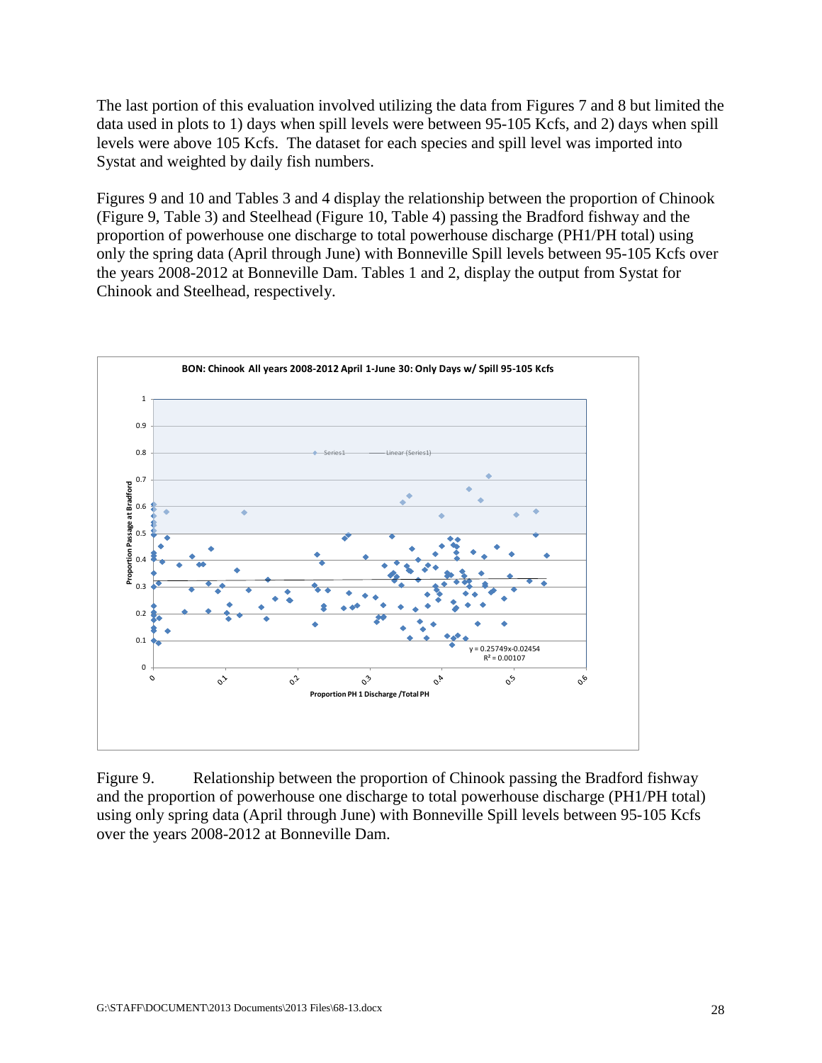The last portion of this evaluation involved utilizing the data from Figures 7 and 8 but limited the data used in plots to 1) days when spill levels were between 95-105 Kcfs, and 2) days when spill levels were above 105 Kcfs. The dataset for each species and spill level was imported into Systat and weighted by daily fish numbers.

Figures 9 and 10 and Tables 3 and 4 display the relationship between the proportion of Chinook (Figure 9, Table 3) and Steelhead (Figure 10, Table 4) passing the Bradford fishway and the proportion of powerhouse one discharge to total powerhouse discharge (PH1/PH total) using only the spring data (April through June) with Bonneville Spill levels between 95-105 Kcfs over the years 2008-2012 at Bonneville Dam. Tables 1 and 2, display the output from Systat for Chinook and Steelhead, respectively.

BON: Chinook All years 2008-2012 April 1-June 30: Only Days w/ Spill 95-105 Kcfs

y = 0.25749x-0.02454
$R^2 = 0.00107$

Proportion Passage at Bradford

Proportion PH 1 Discharge /Total PH

Figure 9. Relationship between the proportion of Chinook passing the Bradford fishway and the proportion of powerhouse one discharge to total powerhouse discharge (PH1/PH total) using only spring data (April through June) with Bonneville Spill levels between 95-105 Kcfs over the years 2008-2012 at Bonneville Dam.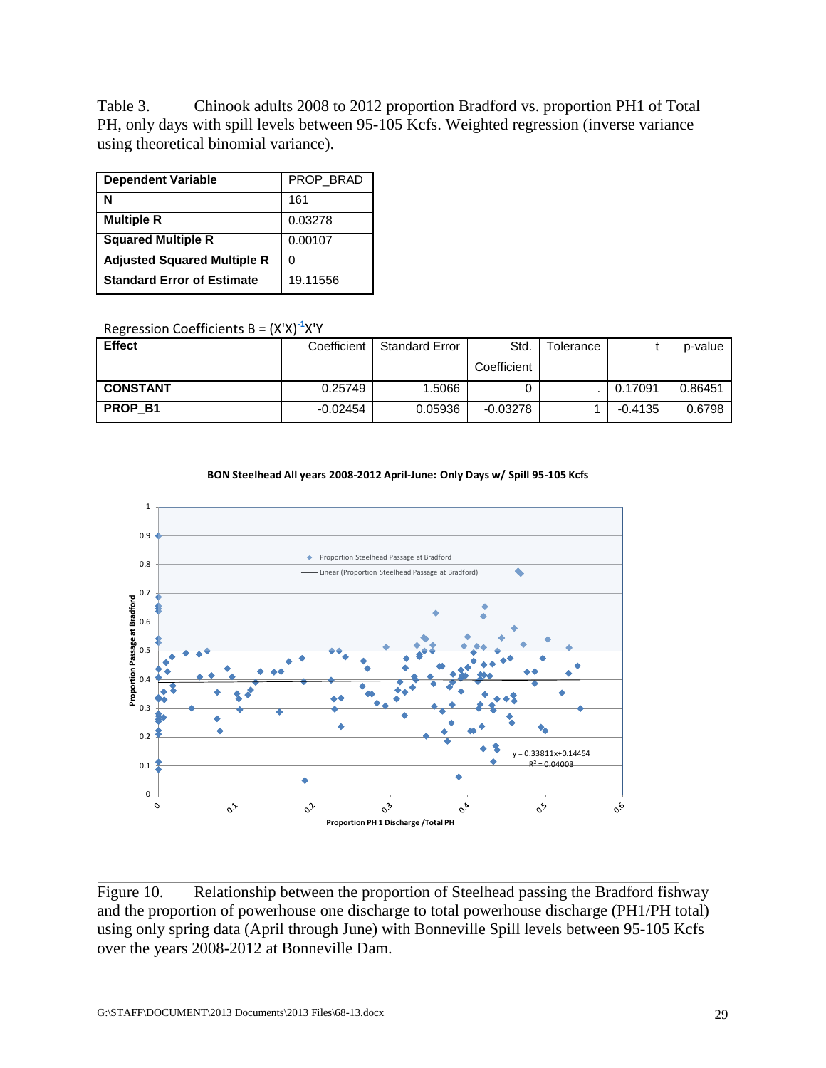Table 3. Chinook adults 2008 to 2012 proportion Bradford vs. proportion PH1 of Total PH, only days with spill levels between 95-105 Kcfs. Weighted regression (inverse variance using theoretical binomial variance).

| Dependent Variable | PROP_BRAD |
|---|---|
| N | 161 |
| Multiple R | 0.03278 |
| Squared Multiple R | 0.00107 |
| Adjusted Squared Multiple R | 0 |
| Standard Error of Estimate | 19.11556 |

Regression Coefficients $B = (X'X)^{-1}X'Y$

| Effect | Coefficient | Standard Error | Std. Coefficient | Tolerance | t | p-value |
|---|---|---|---|---|---|---|
| CONSTANT | 0.25749 | 1.5066 | 0 | . | 0.17091 | 0.86451 |
| PROP_B1 | -0.02454 | 0.05936 | -0.03278 | 1 | -0.4135 | 0.6798 |

Figure 10. Relationship between the proportion of Steelhead passing the Bradford fishway and the proportion of powerhouse one discharge to total powerhouse discharge (PH1/PH total) using only spring data (April through June) with Bonneville Spill levels between 95-105 Kcfs over the years 2008-2012 at Bonneville Dam.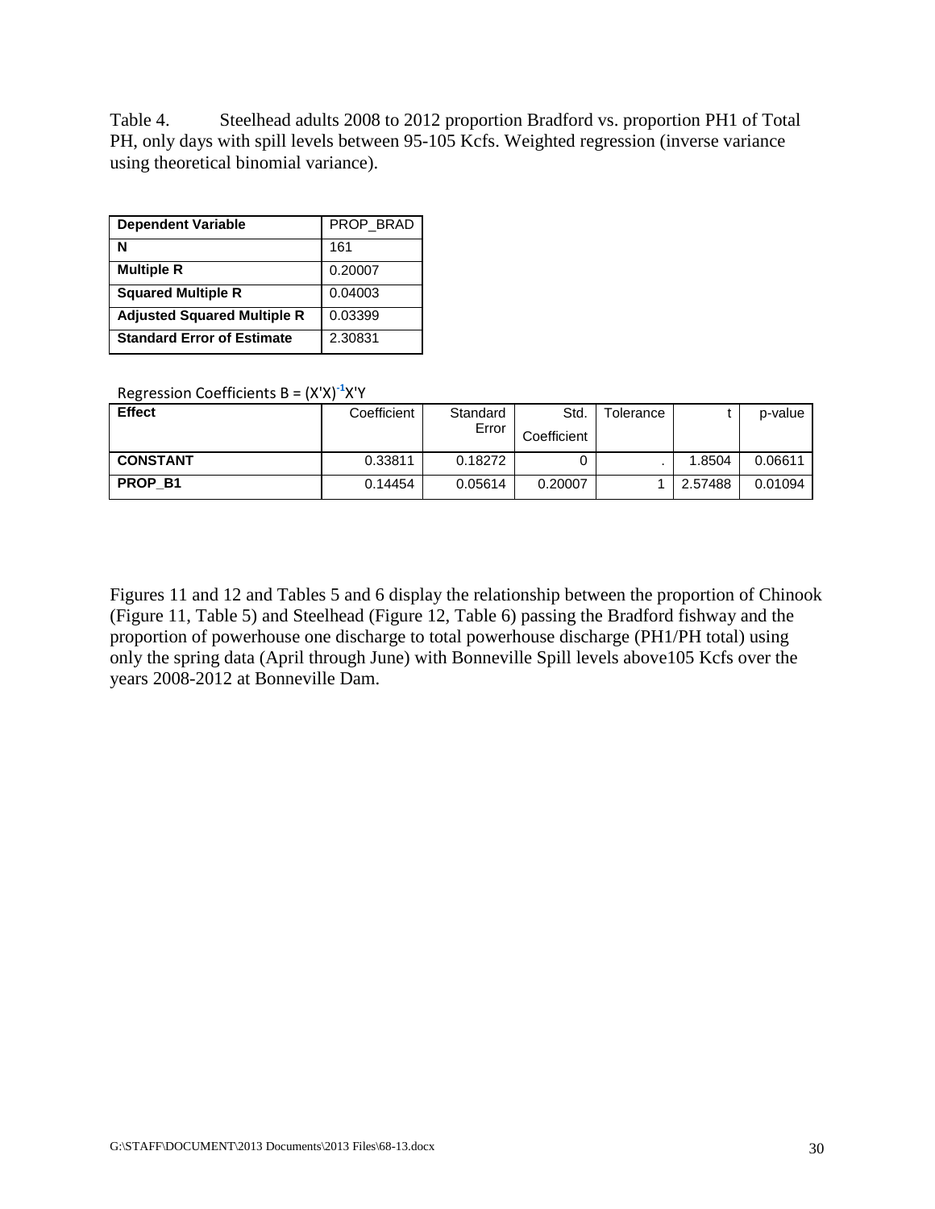Table 4. Steelhead adults 2008 to 2012 proportion Bradford vs. proportion PH1 of Total PH, only days with spill levels between 95-105 Kcfs. Weighted regression (inverse variance using theoretical binomial variance).

| Dependent Variable | PROP_BRAD |
|---|---|
| **N** | 161 |
| **Multiple R** | 0.20007 |
| **Squared Multiple R** | 0.04003 |
| **Adjusted Squared Multiple R** | 0.03399 |
| **Standard Error of Estimate** | 2.30831 |

Regression Coefficients $B = (X'X)^{-1}X'Y$

| Effect | Coefficient | Standard Error | Std. Coefficient | Tolerance | t | p-value |
|---|---|---|---|---|---|---|
| **CONSTANT** | 0.33811 | 0.18272 | 0 | . | 1.8504 | 0.06611 |
| **PROP_B1** | 0.14454 | 0.05614 | 0.20007 | 1 | 2.57488 | 0.01094 |

Figures 11 and 12 and Tables 5 and 6 display the relationship between the proportion of Chinook (Figure 11, Table 5) and Steelhead (Figure 12, Table 6) passing the Bradford fishway and the proportion of powerhouse one discharge to total powerhouse discharge (PH1/PH total) using only the spring data (April through June) with Bonneville Spill levels above105 Kcfs over the years 2008-2012 at Bonneville Dam.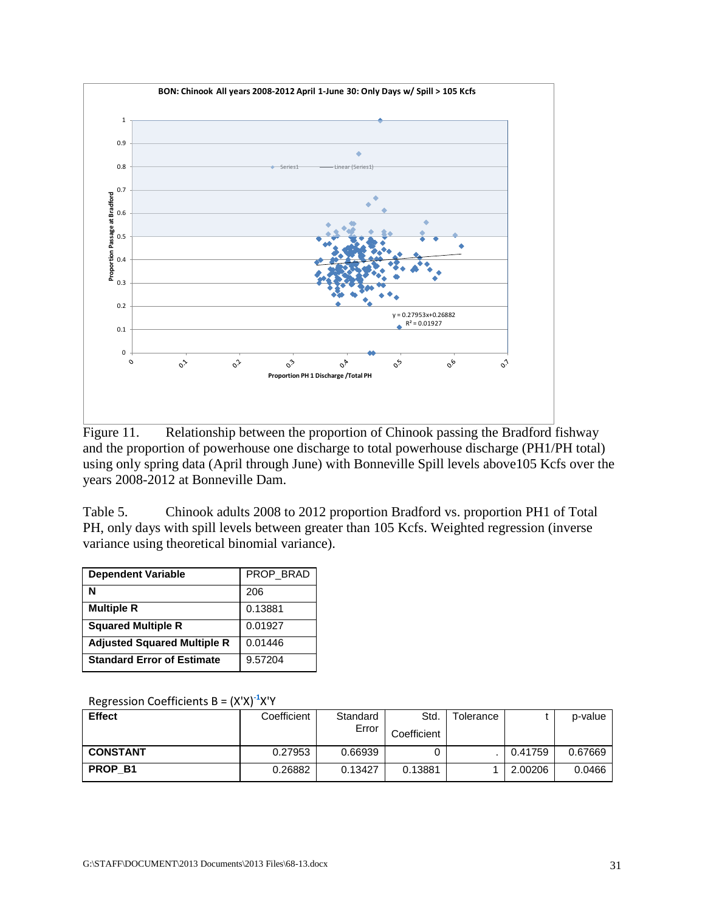Figure 11. Relationship between the proportion of Chinook passing the Bradford fishway and the proportion of powerhouse one discharge to total powerhouse discharge (PH1/PH total) using only spring data (April through June) with Bonneville Spill levels above105 Kcfs over the years 2008-2012 at Bonneville Dam.

Table 5. Chinook adults 2008 to 2012 proportion Bradford vs. proportion PH1 of Total PH, only days with spill levels between greater than 105 Kcfs. Weighted regression (inverse variance using theoretical binomial variance).

| Dependent Variable | PROP_BRAD |
|---|---|
| **N** | 206 |
| **Multiple R** | 0.13881 |
| **Squared Multiple R** | 0.01927 |
| **Adjusted Squared Multiple R** | 0.01446 |
| **Standard Error of Estimate** | 9.57204 |

Regression Coefficients $B = (X'X)^{-1}X'Y$

| Effect | Coefficient | Standard Error | Std. Coefficient | Tolerance | t | p-value |
|---|---|---|---|---|---|---|
| **CONSTANT** | 0.27953 | 0.66939 | 0 | . | 0.41759 | 0.67669 |
| **PROP_B1** | 0.26882 | 0.13427 | 0.13881 | 1 | 2.00206 | 0.0466 |

G:\STAFF\DOCUMENT\2013 Documents\2013 Files\68-13.docx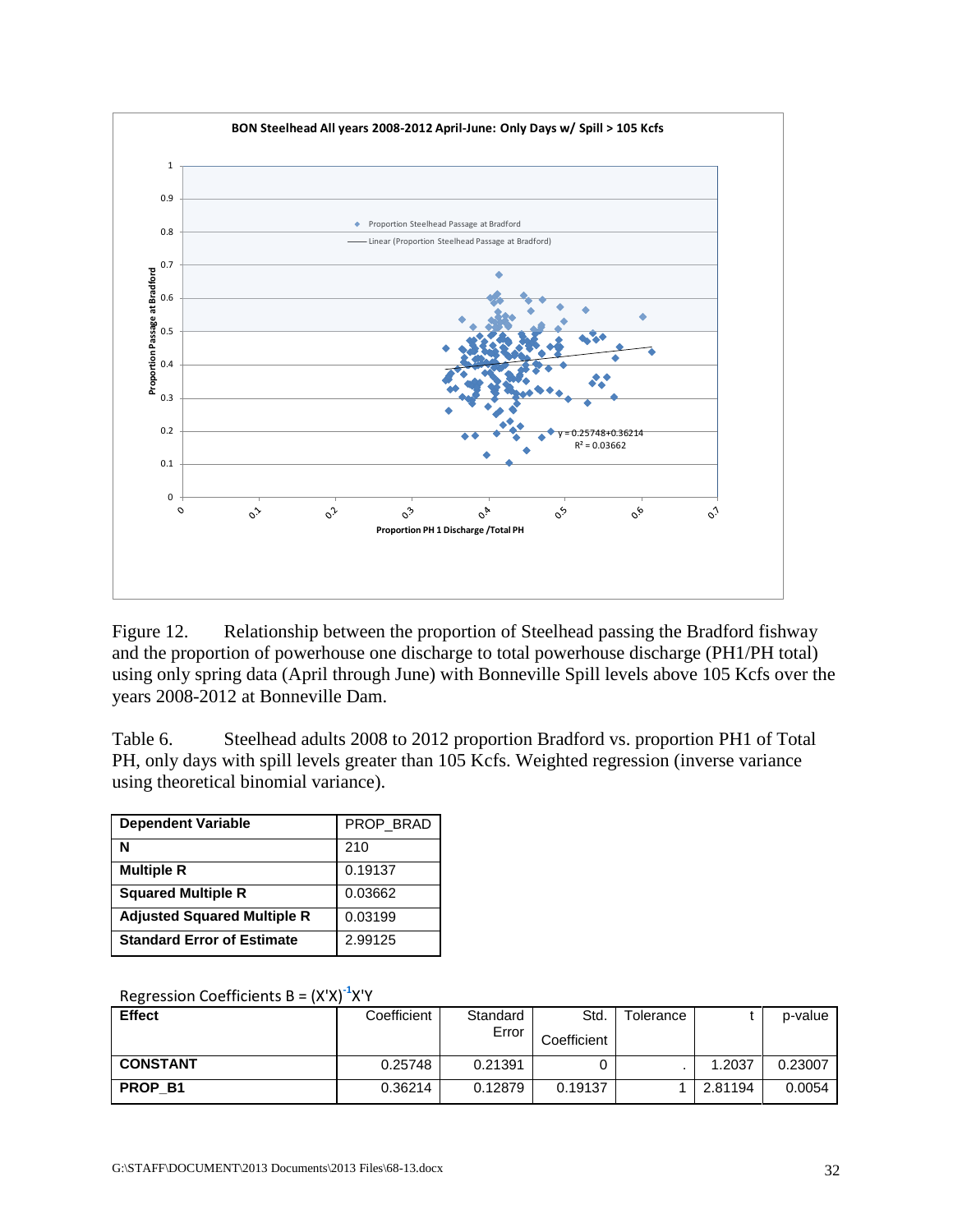Figure 12. Relationship between the proportion of Steelhead passing the Bradford fishway and the proportion of powerhouse one discharge to total powerhouse discharge (PH1/PH total) using only spring data (April through June) with Bonneville Spill levels above 105 Kcfs over the years 2008-2012 at Bonneville Dam.

Table 6. Steelhead adults 2008 to 2012 proportion Bradford vs. proportion PH1 of Total PH, only days with spill levels greater than 105 Kcfs. Weighted regression (inverse variance using theoretical binomial variance).

| **Dependent Variable** | PROP_BRAD |
|---|---|
| **N** | 210 |
| **Multiple R** | 0.19137 |
| **Squared Multiple R** | 0.03662 |
| **Adjusted Squared Multiple R** | 0.03199 |
| **Standard Error of Estimate** | 2.99125 |

Regression Coefficients $B = (X'X)^{-1}X'Y$

| **Effect** | Coefficient | Standard Error | Std. Coefficient | Tolerance | t | p-value |
|---|---|---|---|---|---|---|
| **CONSTANT** | 0.25748 | 0.21391 | 0 | . | 1.2037 | 0.23007 |
| **PROP_B1** | 0.36214 | 0.12879 | 0.19137 | 1 | 2.81194 | 0.0054 |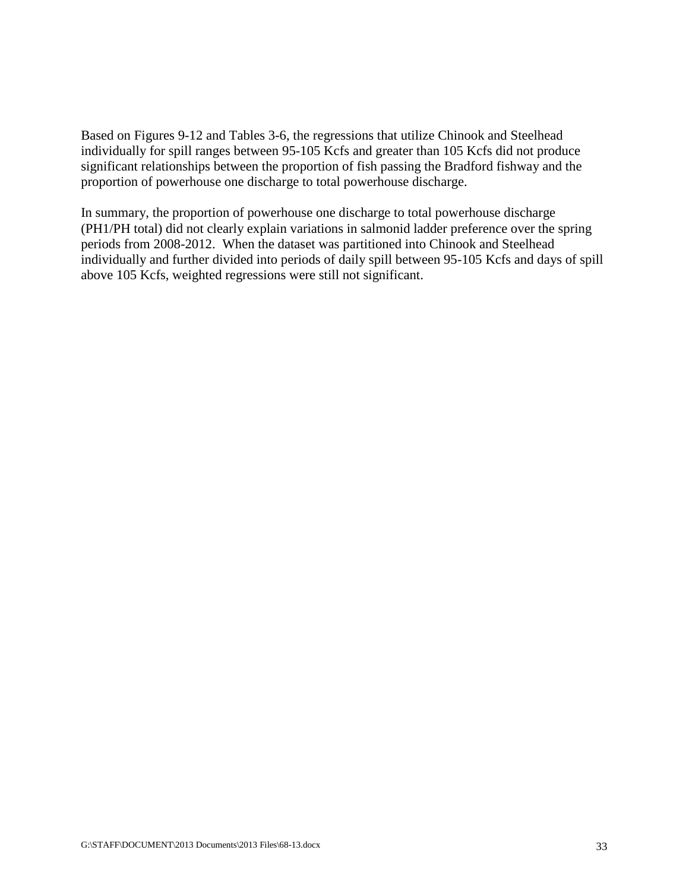Based on Figures 9-12 and Tables 3-6, the regressions that utilize Chinook and Steelhead individually for spill ranges between 95-105 Kcfs and greater than 105 Kcfs did not produce significant relationships between the proportion of fish passing the Bradford fishway and the proportion of powerhouse one discharge to total powerhouse discharge.

In summary, the proportion of powerhouse one discharge to total powerhouse discharge (PH1/PH total) did not clearly explain variations in salmonid ladder preference over the spring periods from 2008-2012. When the dataset was partitioned into Chinook and Steelhead individually and further divided into periods of daily spill between 95-105 Kcfs and days of spill above 105 Kcfs, weighted regressions were still not significant.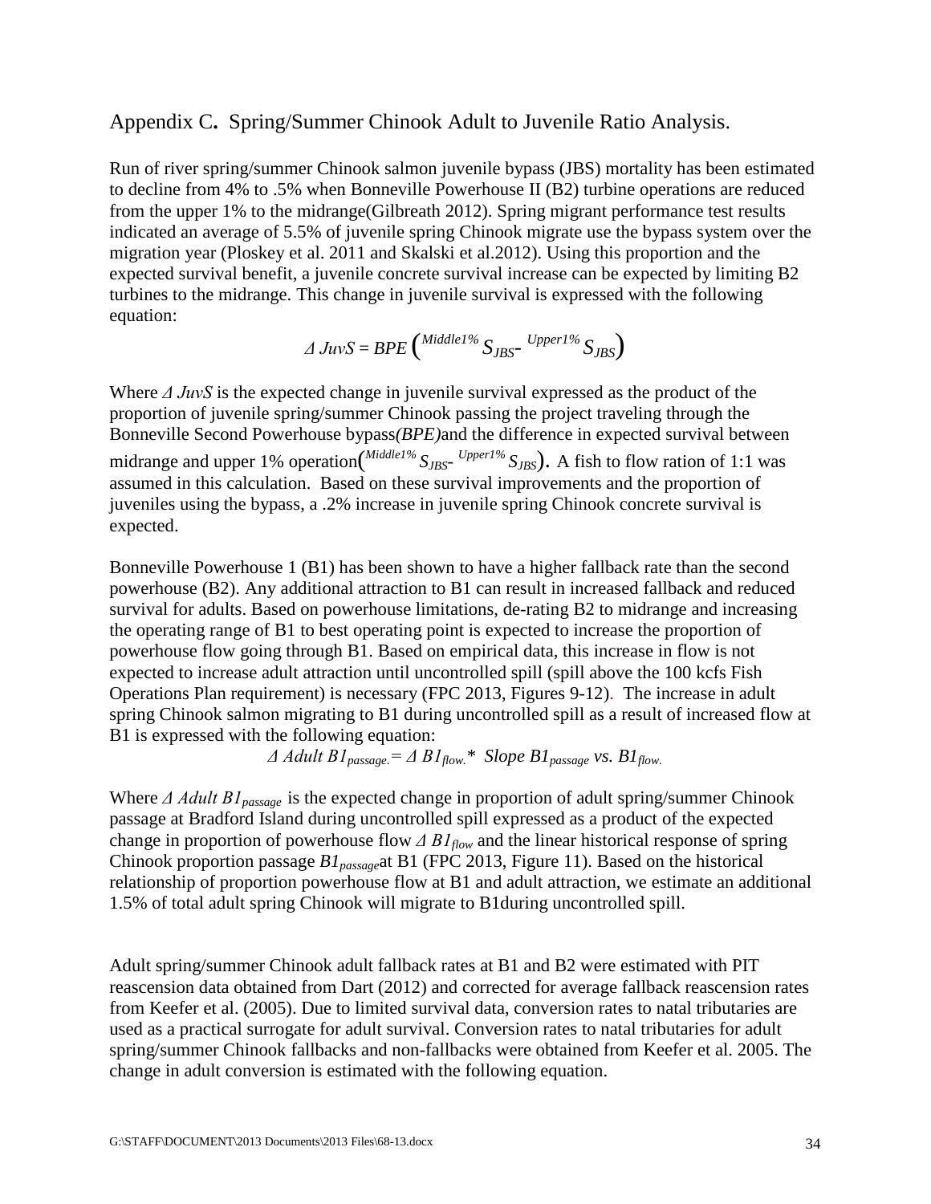## Appendix C. Spring/Summer Chinook Adult to Juvenile Ratio Analysis.

Run of river spring/summer Chinook salmon juvenile bypass (JBS) mortality has been estimated to decline from 4% to .5% when Bonneville Powerhouse II (B2) turbine operations are reduced from the upper 1% to the midrange(Gilbreath 2012). Spring migrant performance test results indicated an average of 5.5% of juvenile spring Chinook migrate use the bypass system over the migration year (Ploskey et al. 2011 and Skalski et al.2012). Using this proportion and the expected survival benefit, a juvenile concrete survival increase can be expected by limiting B2 turbines to the midrange. This change in juvenile survival is expressed with the following equation:

$$\Delta\ JuvS = BPE\left({}^{Middle1\%}S_{JBS} - {}^{Upper1\%}S_{JBS}\right)$$

Where $\Delta\ JuvS$ is the expected change in juvenile survival expressed as the product of the proportion of juvenile spring/summer Chinook passing the project traveling through the Bonneville Second Powerhouse bypass*(BPE)*and the difference in expected survival between midrange and upper 1% operation$\left({}^{Middle1\%}S_{JBS} - {}^{Upper1\%}S_{JBS}\right)$. A fish to flow ration of 1:1 was assumed in this calculation. Based on these survival improvements and the proportion of juveniles using the bypass, a .2% increase in juvenile spring Chinook concrete survival is expected.

Bonneville Powerhouse 1 (B1) has been shown to have a higher fallback rate than the second powerhouse (B2). Any additional attraction to B1 can result in increased fallback and reduced survival for adults. Based on powerhouse limitations, de-rating B2 to midrange and increasing the operating range of B1 to best operating point is expected to increase the proportion of powerhouse flow going through B1. Based on empirical data, this increase in flow is not expected to increase adult attraction until uncontrolled spill (spill above the 100 kcfs Fish Operations Plan requirement) is necessary (FPC 2013, Figures 9-12). The increase in adult spring Chinook salmon migrating to B1 during uncontrolled spill as a result of increased flow at B1 is expressed with the following equation:

$$\Delta\ Adult\ B1_{passage.} = \Delta\ B1_{flow.} *\ \ Slope\ B1_{passage}\ vs.\ B1_{flow.}$$

Where $\Delta\ Adult\ B1_{passage}$ is the expected change in proportion of adult spring/summer Chinook passage at Bradford Island during uncontrolled spill expressed as a product of the expected change in proportion of powerhouse flow $\Delta\ B1_{flow}$ and the linear historical response of spring Chinook proportion passage $B1_{passage}$at B1 (FPC 2013, Figure 11). Based on the historical relationship of proportion powerhouse flow at B1 and adult attraction, we estimate an additional 1.5% of total adult spring Chinook will migrate to B1during uncontrolled spill.

Adult spring/summer Chinook adult fallback rates at B1 and B2 were estimated with PIT reascension data obtained from Dart (2012) and corrected for average fallback reascension rates from Keefer et al. (2005). Due to limited survival data, conversion rates to natal tributaries are used as a practical surrogate for adult survival. Conversion rates to natal tributaries for adult spring/summer Chinook fallbacks and non-fallbacks were obtained from Keefer et al. 2005. The change in adult conversion is estimated with the following equation.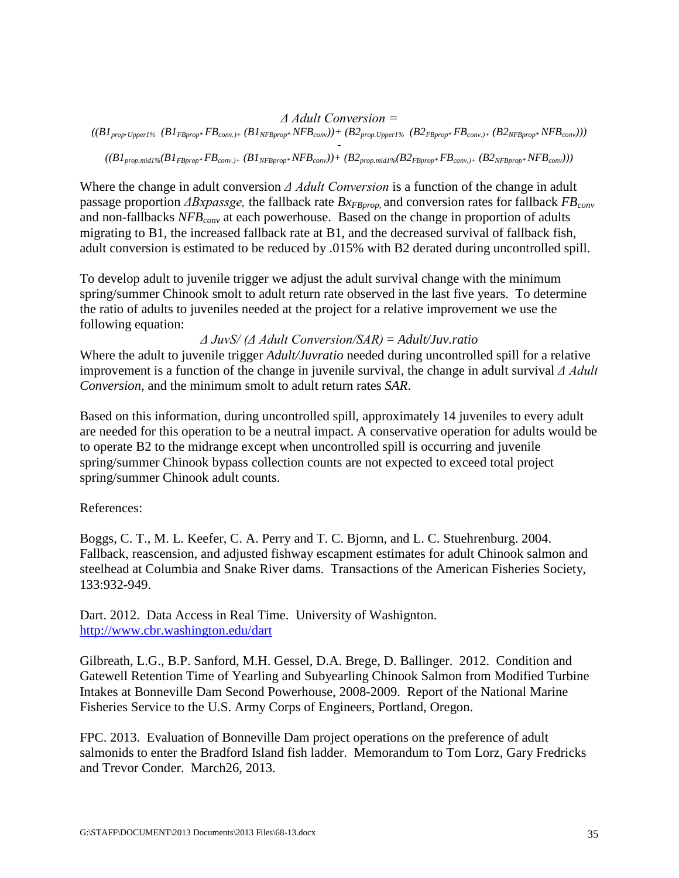$$\Delta \textit{ Adult Conversion} =$$

$$((B1_{prop \cdot Upper1\%}\ (B1_{FBprop} * FB_{conv.}) + (B1_{NFBprop} * NFB_{conv})) + (B2_{prop.Upper1\%}\ (B2_{FBprop} * FB_{conv.}) + (B2_{NFBprop} * NFB_{conv})))$$

$$-$$

$$((B1_{prop.mid1\%}(B1_{FBprop} * FB_{conv.}) + (B1_{NFBprop} * NFB_{conv})) + (B2_{prop.mid1\%}(B2_{FBprop} * FB_{conv.}) + (B2_{NFBprop} * NFB_{conv})))$$

Where the change in adult conversion *Δ Adult Conversion* is a function of the change in adult passage proportion *ΔBxpassge,* the fallback rate $Bx_{FBprop,}$ and conversion rates for fallback $FB_{conv}$ and non-fallbacks $NFB_{conv}$ at each powerhouse. Based on the change in proportion of adults migrating to B1, the increased fallback rate at B1, and the decreased survival of fallback fish, adult conversion is estimated to be reduced by .015% with B2 derated during uncontrolled spill.

To develop adult to juvenile trigger we adjust the adult survival change with the minimum spring/summer Chinook smolt to adult return rate observed in the last five years. To determine the ratio of adults to juveniles needed at the project for a relative improvement we use the following equation:

$$\Delta\ JuvS/\ (\Delta\ Adult\ Conversion/SAR) = Adult/Juv.ratio$$

Where the adult to juvenile trigger *Adult/Juvratio* needed during uncontrolled spill for a relative improvement is a function of the change in juvenile survival, the change in adult survival *Δ Adult Conversion,* and the minimum smolt to adult return rates *SAR*.

Based on this information, during uncontrolled spill, approximately 14 juveniles to every adult are needed for this operation to be a neutral impact. A conservative operation for adults would be to operate B2 to the midrange except when uncontrolled spill is occurring and juvenile spring/summer Chinook bypass collection counts are not expected to exceed total project spring/summer Chinook adult counts.

References:

Boggs, C. T., M. L. Keefer, C. A. Perry and T. C. Bjornn, and L. C. Stuehrenburg. 2004. Fallback, reascension, and adjusted fishway escapment estimates for adult Chinook salmon and steelhead at Columbia and Snake River dams. Transactions of the American Fisheries Society, 133:932-949.

Dart. 2012. Data Access in Real Time. University of Washignton. http://www.cbr.washington.edu/dart

Gilbreath, L.G., B.P. Sanford, M.H. Gessel, D.A. Brege, D. Ballinger. 2012. Condition and Gatewell Retention Time of Yearling and Subyearling Chinook Salmon from Modified Turbine Intakes at Bonneville Dam Second Powerhouse, 2008-2009. Report of the National Marine Fisheries Service to the U.S. Army Corps of Engineers, Portland, Oregon.

FPC. 2013. Evaluation of Bonneville Dam project operations on the preference of adult salmonids to enter the Bradford Island fish ladder. Memorandum to Tom Lorz, Gary Fredricks and Trevor Conder. March26, 2013.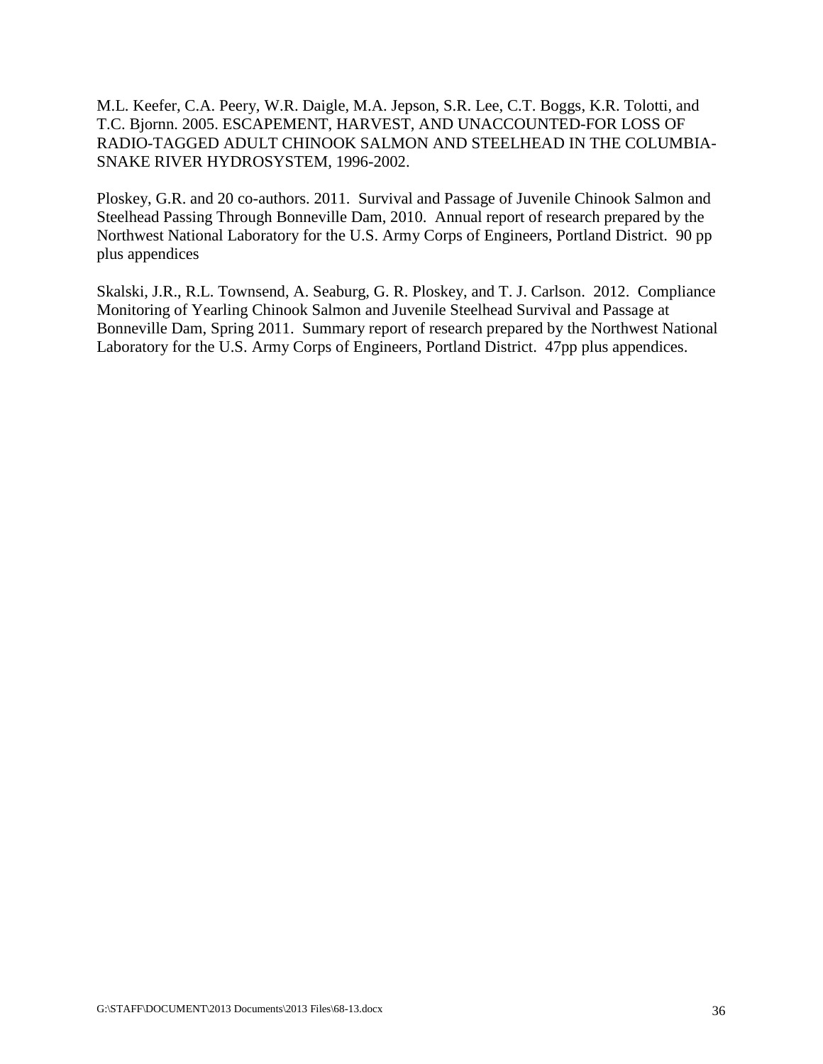M.L. Keefer, C.A. Peery, W.R. Daigle, M.A. Jepson, S.R. Lee, C.T. Boggs, K.R. Tolotti, and T.C. Bjornn. 2005. ESCAPEMENT, HARVEST, AND UNACCOUNTED-FOR LOSS OF RADIO-TAGGED ADULT CHINOOK SALMON AND STEELHEAD IN THE COLUMBIA-SNAKE RIVER HYDROSYSTEM, 1996-2002.

Ploskey, G.R. and 20 co-authors. 2011. Survival and Passage of Juvenile Chinook Salmon and Steelhead Passing Through Bonneville Dam, 2010. Annual report of research prepared by the Northwest National Laboratory for the U.S. Army Corps of Engineers, Portland District. 90 pp plus appendices

Skalski, J.R., R.L. Townsend, A. Seaburg, G. R. Ploskey, and T. J. Carlson. 2012. Compliance Monitoring of Yearling Chinook Salmon and Juvenile Steelhead Survival and Passage at Bonneville Dam, Spring 2011. Summary report of research prepared by the Northwest National Laboratory for the U.S. Army Corps of Engineers, Portland District. 47pp plus appendices.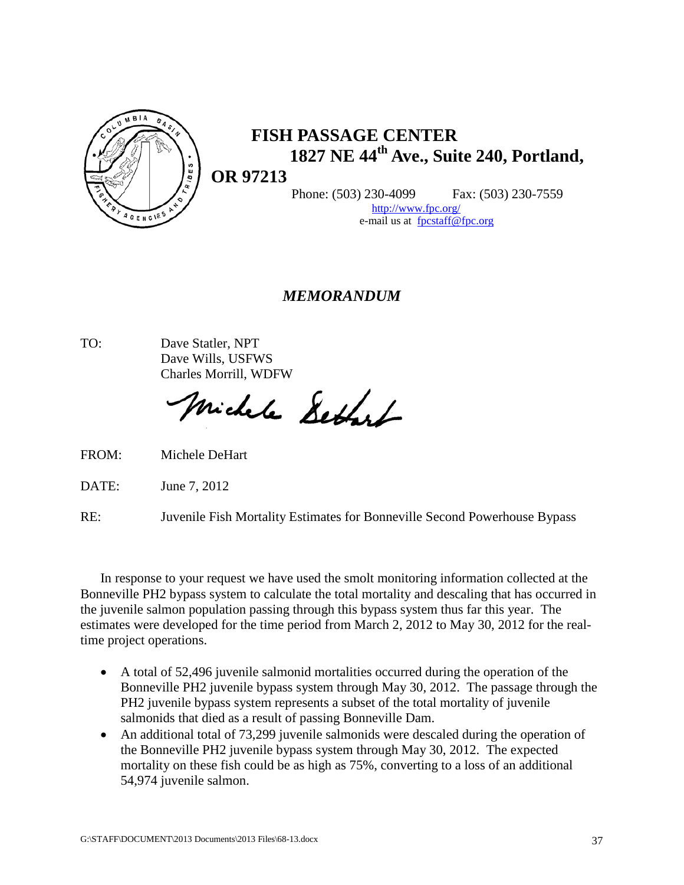# FISH PASSAGE CENTER

**1827 NE 44th Ave., Suite 240, Portland, OR 97213**

Phone: (503) 230-4099 Fax: (503) 230-7559

http://www.fpc.org/

e-mail us at fpcstaff@fpc.org

## *MEMORANDUM*

TO: Dave Statler, NPT
Dave Wills, USFWS
Charles Morrill, WDFW

FROM: Michele DeHart

DATE: June 7, 2012

RE: Juvenile Fish Mortality Estimates for Bonneville Second Powerhouse Bypass

In response to your request we have used the smolt monitoring information collected at the Bonneville PH2 bypass system to calculate the total mortality and descaling that has occurred in the juvenile salmon population passing through this bypass system thus far this year. The estimates were developed for the time period from March 2, 2012 to May 30, 2012 for the real-time project operations.

- A total of 52,496 juvenile salmonid mortalities occurred during the operation of the Bonneville PH2 juvenile bypass system through May 30, 2012. The passage through the PH2 juvenile bypass system represents a subset of the total mortality of juvenile salmonids that died as a result of passing Bonneville Dam.
- An additional total of 73,299 juvenile salmonids were descaled during the operation of the Bonneville PH2 juvenile bypass system through May 30, 2012. The expected mortality on these fish could be as high as 75%, converting to a loss of an additional 54,974 juvenile salmon.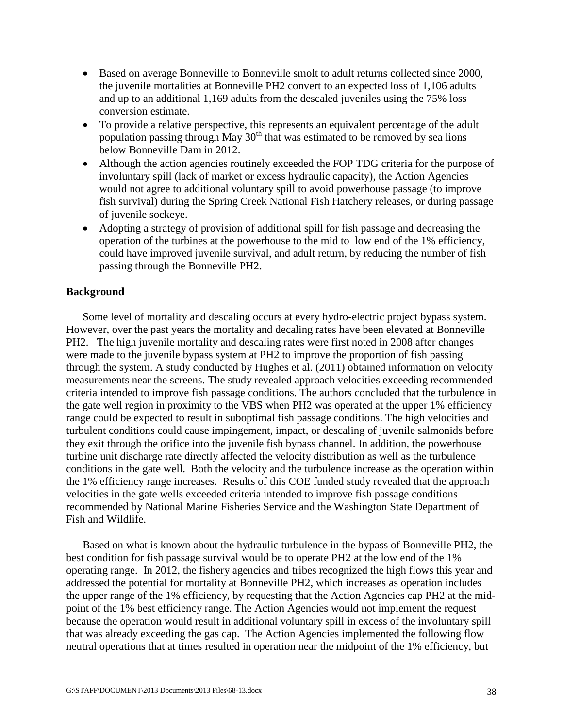- Based on average Bonneville to Bonneville smolt to adult returns collected since 2000, the juvenile mortalities at Bonneville PH2 convert to an expected loss of 1,106 adults and up to an additional 1,169 adults from the descaled juveniles using the 75% loss conversion estimate.
- To provide a relative perspective, this represents an equivalent percentage of the adult population passing through May 30th that was estimated to be removed by sea lions below Bonneville Dam in 2012.
- Although the action agencies routinely exceeded the FOP TDG criteria for the purpose of involuntary spill (lack of market or excess hydraulic capacity), the Action Agencies would not agree to additional voluntary spill to avoid powerhouse passage (to improve fish survival) during the Spring Creek National Fish Hatchery releases, or during passage of juvenile sockeye.
- Adopting a strategy of provision of additional spill for fish passage and decreasing the operation of the turbines at the powerhouse to the mid to low end of the 1% efficiency, could have improved juvenile survival, and adult return, by reducing the number of fish passing through the Bonneville PH2.

**Background**

Some level of mortality and descaling occurs at every hydro-electric project bypass system. However, over the past years the mortality and decaling rates have been elevated at Bonneville PH2. The high juvenile mortality and descaling rates were first noted in 2008 after changes were made to the juvenile bypass system at PH2 to improve the proportion of fish passing through the system. A study conducted by Hughes et al. (2011) obtained information on velocity measurements near the screens. The study revealed approach velocities exceeding recommended criteria intended to improve fish passage conditions. The authors concluded that the turbulence in the gate well region in proximity to the VBS when PH2 was operated at the upper 1% efficiency range could be expected to result in suboptimal fish passage conditions. The high velocities and turbulent conditions could cause impingement, impact, or descaling of juvenile salmonids before they exit through the orifice into the juvenile fish bypass channel. In addition, the powerhouse turbine unit discharge rate directly affected the velocity distribution as well as the turbulence conditions in the gate well. Both the velocity and the turbulence increase as the operation within the 1% efficiency range increases. Results of this COE funded study revealed that the approach velocities in the gate wells exceeded criteria intended to improve fish passage conditions recommended by National Marine Fisheries Service and the Washington State Department of Fish and Wildlife.

Based on what is known about the hydraulic turbulence in the bypass of Bonneville PH2, the best condition for fish passage survival would be to operate PH2 at the low end of the 1% operating range. In 2012, the fishery agencies and tribes recognized the high flows this year and addressed the potential for mortality at Bonneville PH2, which increases as operation includes the upper range of the 1% efficiency, by requesting that the Action Agencies cap PH2 at the mid-point of the 1% best efficiency range. The Action Agencies would not implement the request because the operation would result in additional voluntary spill in excess of the involuntary spill that was already exceeding the gas cap. The Action Agencies implemented the following flow neutral operations that at times resulted in operation near the midpoint of the 1% efficiency, but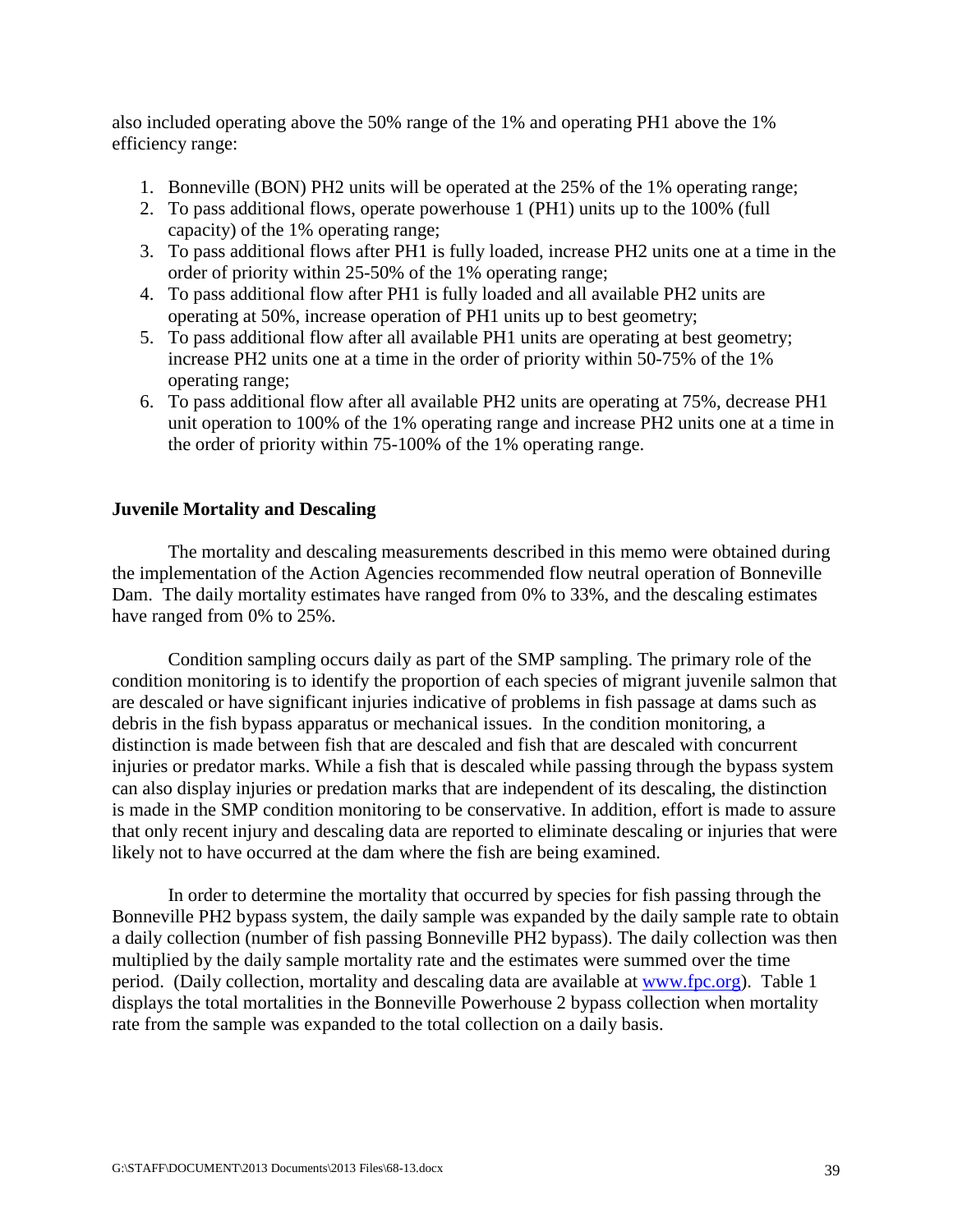also included operating above the 50% range of the 1% and operating PH1 above the 1% efficiency range:

1. Bonneville (BON) PH2 units will be operated at the 25% of the 1% operating range;
2. To pass additional flows, operate powerhouse 1 (PH1) units up to the 100% (full capacity) of the 1% operating range;
3. To pass additional flows after PH1 is fully loaded, increase PH2 units one at a time in the order of priority within 25-50% of the 1% operating range;
4. To pass additional flow after PH1 is fully loaded and all available PH2 units are operating at 50%, increase operation of PH1 units up to best geometry;
5. To pass additional flow after all available PH1 units are operating at best geometry; increase PH2 units one at a time in the order of priority within 50-75% of the 1% operating range;
6. To pass additional flow after all available PH2 units are operating at 75%, decrease PH1 unit operation to 100% of the 1% operating range and increase PH2 units one at a time in the order of priority within 75-100% of the 1% operating range.

**Juvenile Mortality and Descaling**

The mortality and descaling measurements described in this memo were obtained during the implementation of the Action Agencies recommended flow neutral operation of Bonneville Dam. The daily mortality estimates have ranged from 0% to 33%, and the descaling estimates have ranged from 0% to 25%.

Condition sampling occurs daily as part of the SMP sampling. The primary role of the condition monitoring is to identify the proportion of each species of migrant juvenile salmon that are descaled or have significant injuries indicative of problems in fish passage at dams such as debris in the fish bypass apparatus or mechanical issues. In the condition monitoring, a distinction is made between fish that are descaled and fish that are descaled with concurrent injuries or predator marks. While a fish that is descaled while passing through the bypass system can also display injuries or predation marks that are independent of its descaling, the distinction is made in the SMP condition monitoring to be conservative. In addition, effort is made to assure that only recent injury and descaling data are reported to eliminate descaling or injuries that were likely not to have occurred at the dam where the fish are being examined.

In order to determine the mortality that occurred by species for fish passing through the Bonneville PH2 bypass system, the daily sample was expanded by the daily sample rate to obtain a daily collection (number of fish passing Bonneville PH2 bypass). The daily collection was then multiplied by the daily sample mortality rate and the estimates were summed over the time period. (Daily collection, mortality and descaling data are available at www.fpc.org). Table 1 displays the total mortalities in the Bonneville Powerhouse 2 bypass collection when mortality rate from the sample was expanded to the total collection on a daily basis.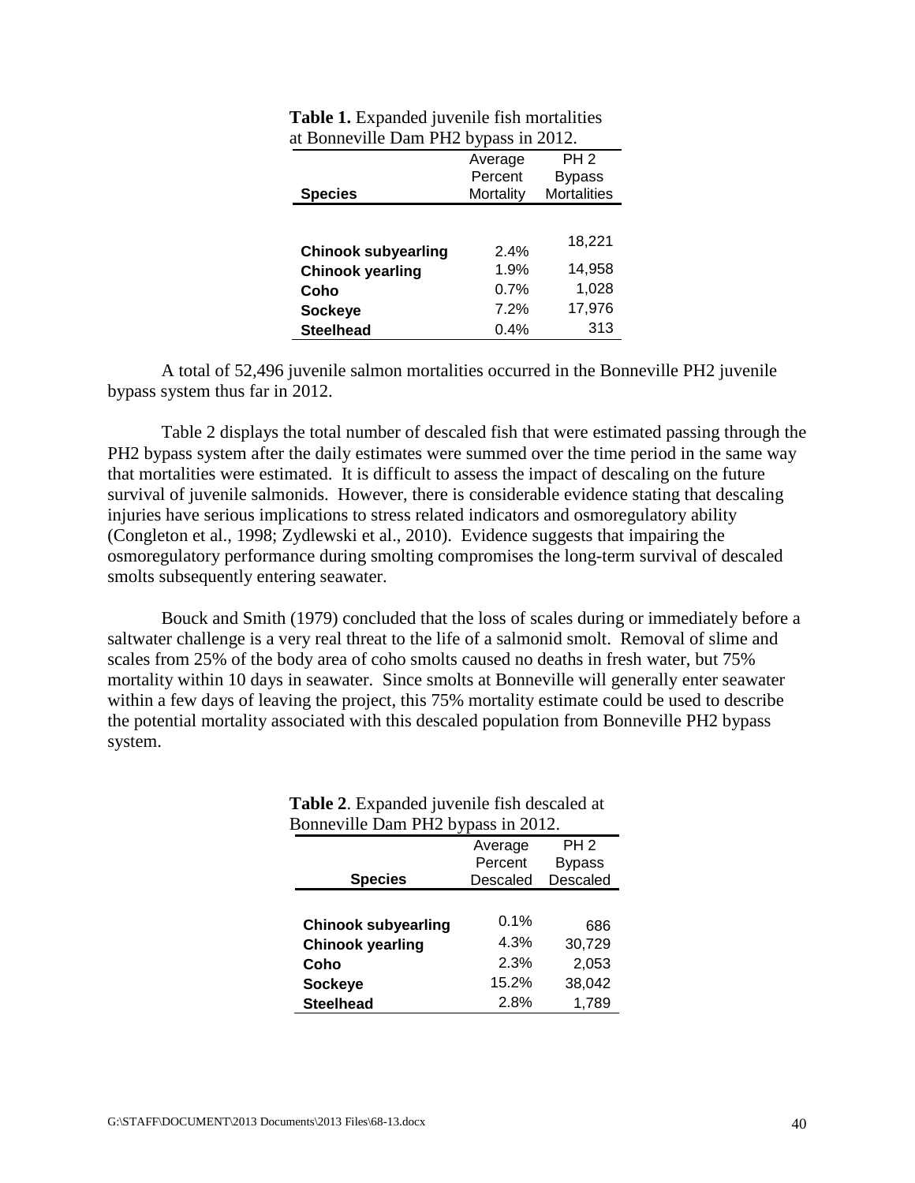**Table 1.** Expanded juvenile fish mortalities at Bonneville Dam PH2 bypass in 2012.

| Species | Average Percent Mortality | PH 2 Bypass Mortalities |
|---|---|---|
| **Chinook subyearling** | 2.4% | 18,221 |
| **Chinook yearling** | 1.9% | 14,958 |
| **Coho** | 0.7% | 1,028 |
| **Sockeye** | 7.2% | 17,976 |
| **Steelhead** | 0.4% | 313 |

A total of 52,496 juvenile salmon mortalities occurred in the Bonneville PH2 juvenile bypass system thus far in 2012.

Table 2 displays the total number of descaled fish that were estimated passing through the PH2 bypass system after the daily estimates were summed over the time period in the same way that mortalities were estimated. It is difficult to assess the impact of descaling on the future survival of juvenile salmonids. However, there is considerable evidence stating that descaling injuries have serious implications to stress related indicators and osmoregulatory ability (Congleton et al., 1998; Zydlewski et al., 2010). Evidence suggests that impairing the osmoregulatory performance during smolting compromises the long-term survival of descaled smolts subsequently entering seawater.

Bouck and Smith (1979) concluded that the loss of scales during or immediately before a saltwater challenge is a very real threat to the life of a salmonid smolt. Removal of slime and scales from 25% of the body area of coho smolts caused no deaths in fresh water, but 75% mortality within 10 days in seawater. Since smolts at Bonneville will generally enter seawater within a few days of leaving the project, this 75% mortality estimate could be used to describe the potential mortality associated with this descaled population from Bonneville PH2 bypass system.

**Table 2**. Expanded juvenile fish descaled at Bonneville Dam PH2 bypass in 2012.

| Species | Average Percent Descaled | PH 2 Bypass Descaled |
|---|---|---|
| **Chinook subyearling** | 0.1% | 686 |
| **Chinook yearling** | 4.3% | 30,729 |
| **Coho** | 2.3% | 2,053 |
| **Sockeye** | 15.2% | 38,042 |
| **Steelhead** | 2.8% | 1,789 |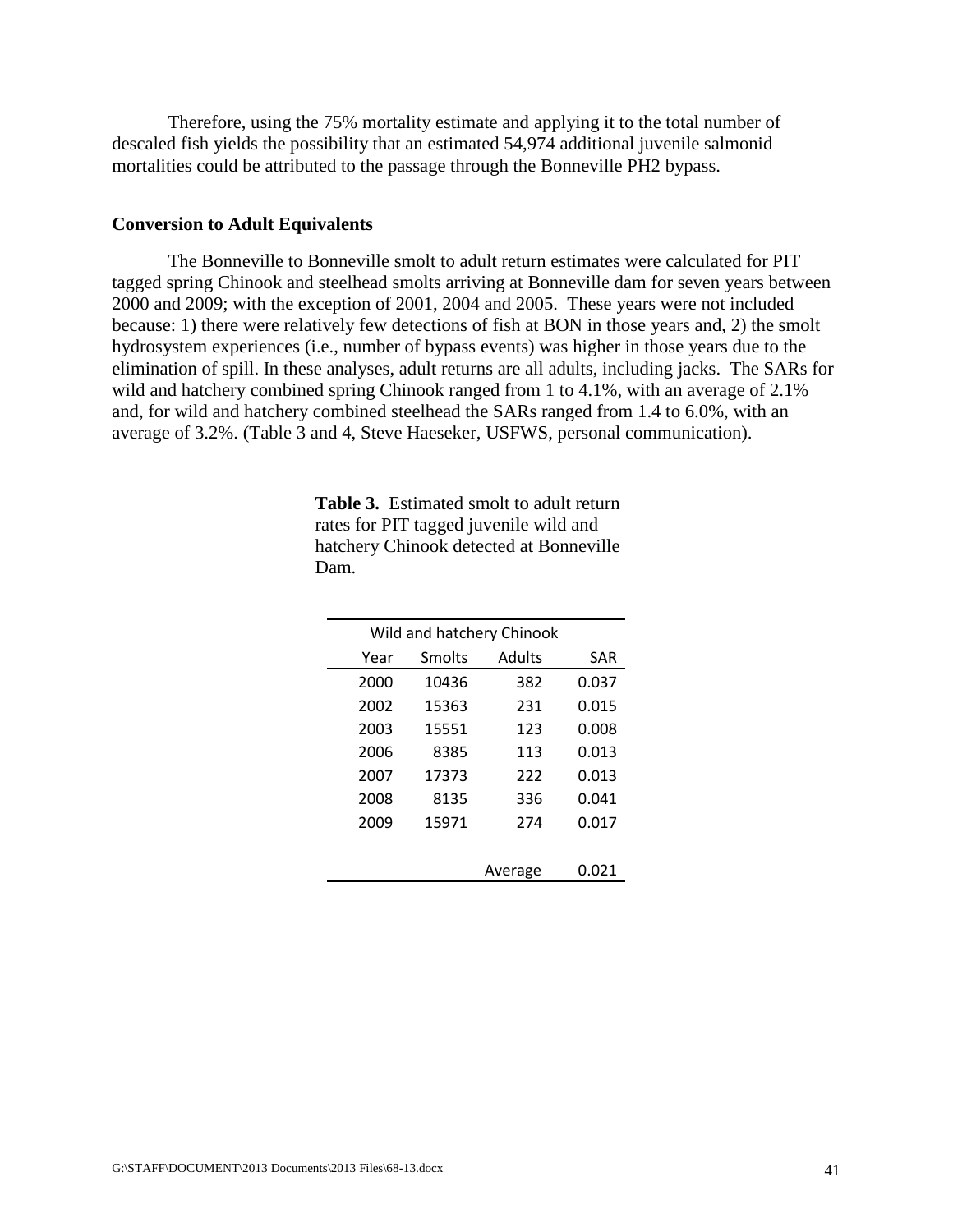Therefore, using the 75% mortality estimate and applying it to the total number of descaled fish yields the possibility that an estimated 54,974 additional juvenile salmonid mortalities could be attributed to the passage through the Bonneville PH2 bypass.

**Conversion to Adult Equivalents**

The Bonneville to Bonneville smolt to adult return estimates were calculated for PIT tagged spring Chinook and steelhead smolts arriving at Bonneville dam for seven years between 2000 and 2009; with the exception of 2001, 2004 and 2005. These years were not included because: 1) there were relatively few detections of fish at BON in those years and, 2) the smolt hydrosystem experiences (i.e., number of bypass events) was higher in those years due to the elimination of spill. In these analyses, adult returns are all adults, including jacks. The SARs for wild and hatchery combined spring Chinook ranged from 1 to 4.1%, with an average of 2.1% and, for wild and hatchery combined steelhead the SARs ranged from 1.4 to 6.0%, with an average of 3.2%. (Table 3 and 4, Steve Haeseker, USFWS, personal communication).

**Table 3.** Estimated smolt to adult return rates for PIT tagged juvenile wild and hatchery Chinook detected at Bonneville Dam.

| Wild and hatchery Chinook | | | |
|---|---|---|---|
| Year | Smolts | Adults | SAR |
| 2000 | 10436 | 382 | 0.037 |
| 2002 | 15363 | 231 | 0.015 |
| 2003 | 15551 | 123 | 0.008 |
| 2006 | 8385 | 113 | 0.013 |
| 2007 | 17373 | 222 | 0.013 |
| 2008 | 8135 | 336 | 0.041 |
| 2009 | 15971 | 274 | 0.017 |
| | | Average | 0.021 |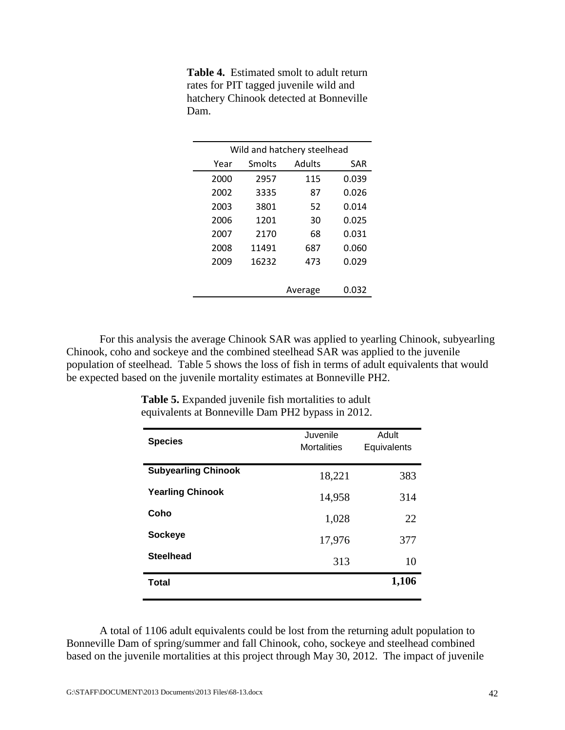**Table 4.** Estimated smolt to adult return rates for PIT tagged juvenile wild and hatchery Chinook detected at Bonneville Dam.

| Wild and hatchery steelhead | | | |
|---|---|---|---|
| Year | Smolts | Adults | SAR |
| 2000 | 2957 | 115 | 0.039 |
| 2002 | 3335 | 87 | 0.026 |
| 2003 | 3801 | 52 | 0.014 |
| 2006 | 1201 | 30 | 0.025 |
| 2007 | 2170 | 68 | 0.031 |
| 2008 | 11491 | 687 | 0.060 |
| 2009 | 16232 | 473 | 0.029 |
| | | Average | 0.032 |

For this analysis the average Chinook SAR was applied to yearling Chinook, subyearling Chinook, coho and sockeye and the combined steelhead SAR was applied to the juvenile population of steelhead. Table 5 shows the loss of fish in terms of adult equivalents that would be expected based on the juvenile mortality estimates at Bonneville PH2.

**Table 5.** Expanded juvenile fish mortalities to adult equivalents at Bonneville Dam PH2 bypass in 2012.

| Species | Juvenile Mortalities | Adult Equivalents |
|---|---|---|
| **Subyearling Chinook** | 18,221 | 383 |
| **Yearling Chinook** | 14,958 | 314 |
| **Coho** | 1,028 | 22 |
| **Sockeye** | 17,976 | 377 |
| **Steelhead** | 313 | 10 |
| **Total** | | **1,106** |

A total of 1106 adult equivalents could be lost from the returning adult population to Bonneville Dam of spring/summer and fall Chinook, coho, sockeye and steelhead combined based on the juvenile mortalities at this project through May 30, 2012. The impact of juvenile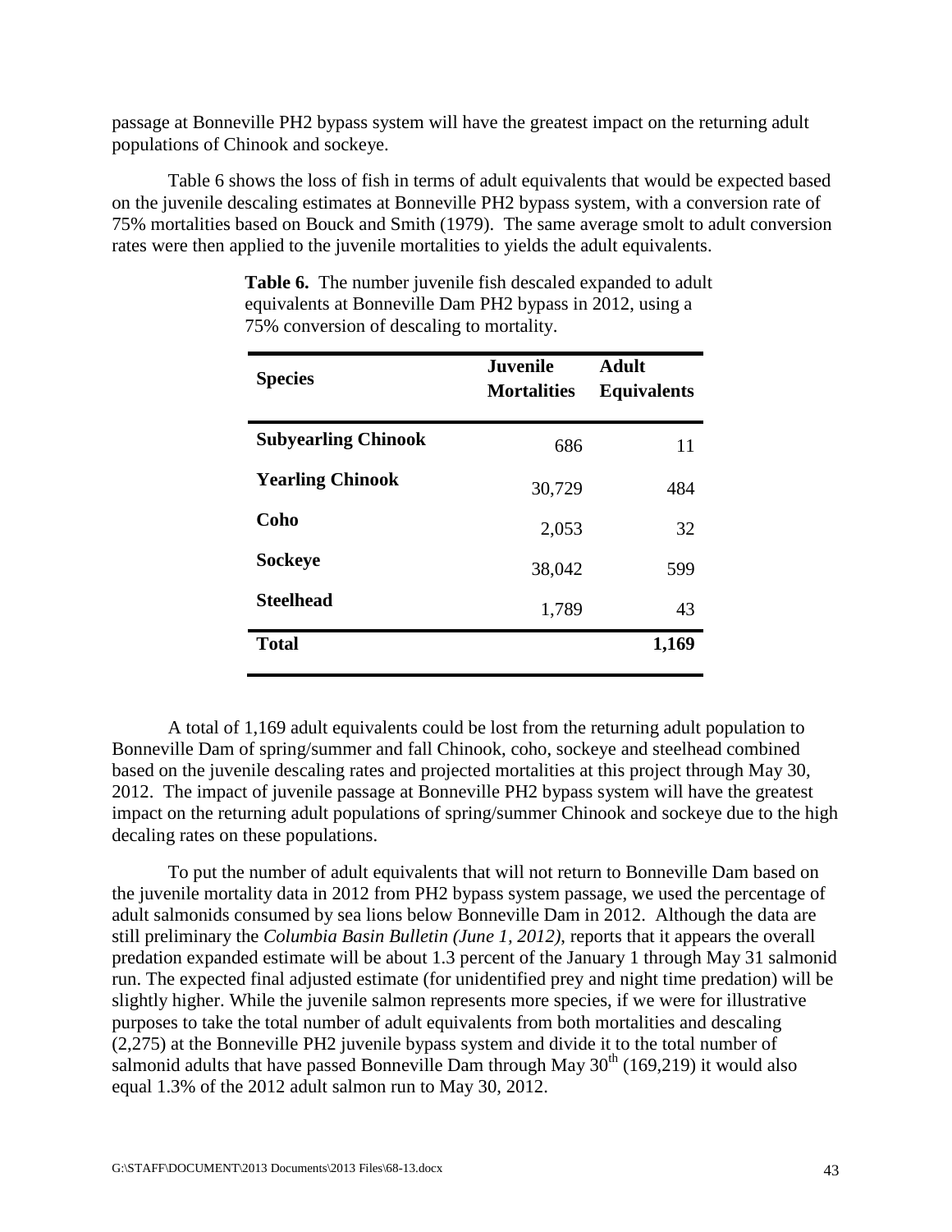passage at Bonneville PH2 bypass system will have the greatest impact on the returning adult populations of Chinook and sockeye.

Table 6 shows the loss of fish in terms of adult equivalents that would be expected based on the juvenile descaling estimates at Bonneville PH2 bypass system, with a conversion rate of 75% mortalities based on Bouck and Smith (1979). The same average smolt to adult conversion rates were then applied to the juvenile mortalities to yields the adult equivalents.

**Table 6.** The number juvenile fish descaled expanded to adult equivalents at Bonneville Dam PH2 bypass in 2012, using a 75% conversion of descaling to mortality.

| Species | Juvenile Mortalities | Adult Equivalents |
|---|---|---|
| **Subyearling Chinook** | 686 | 11 |
| **Yearling Chinook** | 30,729 | 484 |
| **Coho** | 2,053 | 32 |
| **Sockeye** | 38,042 | 599 |
| **Steelhead** | 1,789 | 43 |
| **Total** | | **1,169** |

A total of 1,169 adult equivalents could be lost from the returning adult population to Bonneville Dam of spring/summer and fall Chinook, coho, sockeye and steelhead combined based on the juvenile descaling rates and projected mortalities at this project through May 30, 2012. The impact of juvenile passage at Bonneville PH2 bypass system will have the greatest impact on the returning adult populations of spring/summer Chinook and sockeye due to the high decaling rates on these populations.

To put the number of adult equivalents that will not return to Bonneville Dam based on the juvenile mortality data in 2012 from PH2 bypass system passage, we used the percentage of adult salmonids consumed by sea lions below Bonneville Dam in 2012. Although the data are still preliminary the *Columbia Basin Bulletin (June 1, 2012)*, reports that it appears the overall predation expanded estimate will be about 1.3 percent of the January 1 through May 31 salmonid run. The expected final adjusted estimate (for unidentified prey and night time predation) will be slightly higher. While the juvenile salmon represents more species, if we were for illustrative purposes to take the total number of adult equivalents from both mortalities and descaling (2,275) at the Bonneville PH2 juvenile bypass system and divide it to the total number of salmonid adults that have passed Bonneville Dam through May 30th (169,219) it would also equal 1.3% of the 2012 adult salmon run to May 30, 2012.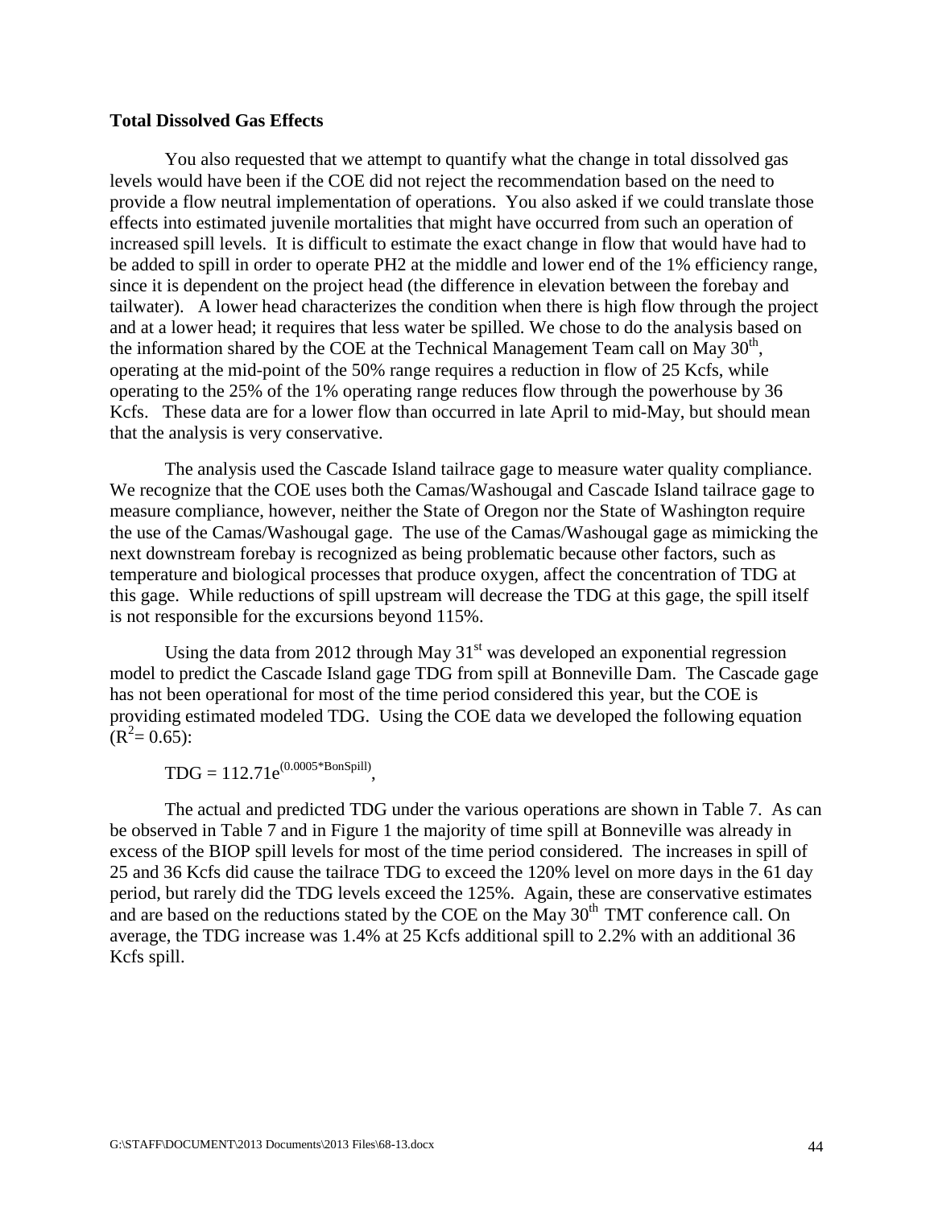**Total Dissolved Gas Effects**

You also requested that we attempt to quantify what the change in total dissolved gas levels would have been if the COE did not reject the recommendation based on the need to provide a flow neutral implementation of operations. You also asked if we could translate those effects into estimated juvenile mortalities that might have occurred from such an operation of increased spill levels. It is difficult to estimate the exact change in flow that would have had to be added to spill in order to operate PH2 at the middle and lower end of the 1% efficiency range, since it is dependent on the project head (the difference in elevation between the forebay and tailwater). A lower head characterizes the condition when there is high flow through the project and at a lower head; it requires that less water be spilled. We chose to do the analysis based on the information shared by the COE at the Technical Management Team call on May 30th, operating at the mid-point of the 50% range requires a reduction in flow of 25 Kcfs, while operating to the 25% of the 1% operating range reduces flow through the powerhouse by 36 Kcfs. These data are for a lower flow than occurred in late April to mid-May, but should mean that the analysis is very conservative.

The analysis used the Cascade Island tailrace gage to measure water quality compliance. We recognize that the COE uses both the Camas/Washougal and Cascade Island tailrace gage to measure compliance, however, neither the State of Oregon nor the State of Washington require the use of the Camas/Washougal gage. The use of the Camas/Washougal gage as mimicking the next downstream forebay is recognized as being problematic because other factors, such as temperature and biological processes that produce oxygen, affect the concentration of TDG at this gage. While reductions of spill upstream will decrease the TDG at this gage, the spill itself is not responsible for the excursions beyond 115%.

Using the data from 2012 through May 31st was developed an exponential regression model to predict the Cascade Island gage TDG from spill at Bonneville Dam. The Cascade gage has not been operational for most of the time period considered this year, but the COE is providing estimated modeled TDG. Using the COE data we developed the following equation ($R^2 = 0.65$):

$$TDG = 112.71e^{(0.0005 * BonSpill)},$$

The actual and predicted TDG under the various operations are shown in Table 7. As can be observed in Table 7 and in Figure 1 the majority of time spill at Bonneville was already in excess of the BIOP spill levels for most of the time period considered. The increases in spill of 25 and 36 Kcfs did cause the tailrace TDG to exceed the 120% level on more days in the 61 day period, but rarely did the TDG levels exceed the 125%. Again, these are conservative estimates and are based on the reductions stated by the COE on the May 30th TMT conference call. On average, the TDG increase was 1.4% at 25 Kcfs additional spill to 2.2% with an additional 36 Kcfs spill.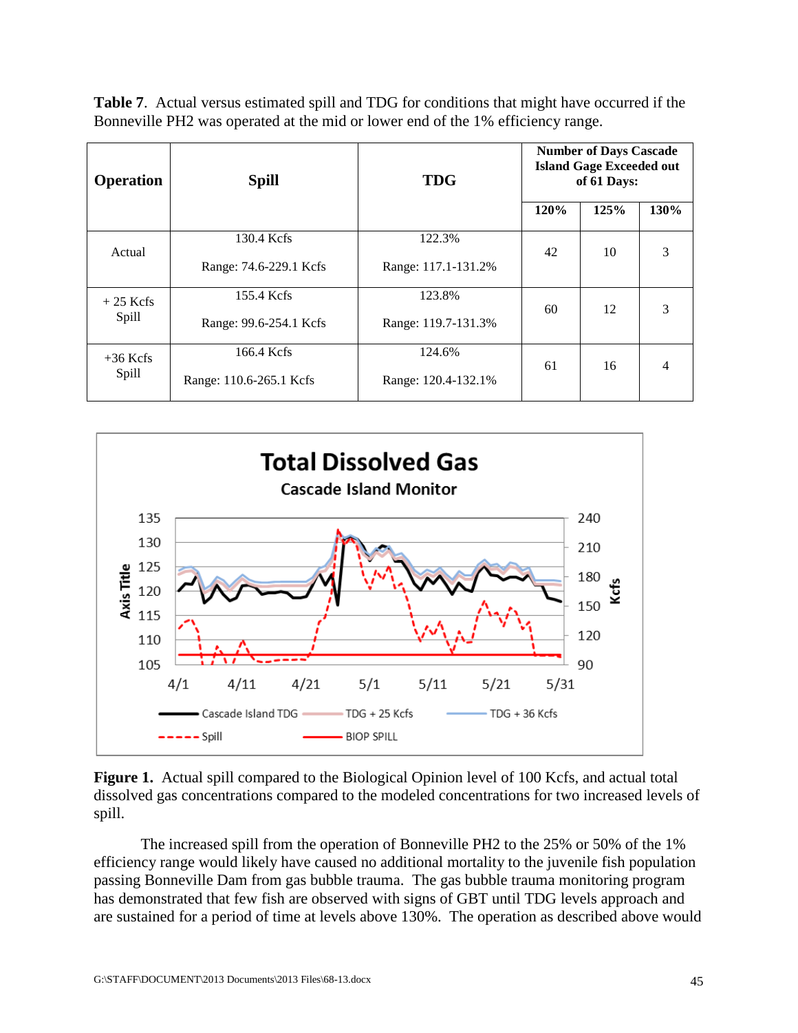**Table 7**. Actual versus estimated spill and TDG for conditions that might have occurred if the Bonneville PH2 was operated at the mid or lower end of the 1% efficiency range.

| Operation | Spill | TDG | Number of Days Cascade Island Gage Exceeded out of 61 Days: | | |
|---|---|---|---|---|---|
| | | | 120% | 125% | 130% |
| Actual | 130.4 Kcfs<br>Range: 74.6-229.1 Kcfs | 122.3%<br>Range: 117.1-131.2% | 42 | 10 | 3 |
| + 25 Kcfs Spill | 155.4 Kcfs<br>Range: 99.6-254.1 Kcfs | 123.8%<br>Range: 119.7-131.3% | 60 | 12 | 3 |
| +36 Kcfs Spill | 166.4 Kcfs<br>Range: 110.6-265.1 Kcfs | 124.6%<br>Range: 120.4-132.1% | 61 | 16 | 4 |

**Figure 1.** Actual spill compared to the Biological Opinion level of 100 Kcfs, and actual total dissolved gas concentrations compared to the modeled concentrations for two increased levels of spill.

The increased spill from the operation of Bonneville PH2 to the 25% or 50% of the 1% efficiency range would likely have caused no additional mortality to the juvenile fish population passing Bonneville Dam from gas bubble trauma. The gas bubble trauma monitoring program has demonstrated that few fish are observed with signs of GBT until TDG levels approach and are sustained for a period of time at levels above 130%. The operation as described above would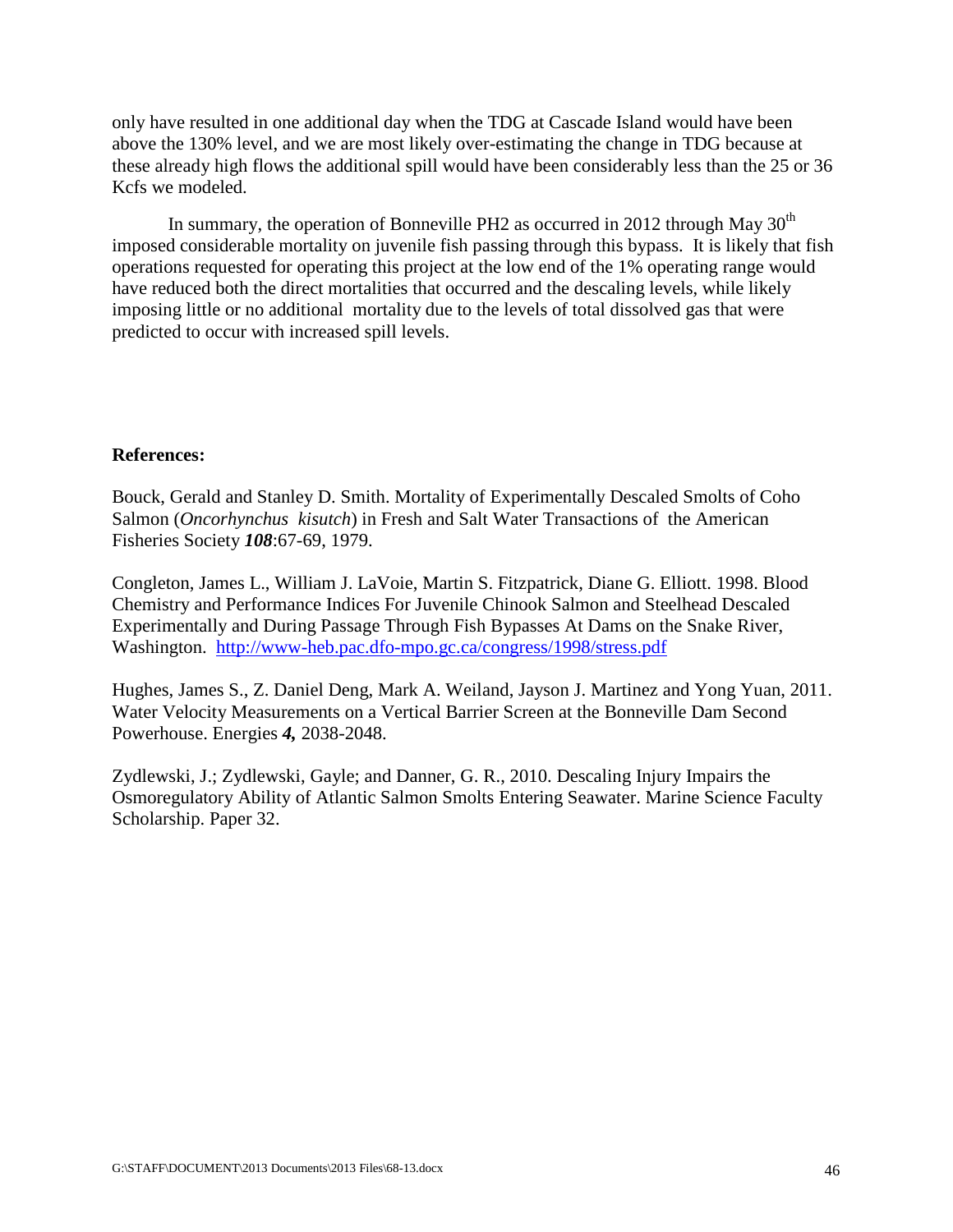only have resulted in one additional day when the TDG at Cascade Island would have been above the 130% level, and we are most likely over-estimating the change in TDG because at these already high flows the additional spill would have been considerably less than the 25 or 36 Kcfs we modeled.

In summary, the operation of Bonneville PH2 as occurred in 2012 through May 30th imposed considerable mortality on juvenile fish passing through this bypass. It is likely that fish operations requested for operating this project at the low end of the 1% operating range would have reduced both the direct mortalities that occurred and the descaling levels, while likely imposing little or no additional mortality due to the levels of total dissolved gas that were predicted to occur with increased spill levels.

**References:**

Bouck, Gerald and Stanley D. Smith. Mortality of Experimentally Descaled Smolts of Coho Salmon (*Oncorhynchus kisutch*) in Fresh and Salt Water Transactions of the American Fisheries Society ***108***:67-69, 1979.

Congleton, James L., William J. LaVoie, Martin S. Fitzpatrick, Diane G. Elliott. 1998. Blood Chemistry and Performance Indices For Juvenile Chinook Salmon and Steelhead Descaled Experimentally and During Passage Through Fish Bypasses At Dams on the Snake River, Washington. http://www-heb.pac.dfo-mpo.gc.ca/congress/1998/stress.pdf

Hughes, James S., Z. Daniel Deng, Mark A. Weiland, Jayson J. Martinez and Yong Yuan, 2011. Water Velocity Measurements on a Vertical Barrier Screen at the Bonneville Dam Second Powerhouse. Energies ***4,*** 2038-2048.

Zydlewski, J.; Zydlewski, Gayle; and Danner, G. R., 2010. Descaling Injury Impairs the Osmoregulatory Ability of Atlantic Salmon Smolts Entering Seawater. Marine Science Faculty Scholarship. Paper 32.